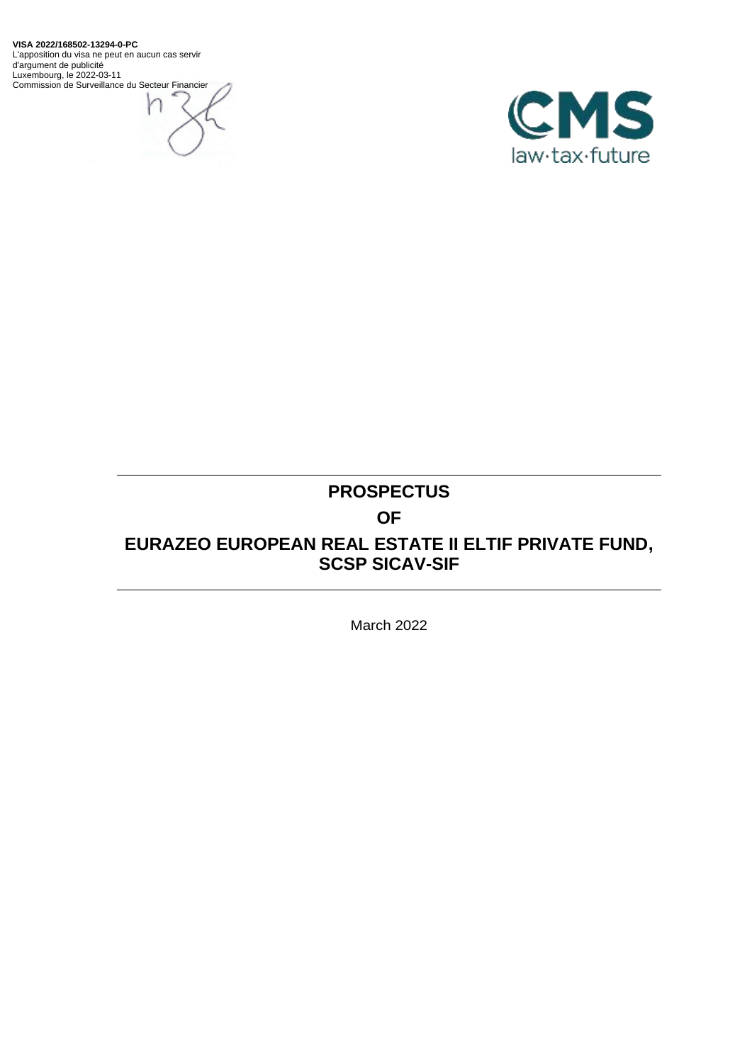**VISA 2022/168502-13294-0-PC**
L'apposition du visa ne peut en aucun cas servir d'argument de publicité
Luxembourg, le 2022-03-11
Commission de Surveillance du Secteur Financier

CMS
law·tax·future

# PROSPECTUS

# OF

# EURAZEO EUROPEAN REAL ESTATE II ELTIF PRIVATE FUND, SCSP SICAV-SIF

March 2022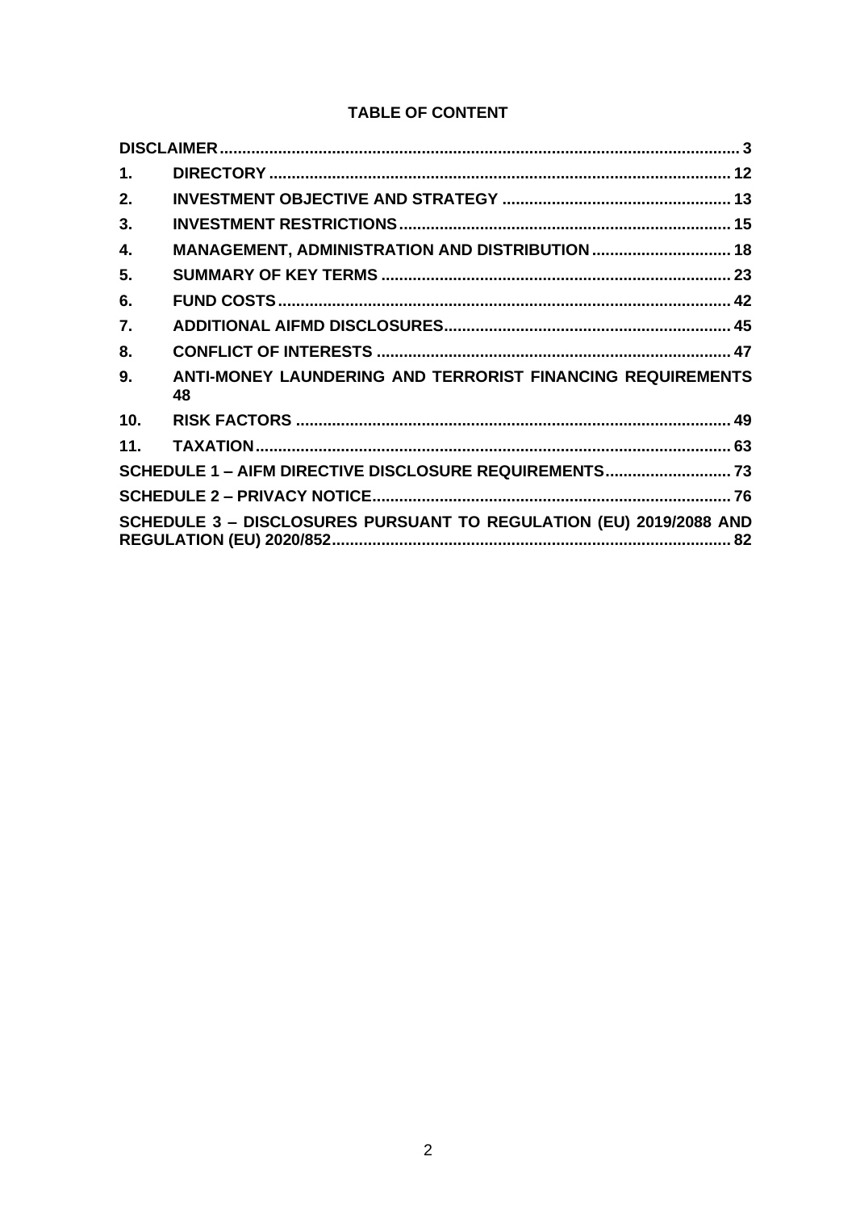# TABLE OF CONTENT

| | | |
|---|---|---|
| **DISCLAIMER** | | **3** |
| **1.** | **DIRECTORY** | **12** |
| **2.** | **INVESTMENT OBJECTIVE AND STRATEGY** | **13** |
| **3.** | **INVESTMENT RESTRICTIONS** | **15** |
| **4.** | **MANAGEMENT, ADMINISTRATION AND DISTRIBUTION** | **18** |
| **5.** | **SUMMARY OF KEY TERMS** | **23** |
| **6.** | **FUND COSTS** | **42** |
| **7.** | **ADDITIONAL AIFMD DISCLOSURES** | **45** |
| **8.** | **CONFLICT OF INTERESTS** | **47** |
| **9.** | **ANTI-MONEY LAUNDERING AND TERRORIST FINANCING REQUIREMENTS** | **48** |
| **10.** | **RISK FACTORS** | **49** |
| **11.** | **TAXATION** | **63** |
| **SCHEDULE 1 – AIFM DIRECTIVE DISCLOSURE REQUIREMENTS** | | **73** |
| **SCHEDULE 2 – PRIVACY NOTICE** | | **76** |
| **SCHEDULE 3 – DISCLOSURES PURSUANT TO REGULATION (EU) 2019/2088 AND REGULATION (EU) 2020/852** | | **82** |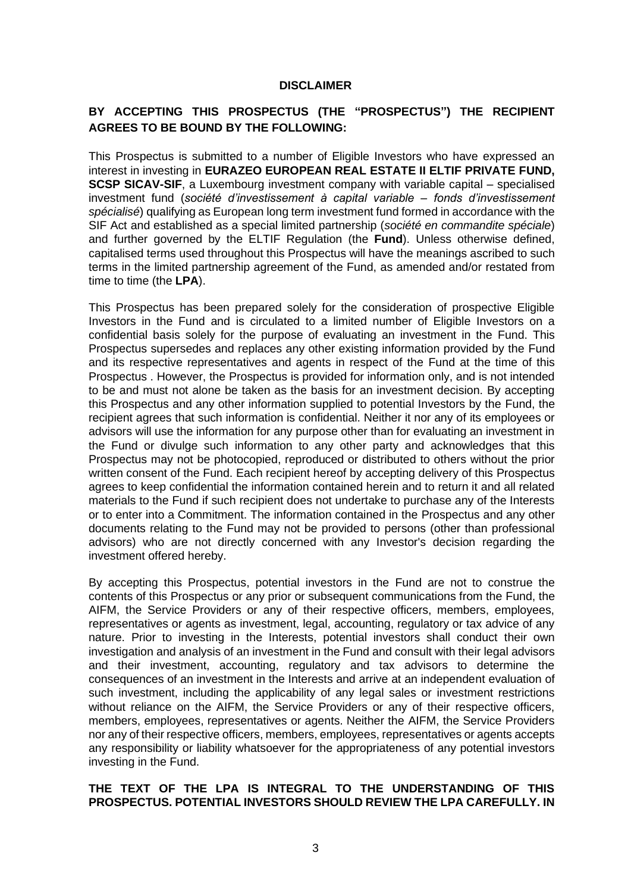**DISCLAIMER**

**BY ACCEPTING THIS PROSPECTUS (THE "PROSPECTUS") THE RECIPIENT AGREES TO BE BOUND BY THE FOLLOWING:**

This Prospectus is submitted to a number of Eligible Investors who have expressed an interest in investing in **EURAZEO EUROPEAN REAL ESTATE II ELTIF PRIVATE FUND, SCSP SICAV-SIF**, a Luxembourg investment company with variable capital – specialised investment fund (*société d'investissement à capital variable – fonds d'investissement spécialisé*) qualifying as European long term investment fund formed in accordance with the SIF Act and established as a special limited partnership (*société en commandite spéciale*) and further governed by the ELTIF Regulation (the **Fund**). Unless otherwise defined, capitalised terms used throughout this Prospectus will have the meanings ascribed to such terms in the limited partnership agreement of the Fund, as amended and/or restated from time to time (the **LPA**).

This Prospectus has been prepared solely for the consideration of prospective Eligible Investors in the Fund and is circulated to a limited number of Eligible Investors on a confidential basis solely for the purpose of evaluating an investment in the Fund. This Prospectus supersedes and replaces any other existing information provided by the Fund and its respective representatives and agents in respect of the Fund at the time of this Prospectus . However, the Prospectus is provided for information only, and is not intended to be and must not alone be taken as the basis for an investment decision. By accepting this Prospectus and any other information supplied to potential Investors by the Fund, the recipient agrees that such information is confidential. Neither it nor any of its employees or advisors will use the information for any purpose other than for evaluating an investment in the Fund or divulge such information to any other party and acknowledges that this Prospectus may not be photocopied, reproduced or distributed to others without the prior written consent of the Fund. Each recipient hereof by accepting delivery of this Prospectus agrees to keep confidential the information contained herein and to return it and all related materials to the Fund if such recipient does not undertake to purchase any of the Interests or to enter into a Commitment. The information contained in the Prospectus and any other documents relating to the Fund may not be provided to persons (other than professional advisors) who are not directly concerned with any Investor's decision regarding the investment offered hereby.

By accepting this Prospectus, potential investors in the Fund are not to construe the contents of this Prospectus or any prior or subsequent communications from the Fund, the AIFM, the Service Providers or any of their respective officers, members, employees, representatives or agents as investment, legal, accounting, regulatory or tax advice of any nature. Prior to investing in the Interests, potential investors shall conduct their own investigation and analysis of an investment in the Fund and consult with their legal advisors and their investment, accounting, regulatory and tax advisors to determine the consequences of an investment in the Interests and arrive at an independent evaluation of such investment, including the applicability of any legal sales or investment restrictions without reliance on the AIFM, the Service Providers or any of their respective officers, members, employees, representatives or agents. Neither the AIFM, the Service Providers nor any of their respective officers, members, employees, representatives or agents accepts any responsibility or liability whatsoever for the appropriateness of any potential investors investing in the Fund.

**THE TEXT OF THE LPA IS INTEGRAL TO THE UNDERSTANDING OF THIS PROSPECTUS. POTENTIAL INVESTORS SHOULD REVIEW THE LPA CAREFULLY. IN**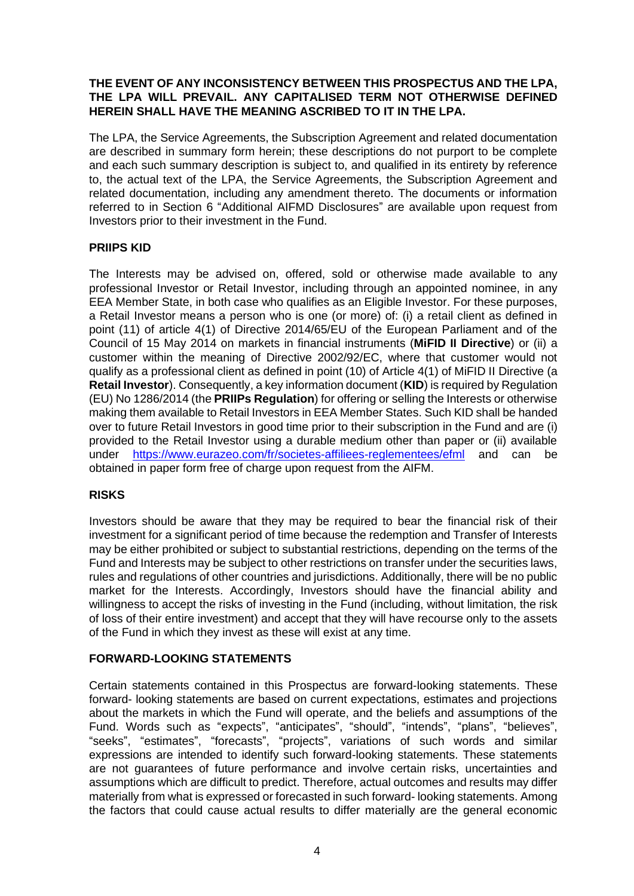**THE EVENT OF ANY INCONSISTENCY BETWEEN THIS PROSPECTUS AND THE LPA, THE LPA WILL PREVAIL. ANY CAPITALISED TERM NOT OTHERWISE DEFINED HEREIN SHALL HAVE THE MEANING ASCRIBED TO IT IN THE LPA.**

The LPA, the Service Agreements, the Subscription Agreement and related documentation are described in summary form herein; these descriptions do not purport to be complete and each such summary description is subject to, and qualified in its entirety by reference to, the actual text of the LPA, the Service Agreements, the Subscription Agreement and related documentation, including any amendment thereto. The documents or information referred to in Section 6 "Additional AIFMD Disclosures" are available upon request from Investors prior to their investment in the Fund.

## PRIIPS KID

The Interests may be advised on, offered, sold or otherwise made available to any professional Investor or Retail Investor, including through an appointed nominee, in any EEA Member State, in both case who qualifies as an Eligible Investor. For these purposes, a Retail Investor means a person who is one (or more) of: (i) a retail client as defined in point (11) of article 4(1) of Directive 2014/65/EU of the European Parliament and of the Council of 15 May 2014 on markets in financial instruments (**MiFID II Directive**) or (ii) a customer within the meaning of Directive 2002/92/EC, where that customer would not qualify as a professional client as defined in point (10) of Article 4(1) of MiFID II Directive (a **Retail Investor**). Consequently, a key information document (**KID**) is required by Regulation (EU) No 1286/2014 (the **PRIIPs Regulation**) for offering or selling the Interests or otherwise making them available to Retail Investors in EEA Member States. Such KID shall be handed over to future Retail Investors in good time prior to their subscription in the Fund and are (i) provided to the Retail Investor using a durable medium other than paper or (ii) available under https://www.eurazeo.com/fr/societes-affiliees-reglementees/efml and can be obtained in paper form free of charge upon request from the AIFM.

## RISKS

Investors should be aware that they may be required to bear the financial risk of their investment for a significant period of time because the redemption and Transfer of Interests may be either prohibited or subject to substantial restrictions, depending on the terms of the Fund and Interests may be subject to other restrictions on transfer under the securities laws, rules and regulations of other countries and jurisdictions. Additionally, there will be no public market for the Interests. Accordingly, Investors should have the financial ability and willingness to accept the risks of investing in the Fund (including, without limitation, the risk of loss of their entire investment) and accept that they will have recourse only to the assets of the Fund in which they invest as these will exist at any time.

## FORWARD-LOOKING STATEMENTS

Certain statements contained in this Prospectus are forward-looking statements. These forward- looking statements are based on current expectations, estimates and projections about the markets in which the Fund will operate, and the beliefs and assumptions of the Fund. Words such as "expects", "anticipates", "should", "intends", "plans", "believes", "seeks", "estimates", "forecasts", "projects", variations of such words and similar expressions are intended to identify such forward-looking statements. These statements are not guarantees of future performance and involve certain risks, uncertainties and assumptions which are difficult to predict. Therefore, actual outcomes and results may differ materially from what is expressed or forecasted in such forward- looking statements. Among the factors that could cause actual results to differ materially are the general economic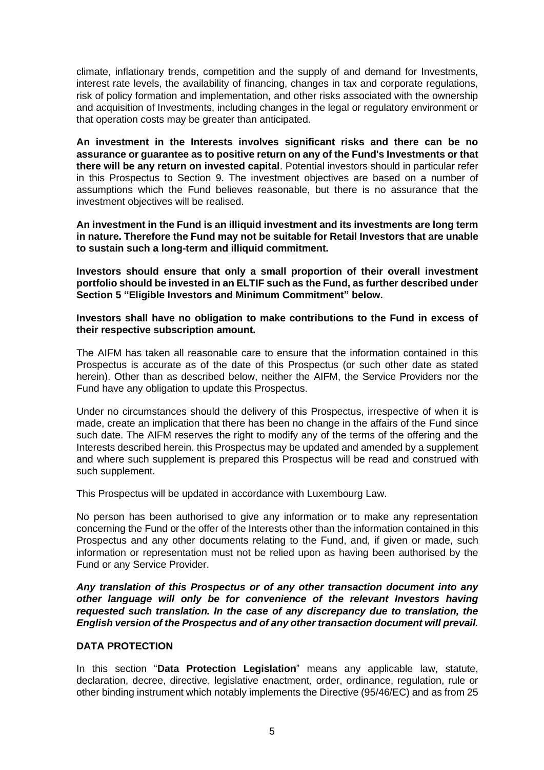climate, inflationary trends, competition and the supply of and demand for Investments, interest rate levels, the availability of financing, changes in tax and corporate regulations, risk of policy formation and implementation, and other risks associated with the ownership and acquisition of Investments, including changes in the legal or regulatory environment or that operation costs may be greater than anticipated.

**An investment in the Interests involves significant risks and there can be no assurance or guarantee as to positive return on any of the Fund's Investments or that there will be any return on invested capital**. Potential investors should in particular refer in this Prospectus to Section 9. The investment objectives are based on a number of assumptions which the Fund believes reasonable, but there is no assurance that the investment objectives will be realised.

**An investment in the Fund is an illiquid investment and its investments are long term in nature. Therefore the Fund may not be suitable for Retail Investors that are unable to sustain such a long-term and illiquid commitment.**

**Investors should ensure that only a small proportion of their overall investment portfolio should be invested in an ELTIF such as the Fund, as further described under Section 5 "Eligible Investors and Minimum Commitment" below.**

**Investors shall have no obligation to make contributions to the Fund in excess of their respective subscription amount.**

The AIFM has taken all reasonable care to ensure that the information contained in this Prospectus is accurate as of the date of this Prospectus (or such other date as stated herein). Other than as described below, neither the AIFM, the Service Providers nor the Fund have any obligation to update this Prospectus.

Under no circumstances should the delivery of this Prospectus, irrespective of when it is made, create an implication that there has been no change in the affairs of the Fund since such date. The AIFM reserves the right to modify any of the terms of the offering and the Interests described herein. this Prospectus may be updated and amended by a supplement and where such supplement is prepared this Prospectus will be read and construed with such supplement.

This Prospectus will be updated in accordance with Luxembourg Law.

No person has been authorised to give any information or to make any representation concerning the Fund or the offer of the Interests other than the information contained in this Prospectus and any other documents relating to the Fund, and, if given or made, such information or representation must not be relied upon as having been authorised by the Fund or any Service Provider.

***Any translation of this Prospectus or of any other transaction document into any other language will only be for convenience of the relevant Investors having requested such translation. In the case of any discrepancy due to translation, the English version of the Prospectus and of any other transaction document will prevail.***

**DATA PROTECTION**

In this section "**Data Protection Legislation**" means any applicable law, statute, declaration, decree, directive, legislative enactment, order, ordinance, regulation, rule or other binding instrument which notably implements the Directive (95/46/EC) and as from 25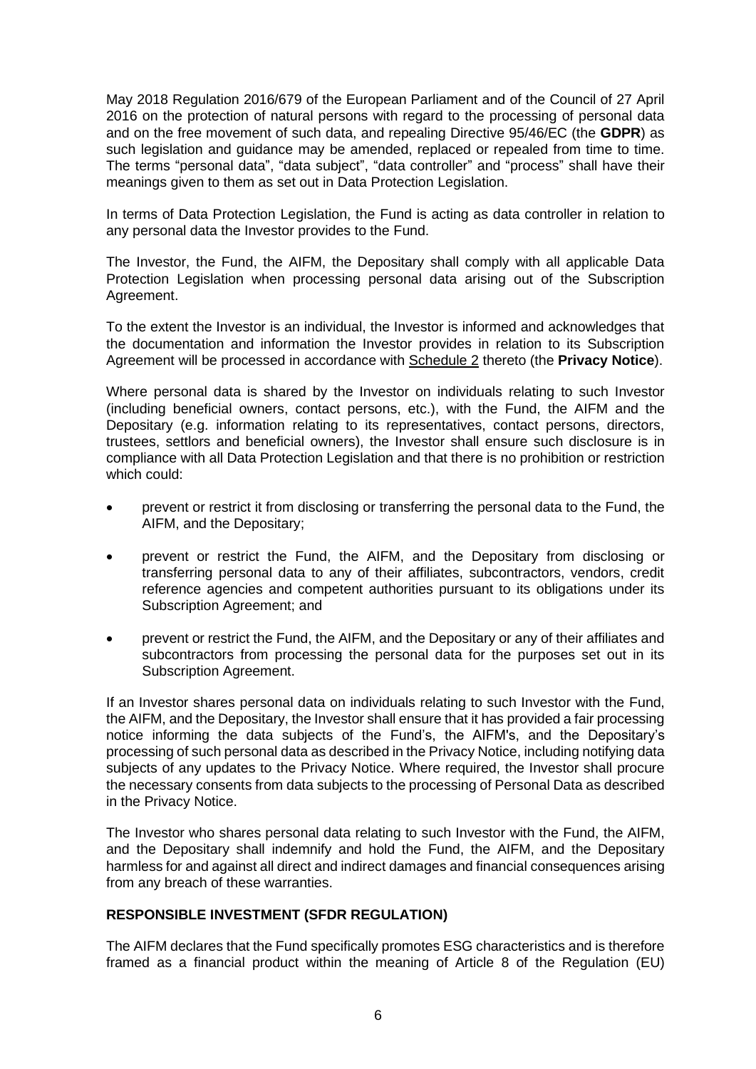May 2018 Regulation 2016/679 of the European Parliament and of the Council of 27 April 2016 on the protection of natural persons with regard to the processing of personal data and on the free movement of such data, and repealing Directive 95/46/EC (the **GDPR**) as such legislation and guidance may be amended, replaced or repealed from time to time. The terms "personal data", "data subject", "data controller" and "process" shall have their meanings given to them as set out in Data Protection Legislation.

In terms of Data Protection Legislation, the Fund is acting as data controller in relation to any personal data the Investor provides to the Fund.

The Investor, the Fund, the AIFM, the Depositary shall comply with all applicable Data Protection Legislation when processing personal data arising out of the Subscription Agreement.

To the extent the Investor is an individual, the Investor is informed and acknowledges that the documentation and information the Investor provides in relation to its Subscription Agreement will be processed in accordance with Schedule 2 thereto (the **Privacy Notice**).

Where personal data is shared by the Investor on individuals relating to such Investor (including beneficial owners, contact persons, etc.), with the Fund, the AIFM and the Depositary (e.g. information relating to its representatives, contact persons, directors, trustees, settlors and beneficial owners), the Investor shall ensure such disclosure is in compliance with all Data Protection Legislation and that there is no prohibition or restriction which could:

- prevent or restrict it from disclosing or transferring the personal data to the Fund, the AIFM, and the Depositary;
- prevent or restrict the Fund, the AIFM, and the Depositary from disclosing or transferring personal data to any of their affiliates, subcontractors, vendors, credit reference agencies and competent authorities pursuant to its obligations under its Subscription Agreement; and
- prevent or restrict the Fund, the AIFM, and the Depositary or any of their affiliates and subcontractors from processing the personal data for the purposes set out in its Subscription Agreement.

If an Investor shares personal data on individuals relating to such Investor with the Fund, the AIFM, and the Depositary, the Investor shall ensure that it has provided a fair processing notice informing the data subjects of the Fund's, the AIFM's, and the Depositary's processing of such personal data as described in the Privacy Notice, including notifying data subjects of any updates to the Privacy Notice. Where required, the Investor shall procure the necessary consents from data subjects to the processing of Personal Data as described in the Privacy Notice.

The Investor who shares personal data relating to such Investor with the Fund, the AIFM, and the Depositary shall indemnify and hold the Fund, the AIFM, and the Depositary harmless for and against all direct and indirect damages and financial consequences arising from any breach of these warranties.

**RESPONSIBLE INVESTMENT (SFDR REGULATION)**

The AIFM declares that the Fund specifically promotes ESG characteristics and is therefore framed as a financial product within the meaning of Article 8 of the Regulation (EU)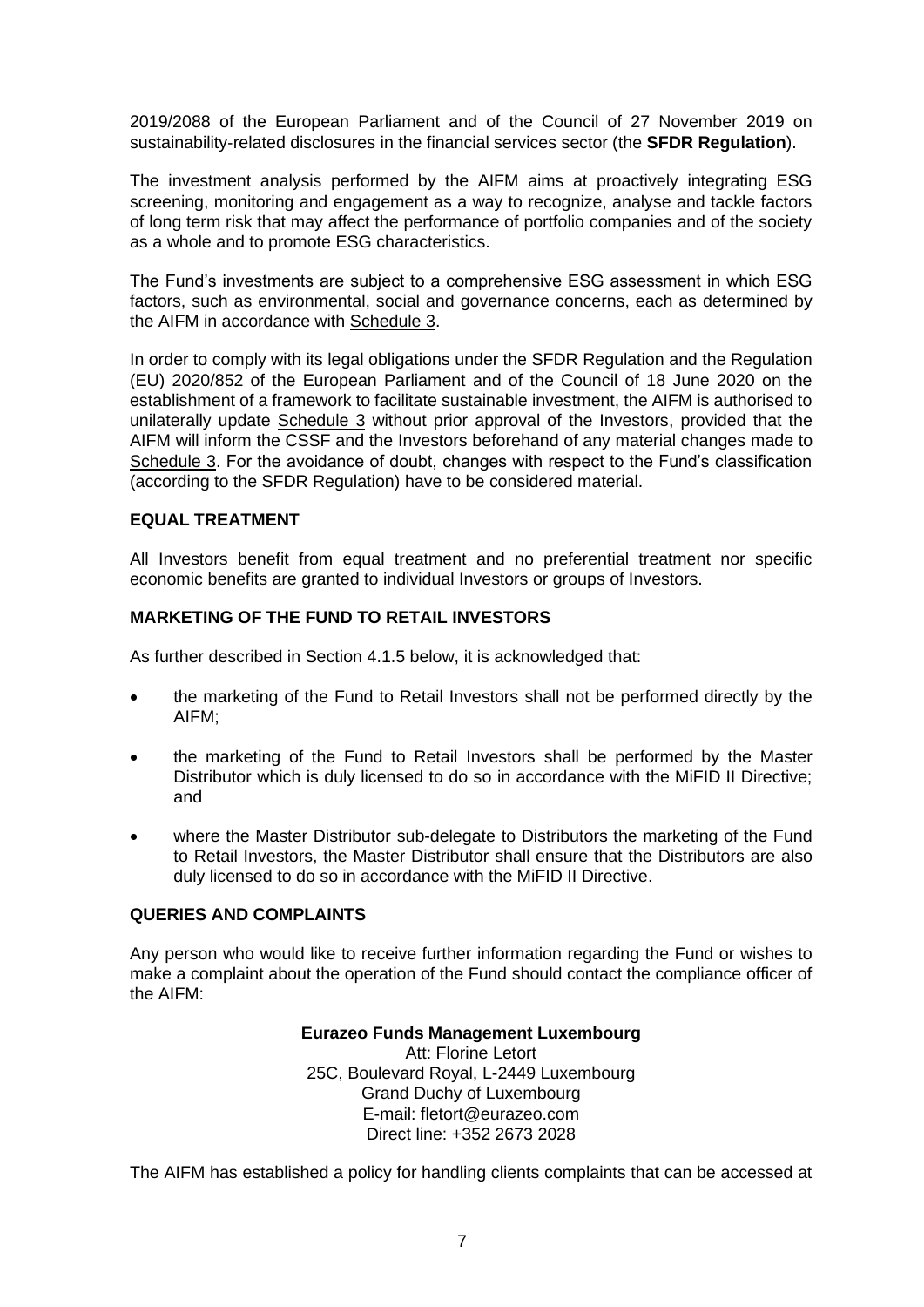2019/2088 of the European Parliament and of the Council of 27 November 2019 on sustainability-related disclosures in the financial services sector (the **SFDR Regulation**).

The investment analysis performed by the AIFM aims at proactively integrating ESG screening, monitoring and engagement as a way to recognize, analyse and tackle factors of long term risk that may affect the performance of portfolio companies and of the society as a whole and to promote ESG characteristics.

The Fund's investments are subject to a comprehensive ESG assessment in which ESG factors, such as environmental, social and governance concerns, each as determined by the AIFM in accordance with Schedule 3.

In order to comply with its legal obligations under the SFDR Regulation and the Regulation (EU) 2020/852 of the European Parliament and of the Council of 18 June 2020 on the establishment of a framework to facilitate sustainable investment, the AIFM is authorised to unilaterally update Schedule 3 without prior approval of the Investors, provided that the AIFM will inform the CSSF and the Investors beforehand of any material changes made to Schedule 3. For the avoidance of doubt, changes with respect to the Fund's classification (according to the SFDR Regulation) have to be considered material.

**EQUAL TREATMENT**

All Investors benefit from equal treatment and no preferential treatment nor specific economic benefits are granted to individual Investors or groups of Investors.

**MARKETING OF THE FUND TO RETAIL INVESTORS**

As further described in Section 4.1.5 below, it is acknowledged that:

- the marketing of the Fund to Retail Investors shall not be performed directly by the AIFM;
- the marketing of the Fund to Retail Investors shall be performed by the Master Distributor which is duly licensed to do so in accordance with the MiFID II Directive; and
- where the Master Distributor sub-delegate to Distributors the marketing of the Fund to Retail Investors, the Master Distributor shall ensure that the Distributors are also duly licensed to do so in accordance with the MiFID II Directive.

**QUERIES AND COMPLAINTS**

Any person who would like to receive further information regarding the Fund or wishes to make a complaint about the operation of the Fund should contact the compliance officer of the AIFM:

**Eurazeo Funds Management Luxembourg**
Att: Florine Letort
25C, Boulevard Royal, L-2449 Luxembourg
Grand Duchy of Luxembourg
E-mail: fletort@eurazeo.com
Direct line: +352 2673 2028

The AIFM has established a policy for handling clients complaints that can be accessed at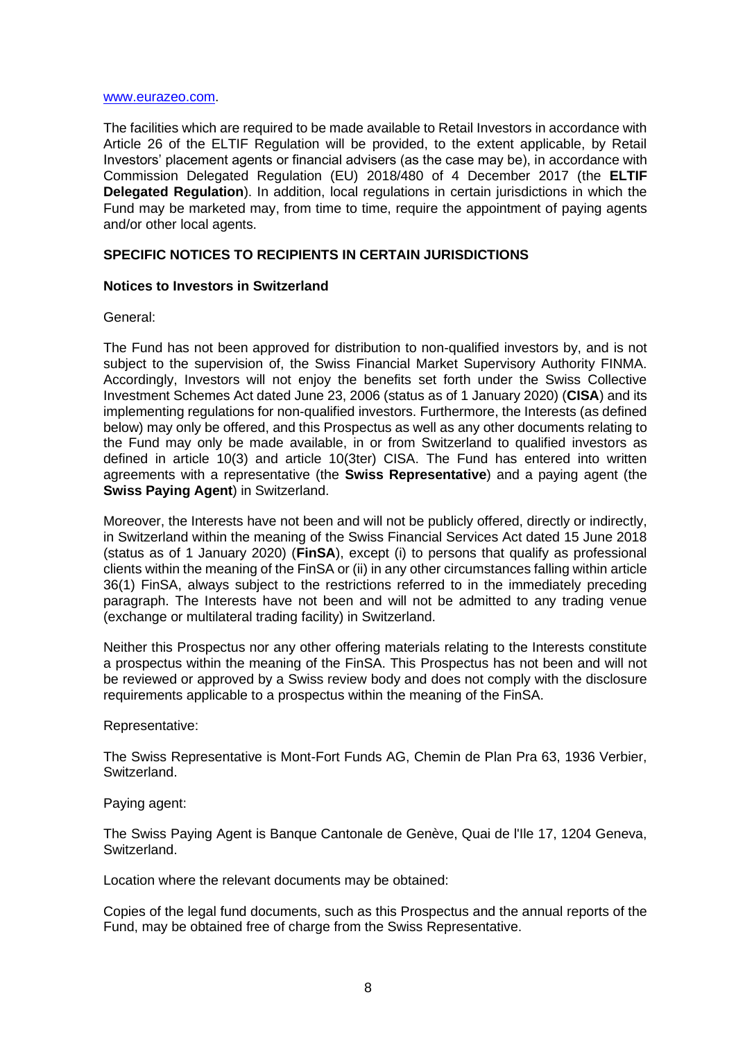www.eurazeo.com.

The facilities which are required to be made available to Retail Investors in accordance with Article 26 of the ELTIF Regulation will be provided, to the extent applicable, by Retail Investors' placement agents or financial advisers (as the case may be), in accordance with Commission Delegated Regulation (EU) 2018/480 of 4 December 2017 (the **ELTIF Delegated Regulation**). In addition, local regulations in certain jurisdictions in which the Fund may be marketed may, from time to time, require the appointment of paying agents and/or other local agents.

## SPECIFIC NOTICES TO RECIPIENTS IN CERTAIN JURISDICTIONS

### Notices to Investors in Switzerland

General:

The Fund has not been approved for distribution to non-qualified investors by, and is not subject to the supervision of, the Swiss Financial Market Supervisory Authority FINMA. Accordingly, Investors will not enjoy the benefits set forth under the Swiss Collective Investment Schemes Act dated June 23, 2006 (status as of 1 January 2020) (**CISA**) and its implementing regulations for non-qualified investors. Furthermore, the Interests (as defined below) may only be offered, and this Prospectus as well as any other documents relating to the Fund may only be made available, in or from Switzerland to qualified investors as defined in article 10(3) and article 10(3ter) CISA. The Fund has entered into written agreements with a representative (the **Swiss Representative**) and a paying agent (the **Swiss Paying Agent**) in Switzerland.

Moreover, the Interests have not been and will not be publicly offered, directly or indirectly, in Switzerland within the meaning of the Swiss Financial Services Act dated 15 June 2018 (status as of 1 January 2020) (**FinSA**), except (i) to persons that qualify as professional clients within the meaning of the FinSA or (ii) in any other circumstances falling within article 36(1) FinSA, always subject to the restrictions referred to in the immediately preceding paragraph. The Interests have not been and will not be admitted to any trading venue (exchange or multilateral trading facility) in Switzerland.

Neither this Prospectus nor any other offering materials relating to the Interests constitute a prospectus within the meaning of the FinSA. This Prospectus has not been and will not be reviewed or approved by a Swiss review body and does not comply with the disclosure requirements applicable to a prospectus within the meaning of the FinSA.

Representative:

The Swiss Representative is Mont-Fort Funds AG, Chemin de Plan Pra 63, 1936 Verbier, Switzerland.

Paying agent:

The Swiss Paying Agent is Banque Cantonale de Genève, Quai de l'Ile 17, 1204 Geneva, Switzerland.

Location where the relevant documents may be obtained:

Copies of the legal fund documents, such as this Prospectus and the annual reports of the Fund, may be obtained free of charge from the Swiss Representative.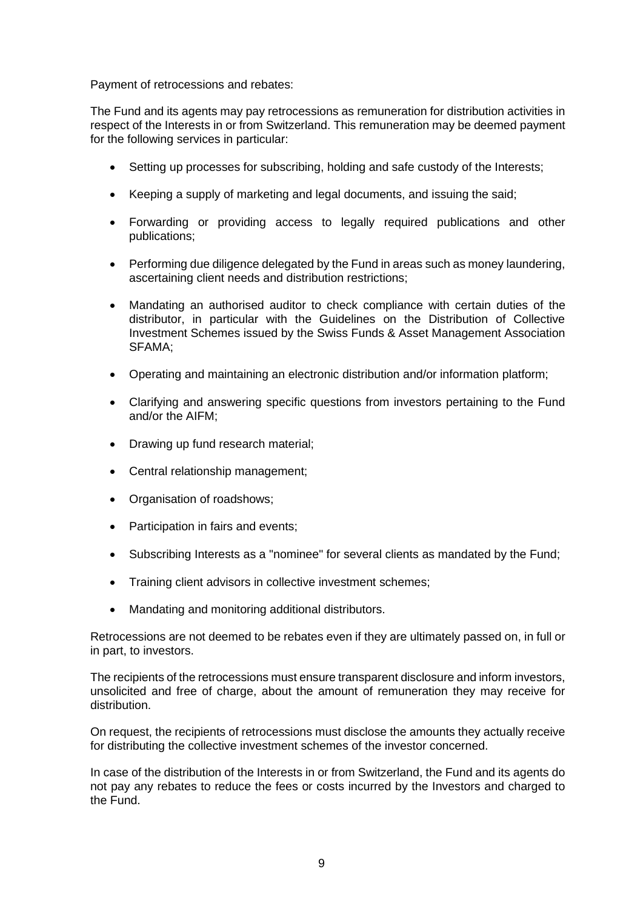Payment of retrocessions and rebates:

The Fund and its agents may pay retrocessions as remuneration for distribution activities in respect of the Interests in or from Switzerland. This remuneration may be deemed payment for the following services in particular:

- Setting up processes for subscribing, holding and safe custody of the Interests;
- Keeping a supply of marketing and legal documents, and issuing the said;
- Forwarding or providing access to legally required publications and other publications;
- Performing due diligence delegated by the Fund in areas such as money laundering, ascertaining client needs and distribution restrictions;
- Mandating an authorised auditor to check compliance with certain duties of the distributor, in particular with the Guidelines on the Distribution of Collective Investment Schemes issued by the Swiss Funds & Asset Management Association SFAMA;
- Operating and maintaining an electronic distribution and/or information platform;
- Clarifying and answering specific questions from investors pertaining to the Fund and/or the AIFM;
- Drawing up fund research material;
- Central relationship management;
- Organisation of roadshows;
- Participation in fairs and events;
- Subscribing Interests as a "nominee" for several clients as mandated by the Fund;
- Training client advisors in collective investment schemes;
- Mandating and monitoring additional distributors.

Retrocessions are not deemed to be rebates even if they are ultimately passed on, in full or in part, to investors.

The recipients of the retrocessions must ensure transparent disclosure and inform investors, unsolicited and free of charge, about the amount of remuneration they may receive for distribution.

On request, the recipients of retrocessions must disclose the amounts they actually receive for distributing the collective investment schemes of the investor concerned.

In case of the distribution of the Interests in or from Switzerland, the Fund and its agents do not pay any rebates to reduce the fees or costs incurred by the Investors and charged to the Fund.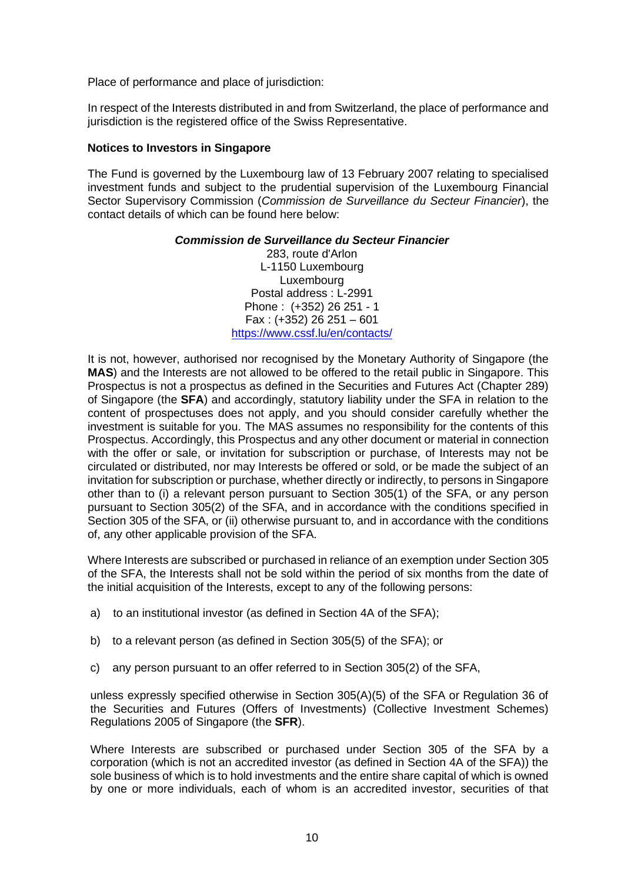Place of performance and place of jurisdiction:

In respect of the Interests distributed in and from Switzerland, the place of performance and jurisdiction is the registered office of the Swiss Representative.

**Notices to Investors in Singapore**

The Fund is governed by the Luxembourg law of 13 February 2007 relating to specialised investment funds and subject to the prudential supervision of the Luxembourg Financial Sector Supervisory Commission (*Commission de Surveillance du Secteur Financier*), the contact details of which can be found here below:

***Commission de Surveillance du Secteur Financier***
283, route d'Arlon
L-1150 Luxembourg
Luxembourg
Postal address : L-2991
Phone : (+352) 26 251 - 1
Fax : (+352) 26 251 – 601
https://www.cssf.lu/en/contacts/

It is not, however, authorised nor recognised by the Monetary Authority of Singapore (the **MAS**) and the Interests are not allowed to be offered to the retail public in Singapore. This Prospectus is not a prospectus as defined in the Securities and Futures Act (Chapter 289) of Singapore (the **SFA**) and accordingly, statutory liability under the SFA in relation to the content of prospectuses does not apply, and you should consider carefully whether the investment is suitable for you. The MAS assumes no responsibility for the contents of this Prospectus. Accordingly, this Prospectus and any other document or material in connection with the offer or sale, or invitation for subscription or purchase, of Interests may not be circulated or distributed, nor may Interests be offered or sold, or be made the subject of an invitation for subscription or purchase, whether directly or indirectly, to persons in Singapore other than to (i) a relevant person pursuant to Section 305(1) of the SFA, or any person pursuant to Section 305(2) of the SFA, and in accordance with the conditions specified in Section 305 of the SFA, or (ii) otherwise pursuant to, and in accordance with the conditions of, any other applicable provision of the SFA.

Where Interests are subscribed or purchased in reliance of an exemption under Section 305 of the SFA, the Interests shall not be sold within the period of six months from the date of the initial acquisition of the Interests, except to any of the following persons:

a) to an institutional investor (as defined in Section 4A of the SFA);

b) to a relevant person (as defined in Section 305(5) of the SFA); or

c) any person pursuant to an offer referred to in Section 305(2) of the SFA,

unless expressly specified otherwise in Section 305(A)(5) of the SFA or Regulation 36 of the Securities and Futures (Offers of Investments) (Collective Investment Schemes) Regulations 2005 of Singapore (the **SFR**).

Where Interests are subscribed or purchased under Section 305 of the SFA by a corporation (which is not an accredited investor (as defined in Section 4A of the SFA)) the sole business of which is to hold investments and the entire share capital of which is owned by one or more individuals, each of whom is an accredited investor, securities of that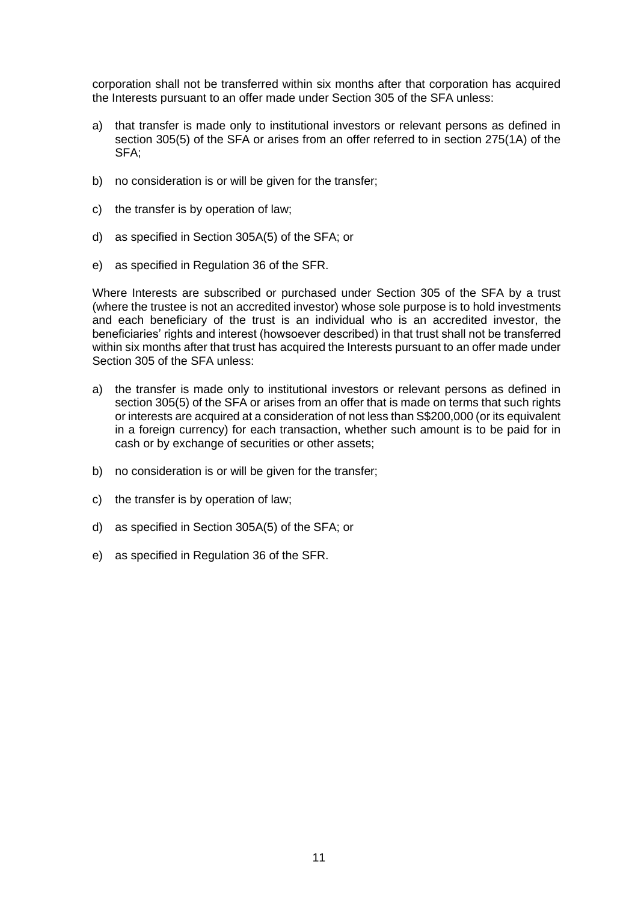corporation shall not be transferred within six months after that corporation has acquired the Interests pursuant to an offer made under Section 305 of the SFA unless:

a) that transfer is made only to institutional investors or relevant persons as defined in section 305(5) of the SFA or arises from an offer referred to in section 275(1A) of the SFA;

b) no consideration is or will be given for the transfer;

c) the transfer is by operation of law;

d) as specified in Section 305A(5) of the SFA; or

e) as specified in Regulation 36 of the SFR.

Where Interests are subscribed or purchased under Section 305 of the SFA by a trust (where the trustee is not an accredited investor) whose sole purpose is to hold investments and each beneficiary of the trust is an individual who is an accredited investor, the beneficiaries' rights and interest (howsoever described) in that trust shall not be transferred within six months after that trust has acquired the Interests pursuant to an offer made under Section 305 of the SFA unless:

a) the transfer is made only to institutional investors or relevant persons as defined in section 305(5) of the SFA or arises from an offer that is made on terms that such rights or interests are acquired at a consideration of not less than S$200,000 (or its equivalent in a foreign currency) for each transaction, whether such amount is to be paid for in cash or by exchange of securities or other assets;

b) no consideration is or will be given for the transfer;

c) the transfer is by operation of law;

d) as specified in Section 305A(5) of the SFA; or

e) as specified in Regulation 36 of the SFR.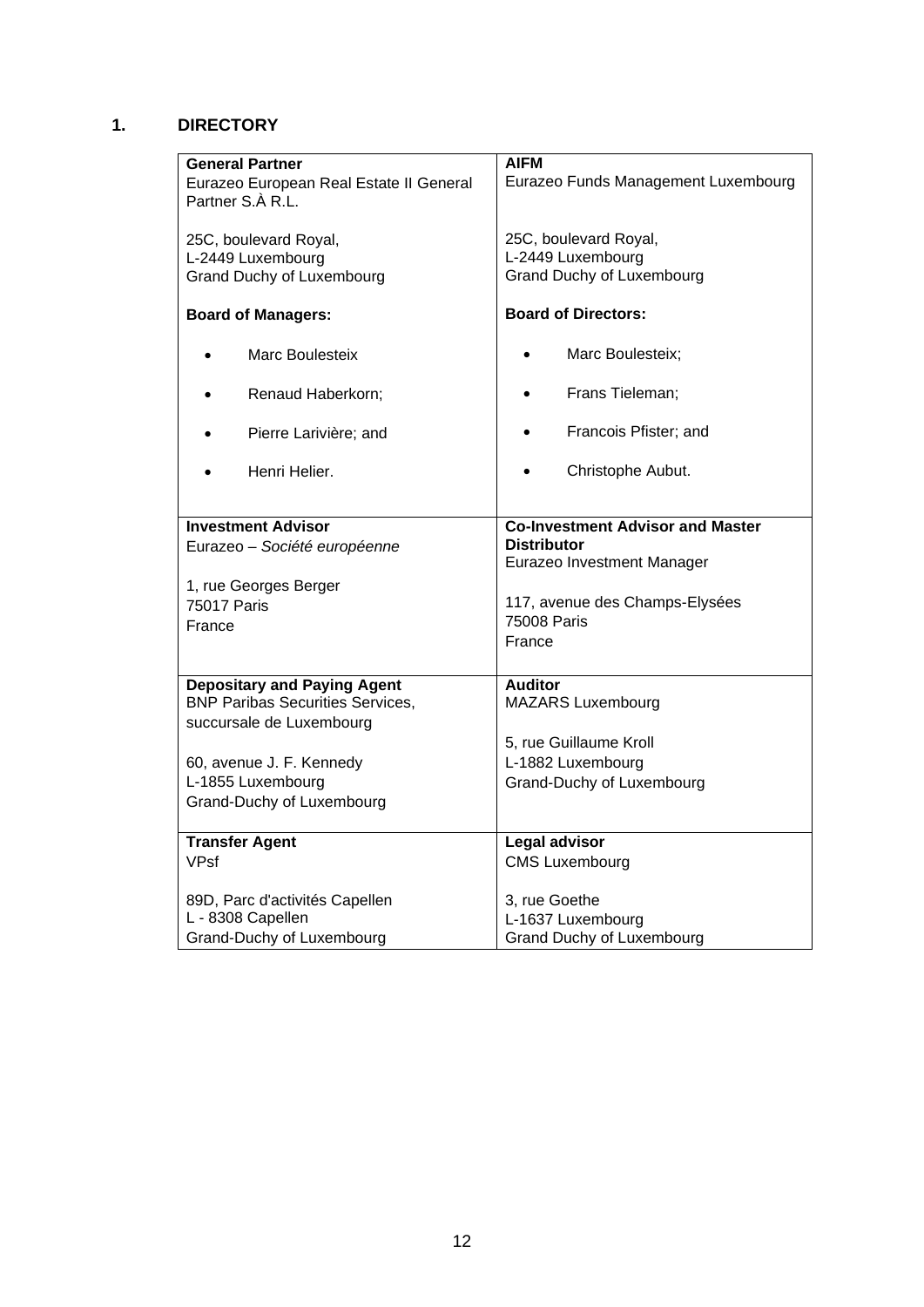# 1. DIRECTORY

| **General Partner**<br>Eurazeo European Real Estate II General Partner S.À R.L.<br><br>25C, boulevard Royal,<br>L-2449 Luxembourg<br>Grand Duchy of Luxembourg<br><br>**Board of Managers:**<br><br>• Marc Boulesteix<br>• Renaud Haberkorn;<br>• Pierre Larivière; and<br>• Henri Helier. | **AIFM**<br>Eurazeo Funds Management Luxembourg<br><br>25C, boulevard Royal,<br>L-2449 Luxembourg<br>Grand Duchy of Luxembourg<br><br>**Board of Directors:**<br><br>• Marc Boulesteix;<br>• Frans Tieleman;<br>• Francois Pfister; and<br>• Christophe Aubut. |
|---|---|
| **Investment Advisor**<br>Eurazeo – *Société européenne*<br><br>1, rue Georges Berger<br>75017 Paris<br>France | **Co-Investment Advisor and Master Distributor**<br>Eurazeo Investment Manager<br><br>117, avenue des Champs-Elysées<br>75008 Paris<br>France |
| **Depositary and Paying Agent**<br>BNP Paribas Securities Services, succursale de Luxembourg<br><br>60, avenue J. F. Kennedy<br>L-1855 Luxembourg<br>Grand-Duchy of Luxembourg | **Auditor**<br>MAZARS Luxembourg<br><br>5, rue Guillaume Kroll<br>L-1882 Luxembourg<br>Grand-Duchy of Luxembourg |
| **Transfer Agent**<br>VPsf<br><br>89D, Parc d'activités Capellen<br>L - 8308 Capellen<br>Grand-Duchy of Luxembourg | **Legal advisor**<br>CMS Luxembourg<br><br>3, rue Goethe<br>L-1637 Luxembourg<br>Grand Duchy of Luxembourg |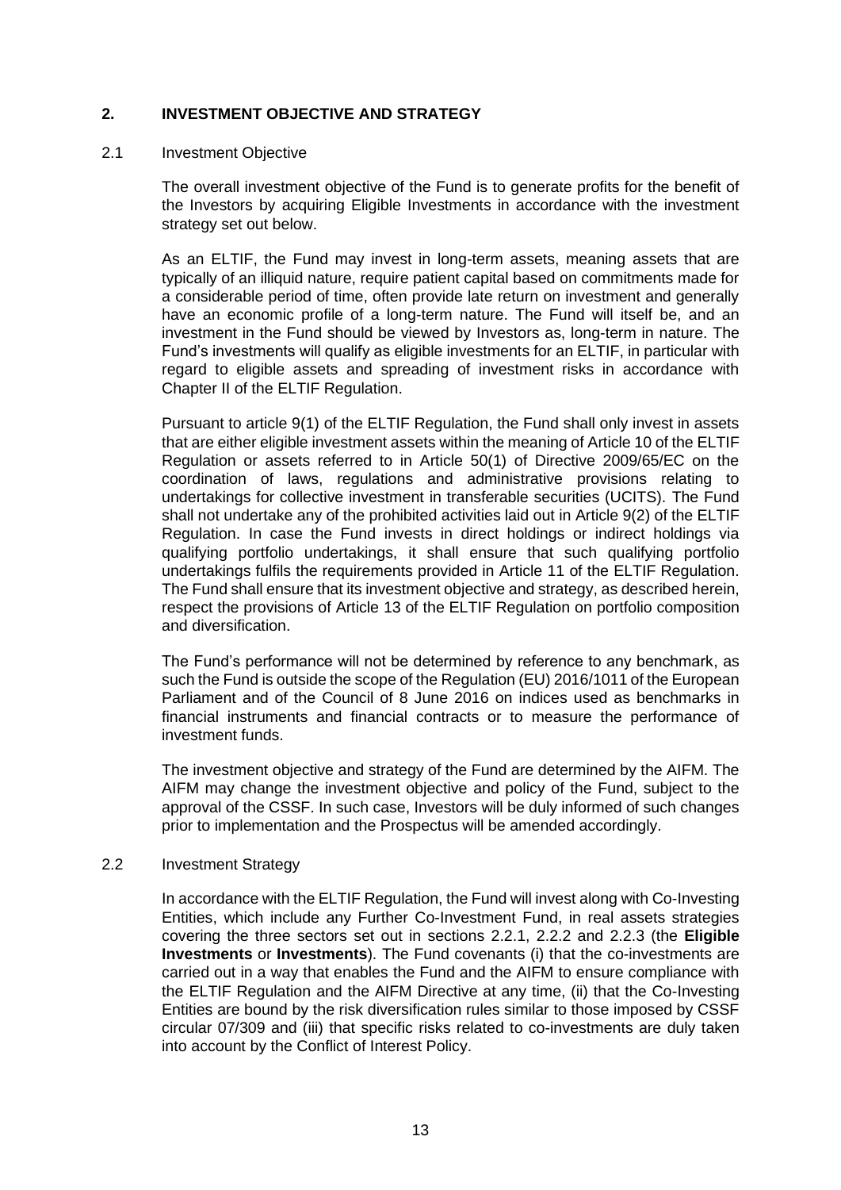## 2. INVESTMENT OBJECTIVE AND STRATEGY

### 2.1 Investment Objective

The overall investment objective of the Fund is to generate profits for the benefit of the Investors by acquiring Eligible Investments in accordance with the investment strategy set out below.

As an ELTIF, the Fund may invest in long-term assets, meaning assets that are typically of an illiquid nature, require patient capital based on commitments made for a considerable period of time, often provide late return on investment and generally have an economic profile of a long-term nature. The Fund will itself be, and an investment in the Fund should be viewed by Investors as, long-term in nature. The Fund's investments will qualify as eligible investments for an ELTIF, in particular with regard to eligible assets and spreading of investment risks in accordance with Chapter II of the ELTIF Regulation.

Pursuant to article 9(1) of the ELTIF Regulation, the Fund shall only invest in assets that are either eligible investment assets within the meaning of Article 10 of the ELTIF Regulation or assets referred to in Article 50(1) of Directive 2009/65/EC on the coordination of laws, regulations and administrative provisions relating to undertakings for collective investment in transferable securities (UCITS). The Fund shall not undertake any of the prohibited activities laid out in Article 9(2) of the ELTIF Regulation. In case the Fund invests in direct holdings or indirect holdings via qualifying portfolio undertakings, it shall ensure that such qualifying portfolio undertakings fulfils the requirements provided in Article 11 of the ELTIF Regulation. The Fund shall ensure that its investment objective and strategy, as described herein, respect the provisions of Article 13 of the ELTIF Regulation on portfolio composition and diversification.

The Fund's performance will not be determined by reference to any benchmark, as such the Fund is outside the scope of the Regulation (EU) 2016/1011 of the European Parliament and of the Council of 8 June 2016 on indices used as benchmarks in financial instruments and financial contracts or to measure the performance of investment funds.

The investment objective and strategy of the Fund are determined by the AIFM. The AIFM may change the investment objective and policy of the Fund, subject to the approval of the CSSF. In such case, Investors will be duly informed of such changes prior to implementation and the Prospectus will be amended accordingly.

### 2.2 Investment Strategy

In accordance with the ELTIF Regulation, the Fund will invest along with Co-Investing Entities, which include any Further Co-Investment Fund, in real assets strategies covering the three sectors set out in sections 2.2.1, 2.2.2 and 2.2.3 (the **Eligible Investments** or **Investments**). The Fund covenants (i) that the co-investments are carried out in a way that enables the Fund and the AIFM to ensure compliance with the ELTIF Regulation and the AIFM Directive at any time, (ii) that the Co-Investing Entities are bound by the risk diversification rules similar to those imposed by CSSF circular 07/309 and (iii) that specific risks related to co-investments are duly taken into account by the Conflict of Interest Policy.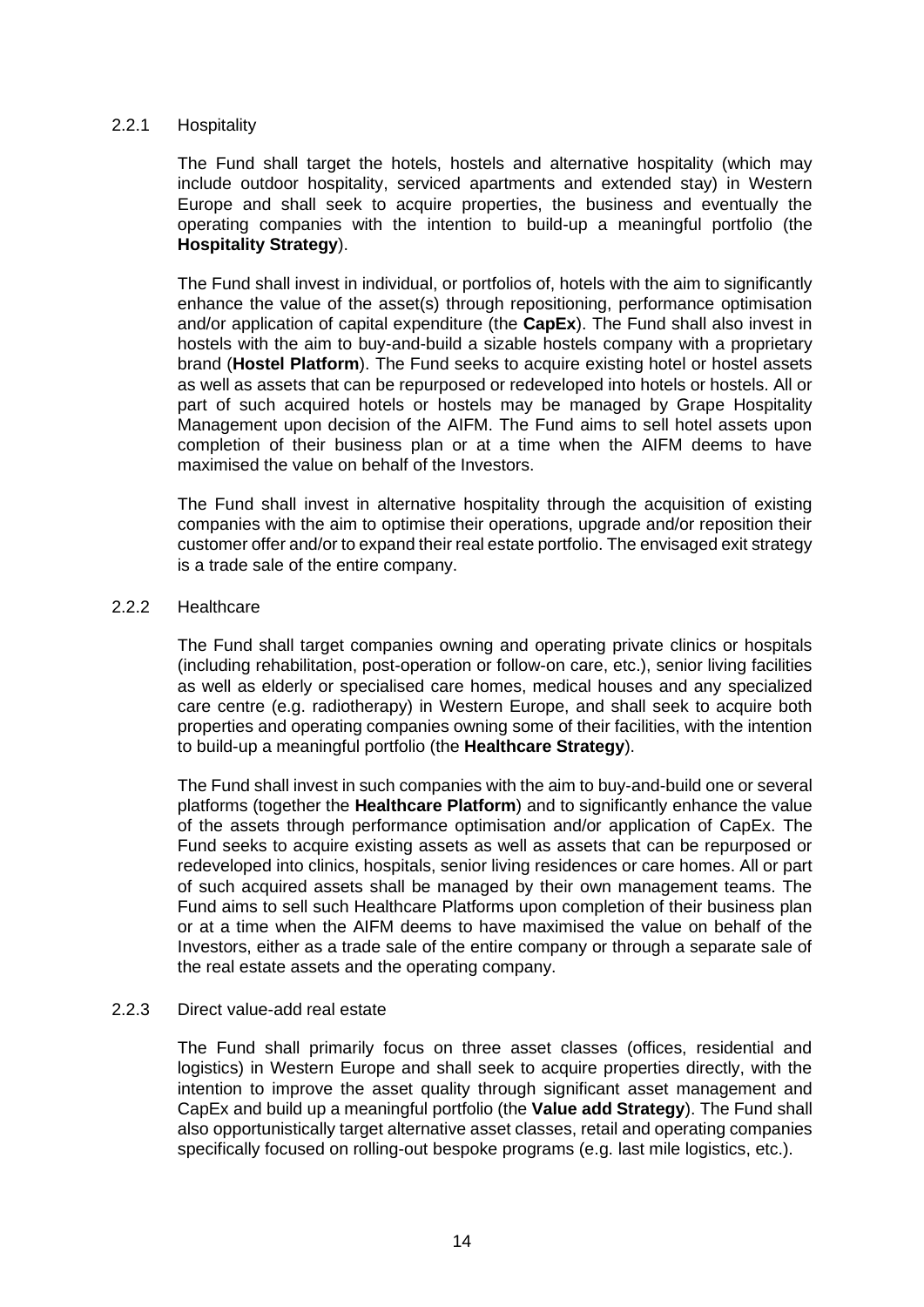#### 2.2.1 Hospitality

The Fund shall target the hotels, hostels and alternative hospitality (which may include outdoor hospitality, serviced apartments and extended stay) in Western Europe and shall seek to acquire properties, the business and eventually the operating companies with the intention to build-up a meaningful portfolio (the **Hospitality Strategy**).

The Fund shall invest in individual, or portfolios of, hotels with the aim to significantly enhance the value of the asset(s) through repositioning, performance optimisation and/or application of capital expenditure (the **CapEx**). The Fund shall also invest in hostels with the aim to buy-and-build a sizable hostels company with a proprietary brand (**Hostel Platform**). The Fund seeks to acquire existing hotel or hostel assets as well as assets that can be repurposed or redeveloped into hotels or hostels. All or part of such acquired hotels or hostels may be managed by Grape Hospitality Management upon decision of the AIFM. The Fund aims to sell hotel assets upon completion of their business plan or at a time when the AIFM deems to have maximised the value on behalf of the Investors.

The Fund shall invest in alternative hospitality through the acquisition of existing companies with the aim to optimise their operations, upgrade and/or reposition their customer offer and/or to expand their real estate portfolio. The envisaged exit strategy is a trade sale of the entire company.

#### 2.2.2 Healthcare

The Fund shall target companies owning and operating private clinics or hospitals (including rehabilitation, post-operation or follow-on care, etc.), senior living facilities as well as elderly or specialised care homes, medical houses and any specialized care centre (e.g. radiotherapy) in Western Europe, and shall seek to acquire both properties and operating companies owning some of their facilities, with the intention to build-up a meaningful portfolio (the **Healthcare Strategy**).

The Fund shall invest in such companies with the aim to buy-and-build one or several platforms (together the **Healthcare Platform**) and to significantly enhance the value of the assets through performance optimisation and/or application of CapEx. The Fund seeks to acquire existing assets as well as assets that can be repurposed or redeveloped into clinics, hospitals, senior living residences or care homes. All or part of such acquired assets shall be managed by their own management teams. The Fund aims to sell such Healthcare Platforms upon completion of their business plan or at a time when the AIFM deems to have maximised the value on behalf of the Investors, either as a trade sale of the entire company or through a separate sale of the real estate assets and the operating company.

#### 2.2.3 Direct value-add real estate

The Fund shall primarily focus on three asset classes (offices, residential and logistics) in Western Europe and shall seek to acquire properties directly, with the intention to improve the asset quality through significant asset management and CapEx and build up a meaningful portfolio (the **Value add Strategy**). The Fund shall also opportunistically target alternative asset classes, retail and operating companies specifically focused on rolling-out bespoke programs (e.g. last mile logistics, etc.).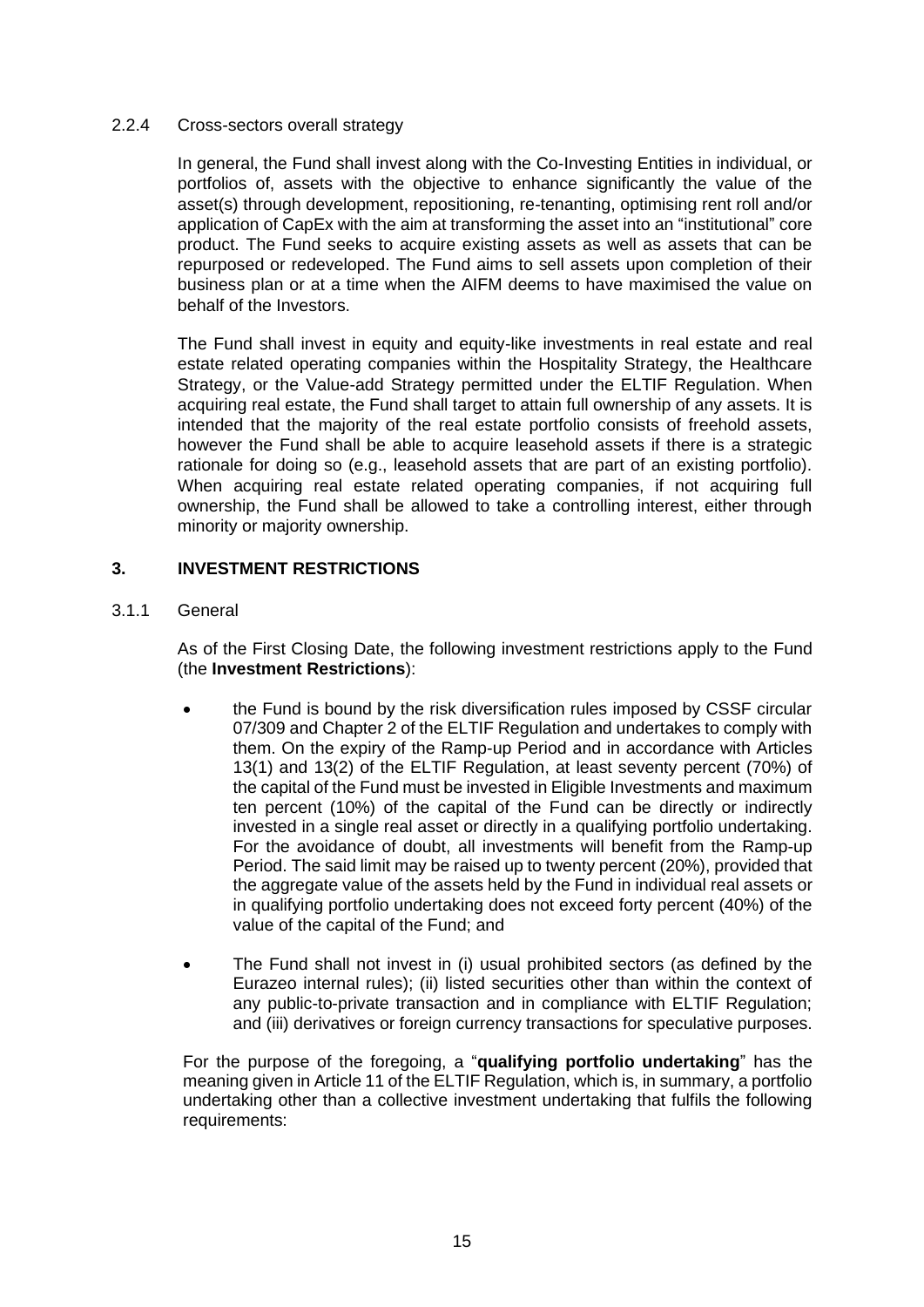#### 2.2.4 Cross-sectors overall strategy

In general, the Fund shall invest along with the Co-Investing Entities in individual, or portfolios of, assets with the objective to enhance significantly the value of the asset(s) through development, repositioning, re-tenanting, optimising rent roll and/or application of CapEx with the aim at transforming the asset into an "institutional" core product. The Fund seeks to acquire existing assets as well as assets that can be repurposed or redeveloped. The Fund aims to sell assets upon completion of their business plan or at a time when the AIFM deems to have maximised the value on behalf of the Investors.

The Fund shall invest in equity and equity-like investments in real estate and real estate related operating companies within the Hospitality Strategy, the Healthcare Strategy, or the Value-add Strategy permitted under the ELTIF Regulation. When acquiring real estate, the Fund shall target to attain full ownership of any assets. It is intended that the majority of the real estate portfolio consists of freehold assets, however the Fund shall be able to acquire leasehold assets if there is a strategic rationale for doing so (e.g., leasehold assets that are part of an existing portfolio). When acquiring real estate related operating companies, if not acquiring full ownership, the Fund shall be allowed to take a controlling interest, either through minority or majority ownership.

## 3. INVESTMENT RESTRICTIONS

#### 3.1.1 General

As of the First Closing Date, the following investment restrictions apply to the Fund (the **Investment Restrictions**):

- the Fund is bound by the risk diversification rules imposed by CSSF circular 07/309 and Chapter 2 of the ELTIF Regulation and undertakes to comply with them. On the expiry of the Ramp-up Period and in accordance with Articles 13(1) and 13(2) of the ELTIF Regulation, at least seventy percent (70%) of the capital of the Fund must be invested in Eligible Investments and maximum ten percent (10%) of the capital of the Fund can be directly or indirectly invested in a single real asset or directly in a qualifying portfolio undertaking. For the avoidance of doubt, all investments will benefit from the Ramp-up Period. The said limit may be raised up to twenty percent (20%), provided that the aggregate value of the assets held by the Fund in individual real assets or in qualifying portfolio undertaking does not exceed forty percent (40%) of the value of the capital of the Fund; and
- The Fund shall not invest in (i) usual prohibited sectors (as defined by the Eurazeo internal rules); (ii) listed securities other than within the context of any public-to-private transaction and in compliance with ELTIF Regulation; and (iii) derivatives or foreign currency transactions for speculative purposes.

For the purpose of the foregoing, a "**qualifying portfolio undertaking**" has the meaning given in Article 11 of the ELTIF Regulation, which is, in summary, a portfolio undertaking other than a collective investment undertaking that fulfils the following requirements: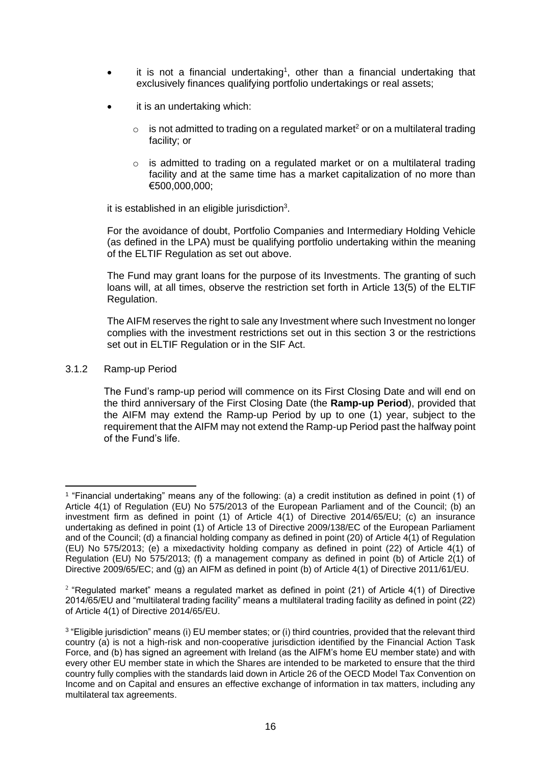- it is not a financial undertaking[1], other than a financial undertaking that exclusively finances qualifying portfolio undertakings or real assets;
- it is an undertaking which:
  - is not admitted to trading on a regulated market[2] or on a multilateral trading facility; or
  - is admitted to trading on a regulated market or on a multilateral trading facility and at the same time has a market capitalization of no more than €500,000,000;

it is established in an eligible jurisdiction[3].

For the avoidance of doubt, Portfolio Companies and Intermediary Holding Vehicle (as defined in the LPA) must be qualifying portfolio undertaking within the meaning of the ELTIF Regulation as set out above.

The Fund may grant loans for the purpose of its Investments. The granting of such loans will, at all times, observe the restriction set forth in Article 13(5) of the ELTIF Regulation.

The AIFM reserves the right to sale any Investment where such Investment no longer complies with the investment restrictions set out in this section 3 or the restrictions set out in ELTIF Regulation or in the SIF Act.

3.1.2 Ramp-up Period

The Fund's ramp-up period will commence on its First Closing Date and will end on the third anniversary of the First Closing Date (the **Ramp-up Period**), provided that the AIFM may extend the Ramp-up Period by up to one (1) year, subject to the requirement that the AIFM may not extend the Ramp-up Period past the halfway point of the Fund's life.

---

[1] "Financial undertaking" means any of the following: (a) a credit institution as defined in point (1) of Article 4(1) of Regulation (EU) No 575/2013 of the European Parliament and of the Council; (b) an investment firm as defined in point (1) of Article 4(1) of Directive 2014/65/EU; (c) an insurance undertaking as defined in point (1) of Article 13 of Directive 2009/138/EC of the European Parliament and of the Council; (d) a financial holding company as defined in point (20) of Article 4(1) of Regulation (EU) No 575/2013; (e) a mixedactivity holding company as defined in point (22) of Article 4(1) of Regulation (EU) No 575/2013; (f) a management company as defined in point (b) of Article 2(1) of Directive 2009/65/EC; and (g) an AIFM as defined in point (b) of Article 4(1) of Directive 2011/61/EU.

[2] "Regulated market" means a regulated market as defined in point (21) of Article 4(1) of Directive 2014/65/EU and "multilateral trading facility" means a multilateral trading facility as defined in point (22) of Article 4(1) of Directive 2014/65/EU.

[3] "Eligible jurisdiction" means (i) EU member states; or (i) third countries, provided that the relevant third country (a) is not a high-risk and non-cooperative jurisdiction identified by the Financial Action Task Force, and (b) has signed an agreement with Ireland (as the AIFM's home EU member state) and with every other EU member state in which the Shares are intended to be marketed to ensure that the third country fully complies with the standards laid down in Article 26 of the OECD Model Tax Convention on Income and on Capital and ensures an effective exchange of information in tax matters, including any multilateral tax agreements.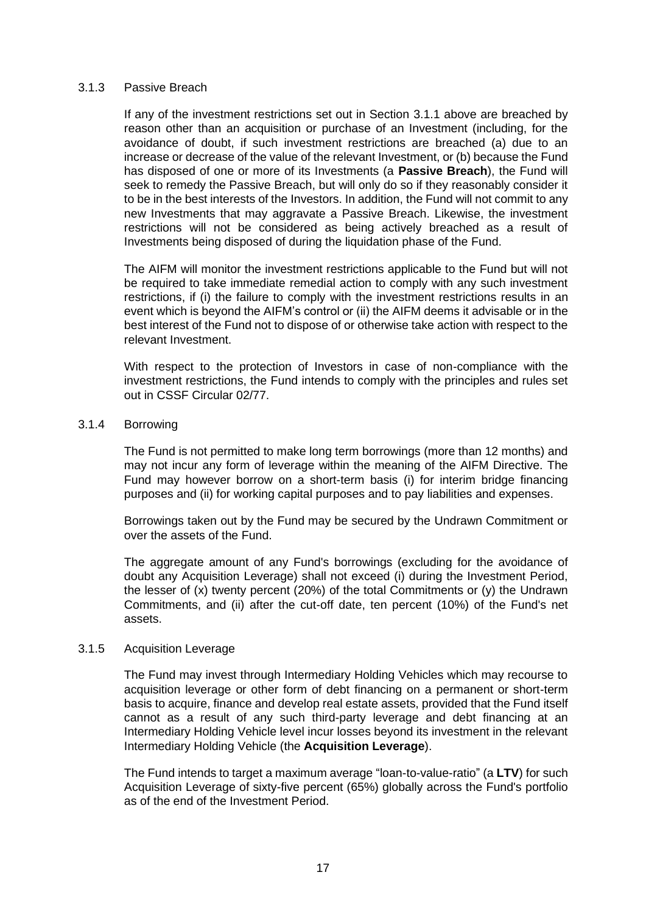#### 3.1.3 Passive Breach

If any of the investment restrictions set out in Section 3.1.1 above are breached by reason other than an acquisition or purchase of an Investment (including, for the avoidance of doubt, if such investment restrictions are breached (a) due to an increase or decrease of the value of the relevant Investment, or (b) because the Fund has disposed of one or more of its Investments (a **Passive Breach**), the Fund will seek to remedy the Passive Breach, but will only do so if they reasonably consider it to be in the best interests of the Investors. In addition, the Fund will not commit to any new Investments that may aggravate a Passive Breach. Likewise, the investment restrictions will not be considered as being actively breached as a result of Investments being disposed of during the liquidation phase of the Fund.

The AIFM will monitor the investment restrictions applicable to the Fund but will not be required to take immediate remedial action to comply with any such investment restrictions, if (i) the failure to comply with the investment restrictions results in an event which is beyond the AIFM's control or (ii) the AIFM deems it advisable or in the best interest of the Fund not to dispose of or otherwise take action with respect to the relevant Investment.

With respect to the protection of Investors in case of non-compliance with the investment restrictions, the Fund intends to comply with the principles and rules set out in CSSF Circular 02/77.

#### 3.1.4 Borrowing

The Fund is not permitted to make long term borrowings (more than 12 months) and may not incur any form of leverage within the meaning of the AIFM Directive. The Fund may however borrow on a short-term basis (i) for interim bridge financing purposes and (ii) for working capital purposes and to pay liabilities and expenses.

Borrowings taken out by the Fund may be secured by the Undrawn Commitment or over the assets of the Fund.

The aggregate amount of any Fund's borrowings (excluding for the avoidance of doubt any Acquisition Leverage) shall not exceed (i) during the Investment Period, the lesser of (x) twenty percent (20%) of the total Commitments or (y) the Undrawn Commitments, and (ii) after the cut-off date, ten percent (10%) of the Fund's net assets.

#### 3.1.5 Acquisition Leverage

The Fund may invest through Intermediary Holding Vehicles which may recourse to acquisition leverage or other form of debt financing on a permanent or short-term basis to acquire, finance and develop real estate assets, provided that the Fund itself cannot as a result of any such third-party leverage and debt financing at an Intermediary Holding Vehicle level incur losses beyond its investment in the relevant Intermediary Holding Vehicle (the **Acquisition Leverage**).

The Fund intends to target a maximum average "loan-to-value-ratio" (a **LTV**) for such Acquisition Leverage of sixty-five percent (65%) globally across the Fund's portfolio as of the end of the Investment Period.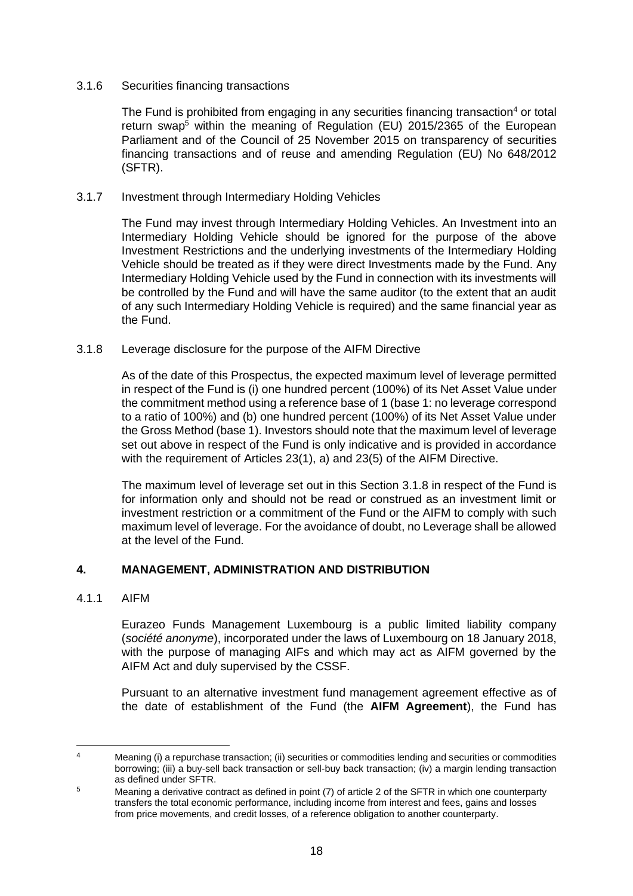3.1.6 Securities financing transactions

The Fund is prohibited from engaging in any securities financing transaction[4] or total return swap[5] within the meaning of Regulation (EU) 2015/2365 of the European Parliament and of the Council of 25 November 2015 on transparency of securities financing transactions and of reuse and amending Regulation (EU) No 648/2012 (SFTR).

3.1.7 Investment through Intermediary Holding Vehicles

The Fund may invest through Intermediary Holding Vehicles. An Investment into an Intermediary Holding Vehicle should be ignored for the purpose of the above Investment Restrictions and the underlying investments of the Intermediary Holding Vehicle should be treated as if they were direct Investments made by the Fund. Any Intermediary Holding Vehicle used by the Fund in connection with its investments will be controlled by the Fund and will have the same auditor (to the extent that an audit of any such Intermediary Holding Vehicle is required) and the same financial year as the Fund.

3.1.8 Leverage disclosure for the purpose of the AIFM Directive

As of the date of this Prospectus, the expected maximum level of leverage permitted in respect of the Fund is (i) one hundred percent (100%) of its Net Asset Value under the commitment method using a reference base of 1 (base 1: no leverage correspond to a ratio of 100%) and (b) one hundred percent (100%) of its Net Asset Value under the Gross Method (base 1). Investors should note that the maximum level of leverage set out above in respect of the Fund is only indicative and is provided in accordance with the requirement of Articles 23(1), a) and 23(5) of the AIFM Directive.

The maximum level of leverage set out in this Section 3.1.8 in respect of the Fund is for information only and should not be read or construed as an investment limit or investment restriction or a commitment of the Fund or the AIFM to comply with such maximum level of leverage. For the avoidance of doubt, no Leverage shall be allowed at the level of the Fund.

## 4. MANAGEMENT, ADMINISTRATION AND DISTRIBUTION

4.1.1 AIFM

Eurazeo Funds Management Luxembourg is a public limited liability company (*société anonyme*), incorporated under the laws of Luxembourg on 18 January 2018, with the purpose of managing AIFs and which may act as AIFM governed by the AIFM Act and duly supervised by the CSSF.

Pursuant to an alternative investment fund management agreement effective as of the date of establishment of the Fund (the **AIFM Agreement**), the Fund has

---

[4] Meaning (i) a repurchase transaction; (ii) securities or commodities lending and securities or commodities borrowing; (iii) a buy-sell back transaction or sell-buy back transaction; (iv) a margin lending transaction as defined under SFTR.

[5] Meaning a derivative contract as defined in point (7) of article 2 of the SFTR in which one counterparty transfers the total economic performance, including income from interest and fees, gains and losses from price movements, and credit losses, of a reference obligation to another counterparty.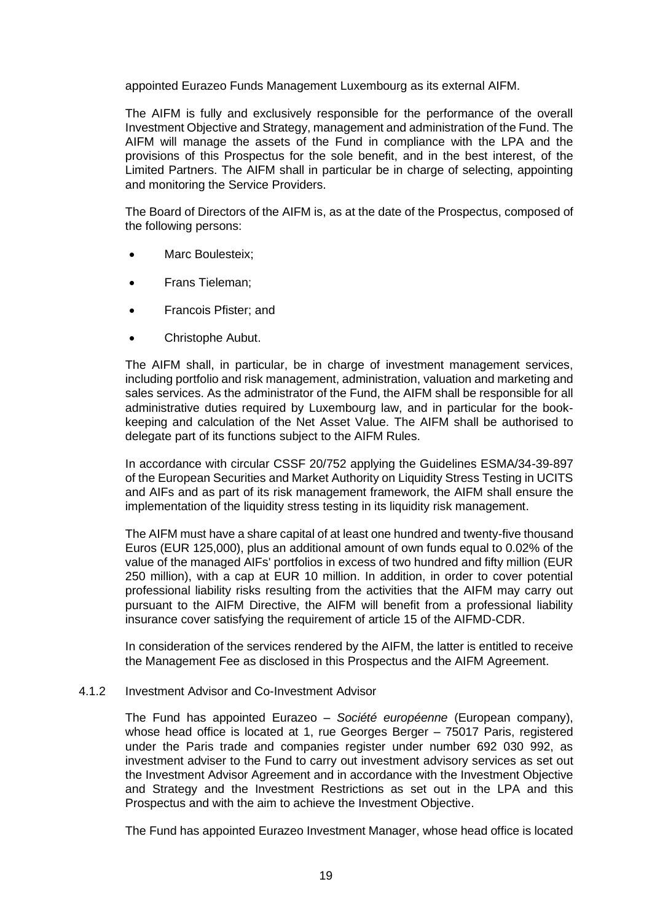appointed Eurazeo Funds Management Luxembourg as its external AIFM.

The AIFM is fully and exclusively responsible for the performance of the overall Investment Objective and Strategy, management and administration of the Fund. The AIFM will manage the assets of the Fund in compliance with the LPA and the provisions of this Prospectus for the sole benefit, and in the best interest, of the Limited Partners. The AIFM shall in particular be in charge of selecting, appointing and monitoring the Service Providers.

The Board of Directors of the AIFM is, as at the date of the Prospectus, composed of the following persons:

- Marc Boulesteix;
- Frans Tieleman;
- Francois Pfister; and
- Christophe Aubut.

The AIFM shall, in particular, be in charge of investment management services, including portfolio and risk management, administration, valuation and marketing and sales services. As the administrator of the Fund, the AIFM shall be responsible for all administrative duties required by Luxembourg law, and in particular for the book-keeping and calculation of the Net Asset Value. The AIFM shall be authorised to delegate part of its functions subject to the AIFM Rules.

In accordance with circular CSSF 20/752 applying the Guidelines ESMA/34-39-897 of the European Securities and Market Authority on Liquidity Stress Testing in UCITS and AIFs and as part of its risk management framework, the AIFM shall ensure the implementation of the liquidity stress testing in its liquidity risk management.

The AIFM must have a share capital of at least one hundred and twenty-five thousand Euros (EUR 125,000), plus an additional amount of own funds equal to 0.02% of the value of the managed AIFs' portfolios in excess of two hundred and fifty million (EUR 250 million), with a cap at EUR 10 million. In addition, in order to cover potential professional liability risks resulting from the activities that the AIFM may carry out pursuant to the AIFM Directive, the AIFM will benefit from a professional liability insurance cover satisfying the requirement of article 15 of the AIFMD-CDR.

In consideration of the services rendered by the AIFM, the latter is entitled to receive the Management Fee as disclosed in this Prospectus and the AIFM Agreement.

#### 4.1.2 Investment Advisor and Co-Investment Advisor

The Fund has appointed Eurazeo – *Société européenne* (European company), whose head office is located at 1, rue Georges Berger – 75017 Paris, registered under the Paris trade and companies register under number 692 030 992, as investment adviser to the Fund to carry out investment advisory services as set out the Investment Advisor Agreement and in accordance with the Investment Objective and Strategy and the Investment Restrictions as set out in the LPA and this Prospectus and with the aim to achieve the Investment Objective.

The Fund has appointed Eurazeo Investment Manager, whose head office is located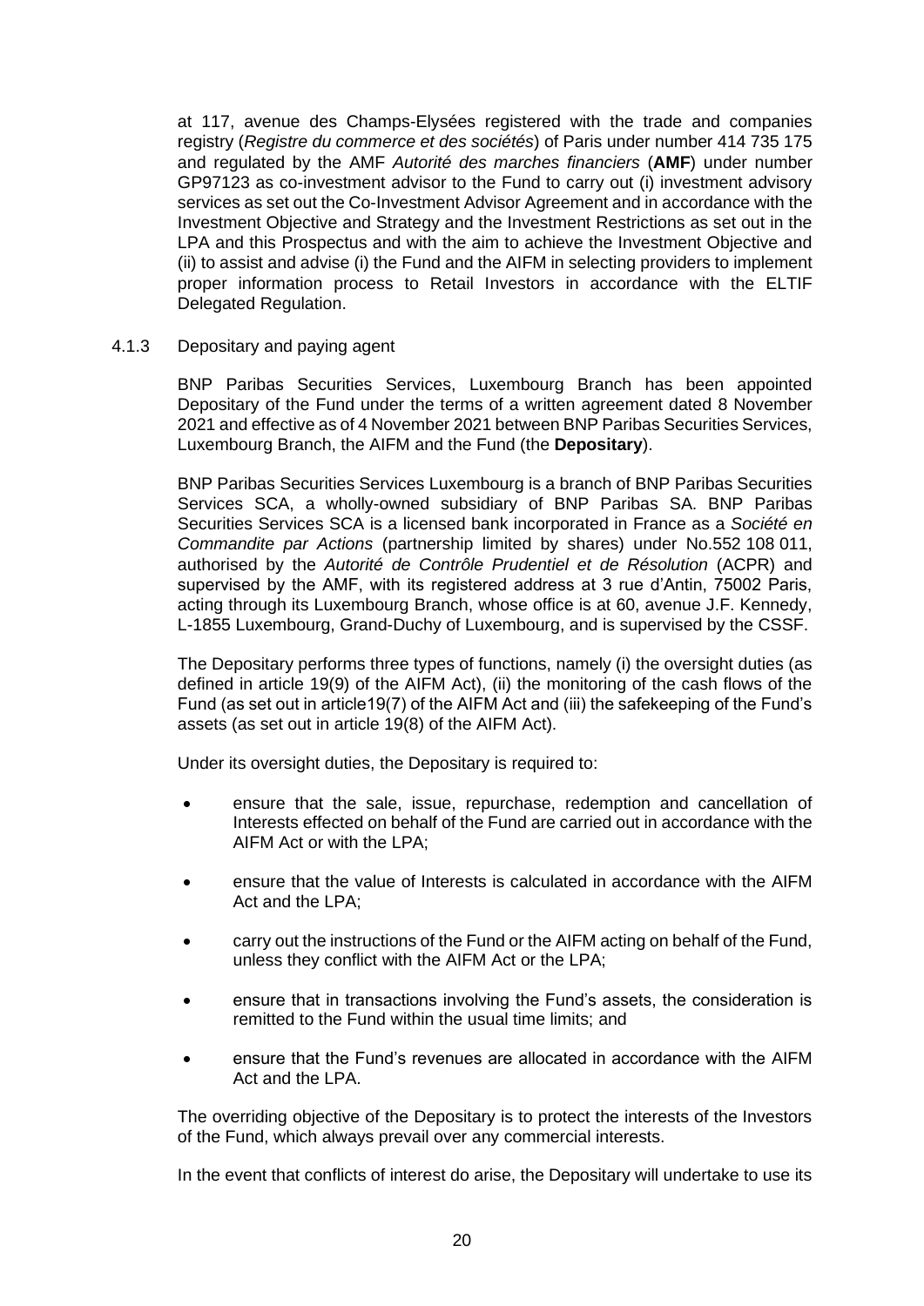at 117, avenue des Champs-Elysées registered with the trade and companies registry (*Registre du commerce et des sociétés*) of Paris under number 414 735 175 and regulated by the AMF *Autorité des marches financiers* (**AMF**) under number GP97123 as co-investment advisor to the Fund to carry out (i) investment advisory services as set out the Co-Investment Advisor Agreement and in accordance with the Investment Objective and Strategy and the Investment Restrictions as set out in the LPA and this Prospectus and with the aim to achieve the Investment Objective and (ii) to assist and advise (i) the Fund and the AIFM in selecting providers to implement proper information process to Retail Investors in accordance with the ELTIF Delegated Regulation.

### 4.1.3 Depositary and paying agent

BNP Paribas Securities Services, Luxembourg Branch has been appointed Depositary of the Fund under the terms of a written agreement dated 8 November 2021 and effective as of 4 November 2021 between BNP Paribas Securities Services, Luxembourg Branch, the AIFM and the Fund (the **Depositary**).

BNP Paribas Securities Services Luxembourg is a branch of BNP Paribas Securities Services SCA, a wholly-owned subsidiary of BNP Paribas SA. BNP Paribas Securities Services SCA is a licensed bank incorporated in France as a *Société en Commandite par Actions* (partnership limited by shares) under No.552 108 011, authorised by the *Autorité de Contrôle Prudentiel et de Résolution* (ACPR) and supervised by the AMF, with its registered address at 3 rue d'Antin, 75002 Paris, acting through its Luxembourg Branch, whose office is at 60, avenue J.F. Kennedy, L-1855 Luxembourg, Grand-Duchy of Luxembourg, and is supervised by the CSSF.

The Depositary performs three types of functions, namely (i) the oversight duties (as defined in article 19(9) of the AIFM Act), (ii) the monitoring of the cash flows of the Fund (as set out in article19(7) of the AIFM Act and (iii) the safekeeping of the Fund's assets (as set out in article 19(8) of the AIFM Act).

Under its oversight duties, the Depositary is required to:

- ensure that the sale, issue, repurchase, redemption and cancellation of Interests effected on behalf of the Fund are carried out in accordance with the AIFM Act or with the LPA;
- ensure that the value of Interests is calculated in accordance with the AIFM Act and the LPA;
- carry out the instructions of the Fund or the AIFM acting on behalf of the Fund, unless they conflict with the AIFM Act or the LPA;
- ensure that in transactions involving the Fund's assets, the consideration is remitted to the Fund within the usual time limits; and
- ensure that the Fund's revenues are allocated in accordance with the AIFM Act and the LPA.

The overriding objective of the Depositary is to protect the interests of the Investors of the Fund, which always prevail over any commercial interests.

In the event that conflicts of interest do arise, the Depositary will undertake to use its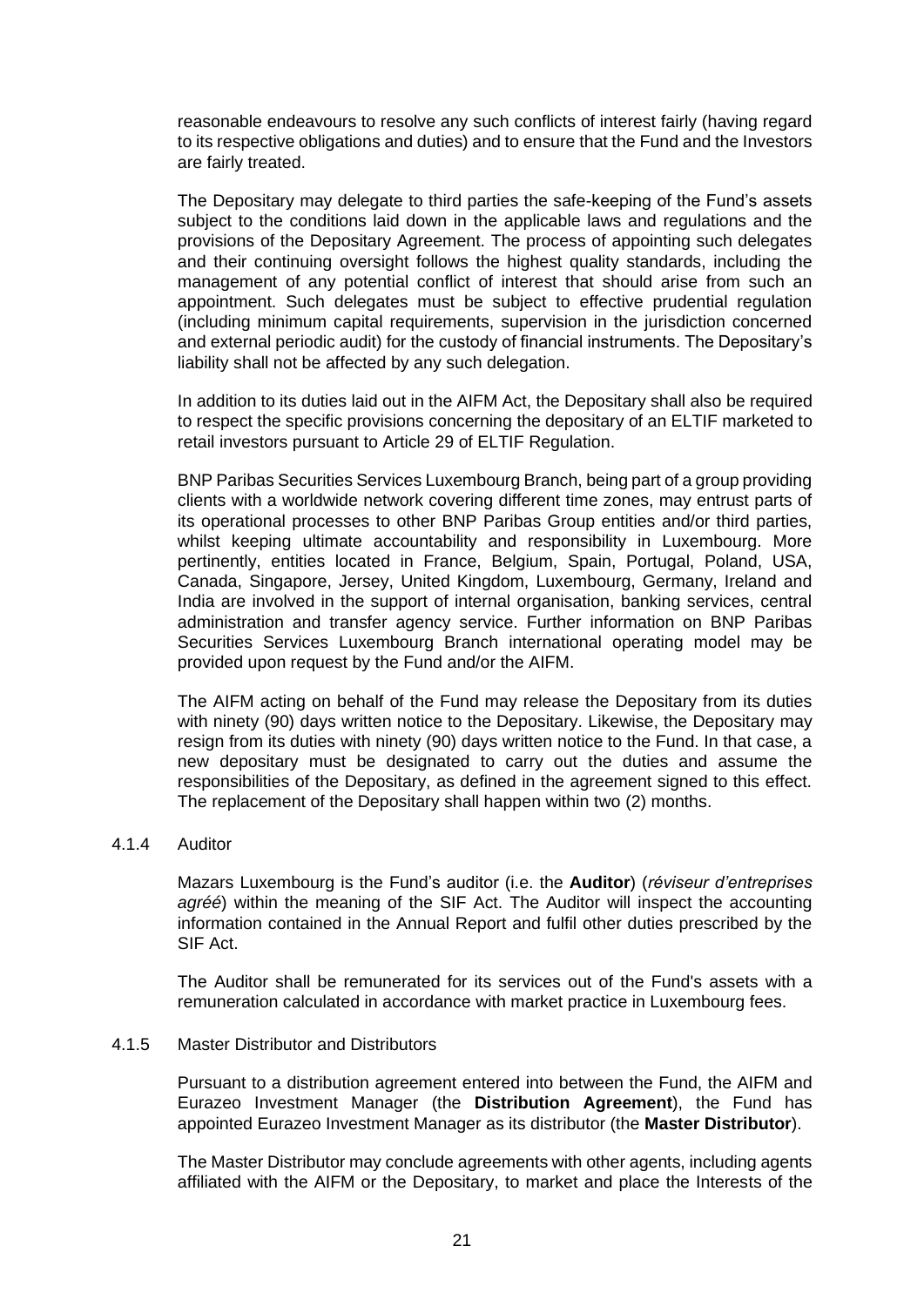reasonable endeavours to resolve any such conflicts of interest fairly (having regard to its respective obligations and duties) and to ensure that the Fund and the Investors are fairly treated.

The Depositary may delegate to third parties the safe-keeping of the Fund's assets subject to the conditions laid down in the applicable laws and regulations and the provisions of the Depositary Agreement. The process of appointing such delegates and their continuing oversight follows the highest quality standards, including the management of any potential conflict of interest that should arise from such an appointment. Such delegates must be subject to effective prudential regulation (including minimum capital requirements, supervision in the jurisdiction concerned and external periodic audit) for the custody of financial instruments. The Depositary's liability shall not be affected by any such delegation.

In addition to its duties laid out in the AIFM Act, the Depositary shall also be required to respect the specific provisions concerning the depositary of an ELTIF marketed to retail investors pursuant to Article 29 of ELTIF Regulation.

BNP Paribas Securities Services Luxembourg Branch, being part of a group providing clients with a worldwide network covering different time zones, may entrust parts of its operational processes to other BNP Paribas Group entities and/or third parties, whilst keeping ultimate accountability and responsibility in Luxembourg. More pertinently, entities located in France, Belgium, Spain, Portugal, Poland, USA, Canada, Singapore, Jersey, United Kingdom, Luxembourg, Germany, Ireland and India are involved in the support of internal organisation, banking services, central administration and transfer agency service. Further information on BNP Paribas Securities Services Luxembourg Branch international operating model may be provided upon request by the Fund and/or the AIFM.

The AIFM acting on behalf of the Fund may release the Depositary from its duties with ninety (90) days written notice to the Depositary. Likewise, the Depositary may resign from its duties with ninety (90) days written notice to the Fund. In that case, a new depositary must be designated to carry out the duties and assume the responsibilities of the Depositary, as defined in the agreement signed to this effect. The replacement of the Depositary shall happen within two (2) months.

#### 4.1.4 Auditor

Mazars Luxembourg is the Fund's auditor (i.e. the **Auditor**) (*réviseur d'entreprises agréé*) within the meaning of the SIF Act. The Auditor will inspect the accounting information contained in the Annual Report and fulfil other duties prescribed by the SIF Act.

The Auditor shall be remunerated for its services out of the Fund's assets with a remuneration calculated in accordance with market practice in Luxembourg fees.

#### 4.1.5 Master Distributor and Distributors

Pursuant to a distribution agreement entered into between the Fund, the AIFM and Eurazeo Investment Manager (the **Distribution Agreement**), the Fund has appointed Eurazeo Investment Manager as its distributor (the **Master Distributor**).

The Master Distributor may conclude agreements with other agents, including agents affiliated with the AIFM or the Depositary, to market and place the Interests of the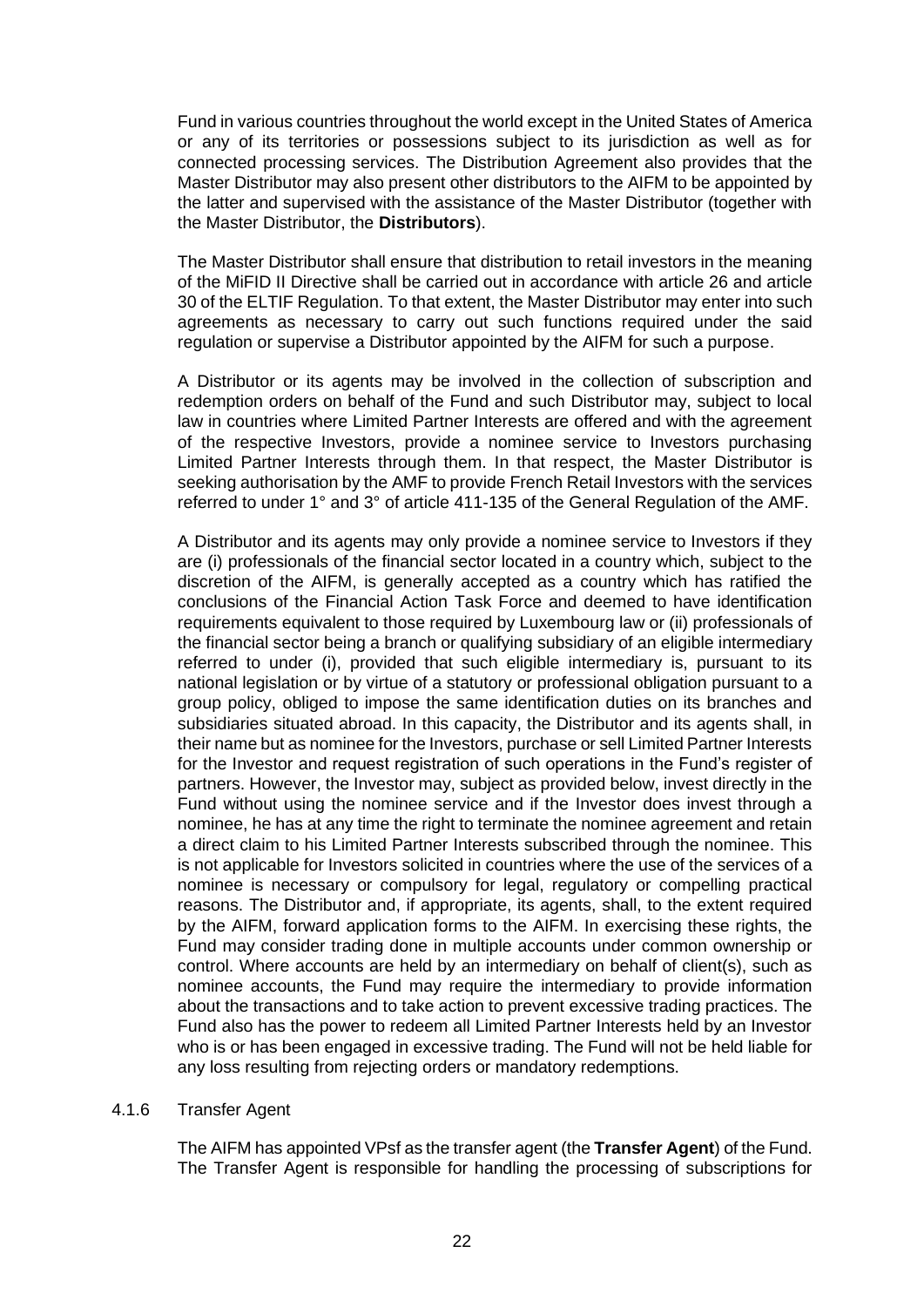Fund in various countries throughout the world except in the United States of America or any of its territories or possessions subject to its jurisdiction as well as for connected processing services. The Distribution Agreement also provides that the Master Distributor may also present other distributors to the AIFM to be appointed by the latter and supervised with the assistance of the Master Distributor (together with the Master Distributor, the **Distributors**).

The Master Distributor shall ensure that distribution to retail investors in the meaning of the MiFID II Directive shall be carried out in accordance with article 26 and article 30 of the ELTIF Regulation. To that extent, the Master Distributor may enter into such agreements as necessary to carry out such functions required under the said regulation or supervise a Distributor appointed by the AIFM for such a purpose.

A Distributor or its agents may be involved in the collection of subscription and redemption orders on behalf of the Fund and such Distributor may, subject to local law in countries where Limited Partner Interests are offered and with the agreement of the respective Investors, provide a nominee service to Investors purchasing Limited Partner Interests through them. In that respect, the Master Distributor is seeking authorisation by the AMF to provide French Retail Investors with the services referred to under 1° and 3° of article 411-135 of the General Regulation of the AMF.

A Distributor and its agents may only provide a nominee service to Investors if they are (i) professionals of the financial sector located in a country which, subject to the discretion of the AIFM, is generally accepted as a country which has ratified the conclusions of the Financial Action Task Force and deemed to have identification requirements equivalent to those required by Luxembourg law or (ii) professionals of the financial sector being a branch or qualifying subsidiary of an eligible intermediary referred to under (i), provided that such eligible intermediary is, pursuant to its national legislation or by virtue of a statutory or professional obligation pursuant to a group policy, obliged to impose the same identification duties on its branches and subsidiaries situated abroad. In this capacity, the Distributor and its agents shall, in their name but as nominee for the Investors, purchase or sell Limited Partner Interests for the Investor and request registration of such operations in the Fund's register of partners. However, the Investor may, subject as provided below, invest directly in the Fund without using the nominee service and if the Investor does invest through a nominee, he has at any time the right to terminate the nominee agreement and retain a direct claim to his Limited Partner Interests subscribed through the nominee. This is not applicable for Investors solicited in countries where the use of the services of a nominee is necessary or compulsory for legal, regulatory or compelling practical reasons. The Distributor and, if appropriate, its agents, shall, to the extent required by the AIFM, forward application forms to the AIFM. In exercising these rights, the Fund may consider trading done in multiple accounts under common ownership or control. Where accounts are held by an intermediary on behalf of client(s), such as nominee accounts, the Fund may require the intermediary to provide information about the transactions and to take action to prevent excessive trading practices. The Fund also has the power to redeem all Limited Partner Interests held by an Investor who is or has been engaged in excessive trading. The Fund will not be held liable for any loss resulting from rejecting orders or mandatory redemptions.

#### 4.1.6 Transfer Agent

The AIFM has appointed VPsf as the transfer agent (the **Transfer Agent**) of the Fund. The Transfer Agent is responsible for handling the processing of subscriptions for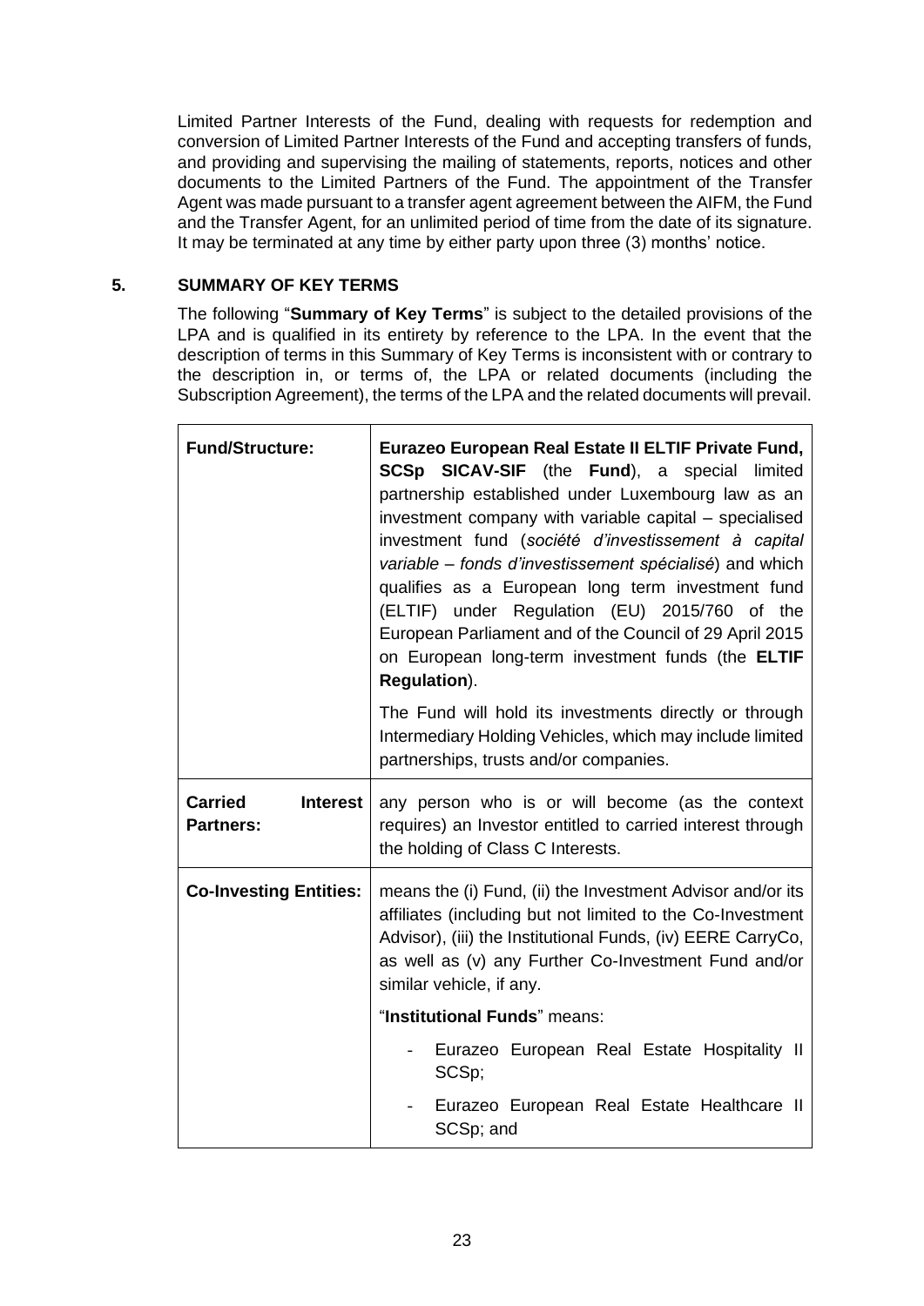Limited Partner Interests of the Fund, dealing with requests for redemption and conversion of Limited Partner Interests of the Fund and accepting transfers of funds, and providing and supervising the mailing of statements, reports, notices and other documents to the Limited Partners of the Fund. The appointment of the Transfer Agent was made pursuant to a transfer agent agreement between the AIFM, the Fund and the Transfer Agent, for an unlimited period of time from the date of its signature. It may be terminated at any time by either party upon three (3) months' notice.

## 5. SUMMARY OF KEY TERMS

The following "**Summary of Key Terms**" is subject to the detailed provisions of the LPA and is qualified in its entirety by reference to the LPA. In the event that the description of terms in this Summary of Key Terms is inconsistent with or contrary to the description in, or terms of, the LPA or related documents (including the Subscription Agreement), the terms of the LPA and the related documents will prevail.

| | |
|---|---|
| **Fund/Structure:** | **Eurazeo European Real Estate II ELTIF Private Fund, SCSp SICAV-SIF** (the **Fund**), a special limited partnership established under Luxembourg law as an investment company with variable capital – specialised investment fund (*société d'investissement à capital variable – fonds d'investissement spécialisé*) and which qualifies as a European long term investment fund (ELTIF) under Regulation (EU) 2015/760 of the European Parliament and of the Council of 29 April 2015 on European long-term investment funds (the **ELTIF Regulation**).<br><br>The Fund will hold its investments directly or through Intermediary Holding Vehicles, which may include limited partnerships, trusts and/or companies. |
| **Carried Interest Partners:** | any person who is or will become (as the context requires) an Investor entitled to carried interest through the holding of Class C Interests. |
| **Co-Investing Entities:** | means the (i) Fund, (ii) the Investment Advisor and/or its affiliates (including but not limited to the Co-Investment Advisor), (iii) the Institutional Funds, (iv) EERE CarryCo, as well as (v) any Further Co-Investment Fund and/or similar vehicle, if any.<br><br>"**Institutional Funds**" means:<br><br>- Eurazeo European Real Estate Hospitality II SCSp;<br>- Eurazeo European Real Estate Healthcare II SCSp; and |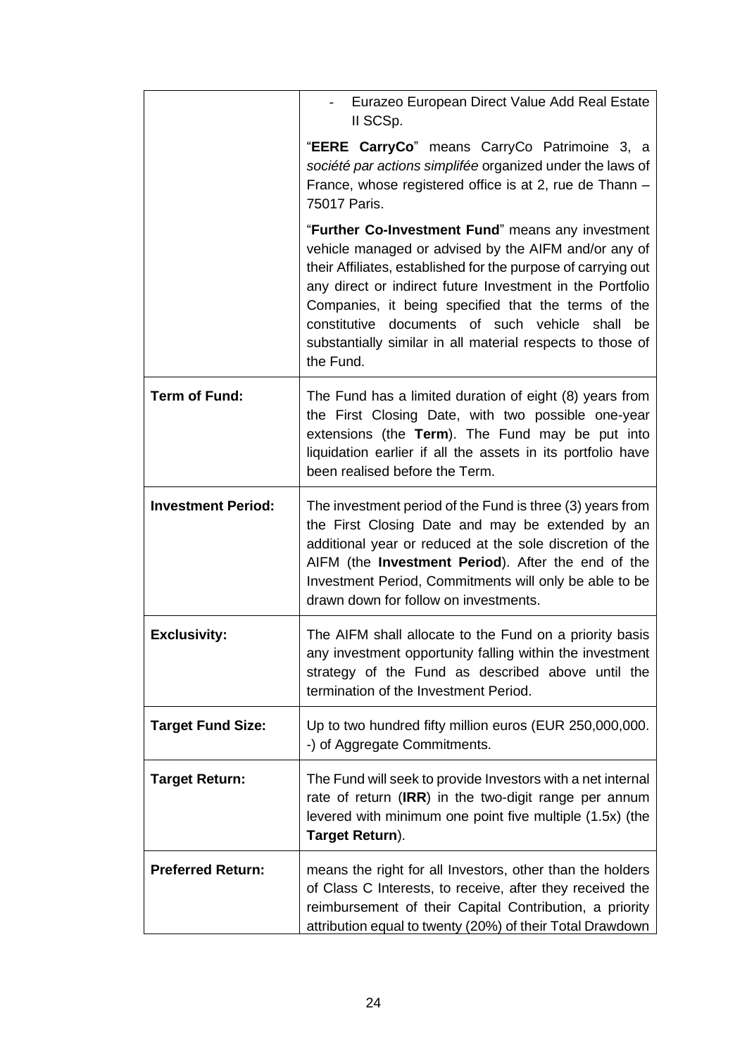| | |
|---|---|
| | - Eurazeo European Direct Value Add Real Estate II SCSp.<br><br>"**EERE CarryCo**" means CarryCo Patrimoine 3, a *société par actions simplifée* organized under the laws of France, whose registered office is at 2, rue de Thann – 75017 Paris.<br><br>"**Further Co-Investment Fund**" means any investment vehicle managed or advised by the AIFM and/or any of their Affiliates, established for the purpose of carrying out any direct or indirect future Investment in the Portfolio Companies, it being specified that the terms of the constitutive documents of such vehicle shall be substantially similar in all material respects to those of the Fund. |
| **Term of Fund:** | The Fund has a limited duration of eight (8) years from the First Closing Date, with two possible one-year extensions (the **Term**). The Fund may be put into liquidation earlier if all the assets in its portfolio have been realised before the Term. |
| **Investment Period:** | The investment period of the Fund is three (3) years from the First Closing Date and may be extended by an additional year or reduced at the sole discretion of the AIFM (the **Investment Period**). After the end of the Investment Period, Commitments will only be able to be drawn down for follow on investments. |
| **Exclusivity:** | The AIFM shall allocate to the Fund on a priority basis any investment opportunity falling within the investment strategy of the Fund as described above until the termination of the Investment Period. |
| **Target Fund Size:** | Up to two hundred fifty million euros (EUR 250,000,000. -) of Aggregate Commitments. |
| **Target Return:** | The Fund will seek to provide Investors with a net internal rate of return (**IRR**) in the two-digit range per annum levered with minimum one point five multiple (1.5x) (the **Target Return**). |
| **Preferred Return:** | means the right for all Investors, other than the holders of Class C Interests, to receive, after they received the reimbursement of their Capital Contribution, a priority attribution equal to twenty (20%) of their Total Drawdown |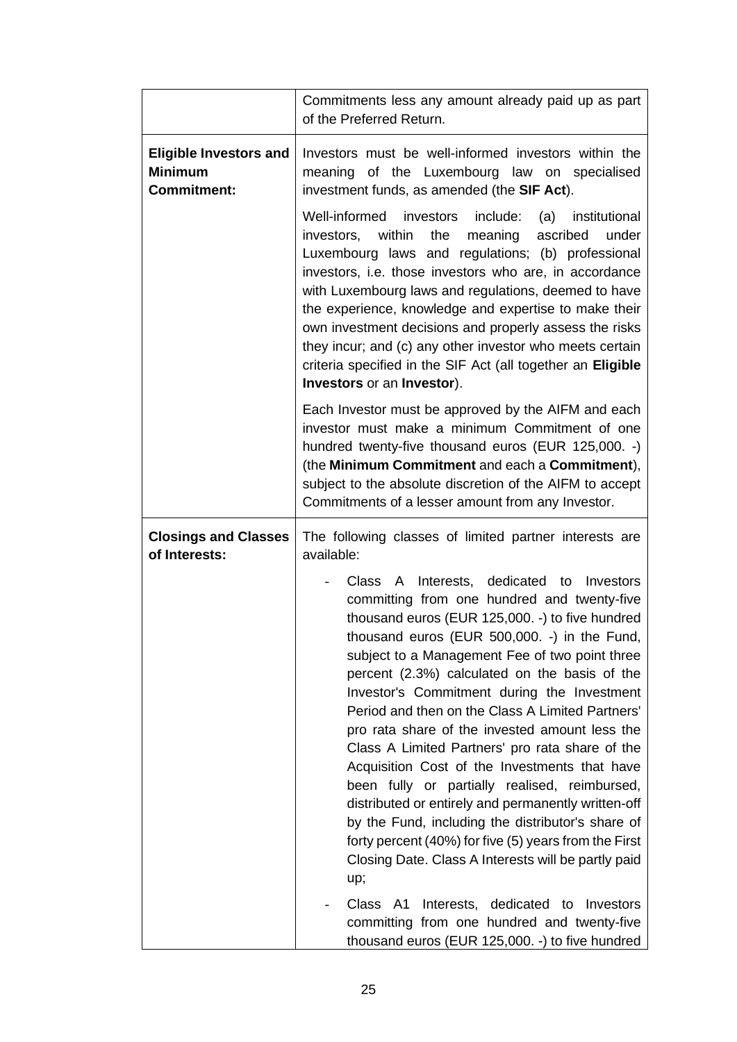| | |
|---|---|
| | Commitments less any amount already paid up as part of the Preferred Return. |
| **Eligible Investors and Minimum Commitment:** | Investors must be well-informed investors within the meaning of the Luxembourg law on specialised investment funds, as amended (the **SIF Act**).<br><br>Well-informed investors include: (a) institutional investors, within the meaning ascribed under Luxembourg laws and regulations; (b) professional investors, i.e. those investors who are, in accordance with Luxembourg laws and regulations, deemed to have the experience, knowledge and expertise to make their own investment decisions and properly assess the risks they incur; and (c) any other investor who meets certain criteria specified in the SIF Act (all together an **Eligible Investors** or an **Investor**).<br><br>Each Investor must be approved by the AIFM and each investor must make a minimum Commitment of one hundred twenty-five thousand euros (EUR 125,000. -) (the **Minimum Commitment** and each a **Commitment**), subject to the absolute discretion of the AIFM to accept Commitments of a lesser amount from any Investor. |
| **Closings and Classes of Interests:** | The following classes of limited partner interests are available:<br><br>- Class A Interests, dedicated to Investors committing from one hundred and twenty-five thousand euros (EUR 125,000. -) to five hundred thousand euros (EUR 500,000. -) in the Fund, subject to a Management Fee of two point three percent (2.3%) calculated on the basis of the Investor's Commitment during the Investment Period and then on the Class A Limited Partners' pro rata share of the invested amount less the Class A Limited Partners' pro rata share of the Acquisition Cost of the Investments that have been fully or partially realised, reimbursed, distributed or entirely and permanently written-off by the Fund, including the distributor's share of forty percent (40%) for five (5) years from the First Closing Date. Class A Interests will be partly paid up;<br><br>- Class A1 Interests, dedicated to Investors committing from one hundred and twenty-five thousand euros (EUR 125,000. -) to five hundred |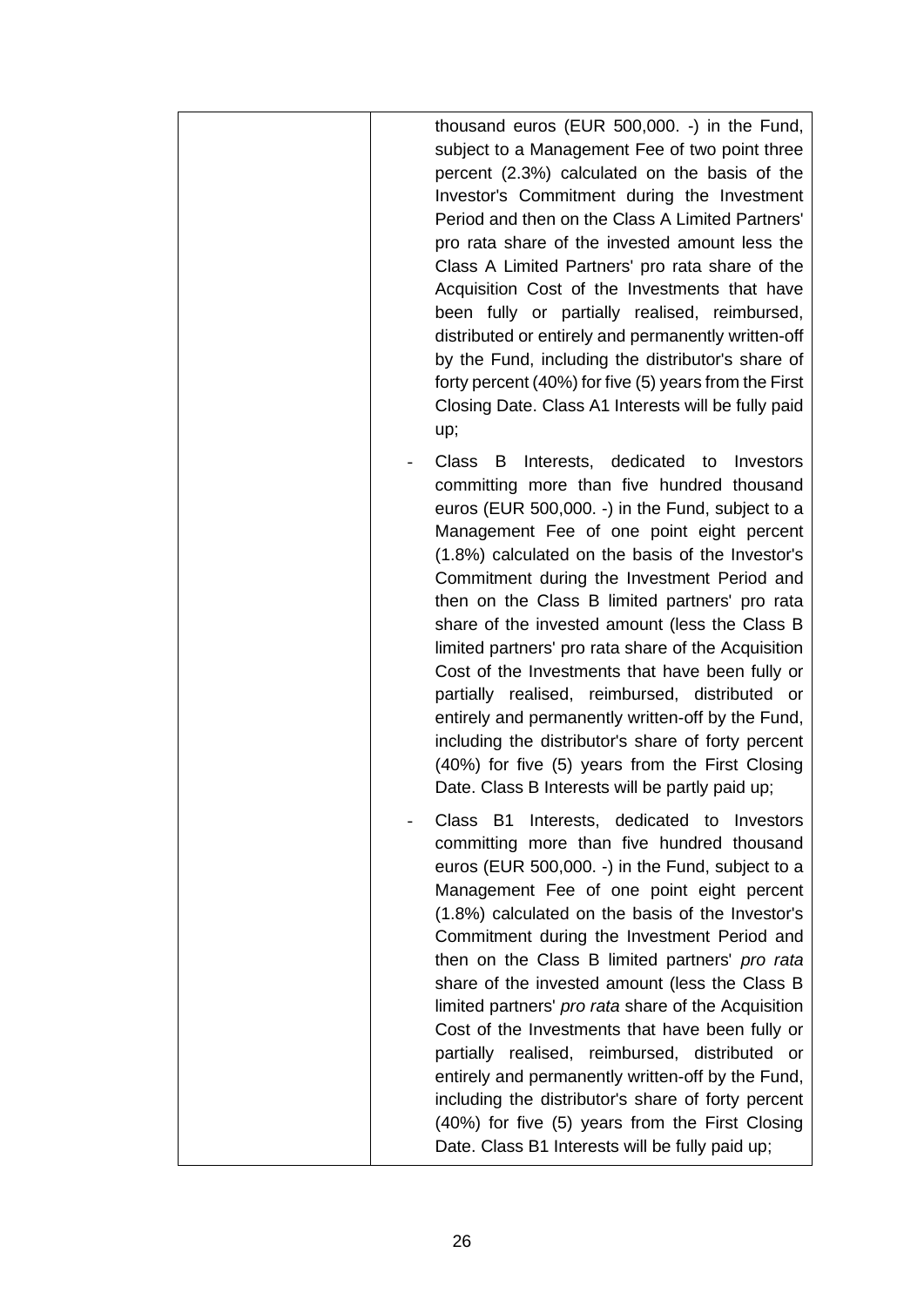| | thousand euros (EUR 500,000. -) in the Fund, subject to a Management Fee of two point three percent (2.3%) calculated on the basis of the Investor's Commitment during the Investment Period and then on the Class A Limited Partners' pro rata share of the invested amount less the Class A Limited Partners' pro rata share of the Acquisition Cost of the Investments that have been fully or partially realised, reimbursed, distributed or entirely and permanently written-off by the Fund, including the distributor's share of forty percent (40%) for five (5) years from the First Closing Date. Class A1 Interests will be fully paid up;<br><br>- Class B Interests, dedicated to Investors committing more than five hundred thousand euros (EUR 500,000. -) in the Fund, subject to a Management Fee of one point eight percent (1.8%) calculated on the basis of the Investor's Commitment during the Investment Period and then on the Class B limited partners' pro rata share of the invested amount (less the Class B limited partners' pro rata share of the Acquisition Cost of the Investments that have been fully or partially realised, reimbursed, distributed or entirely and permanently written-off by the Fund, including the distributor's share of forty percent (40%) for five (5) years from the First Closing Date. Class B Interests will be partly paid up;<br><br>- Class B1 Interests, dedicated to Investors committing more than five hundred thousand euros (EUR 500,000. -) in the Fund, subject to a Management Fee of one point eight percent (1.8%) calculated on the basis of the Investor's Commitment during the Investment Period and then on the Class B limited partners' *pro rata* share of the invested amount (less the Class B limited partners' *pro rata* share of the Acquisition Cost of the Investments that have been fully or partially realised, reimbursed, distributed or entirely and permanently written-off by the Fund, including the distributor's share of forty percent (40%) for five (5) years from the First Closing Date. Class B1 Interests will be fully paid up; |
|---|---|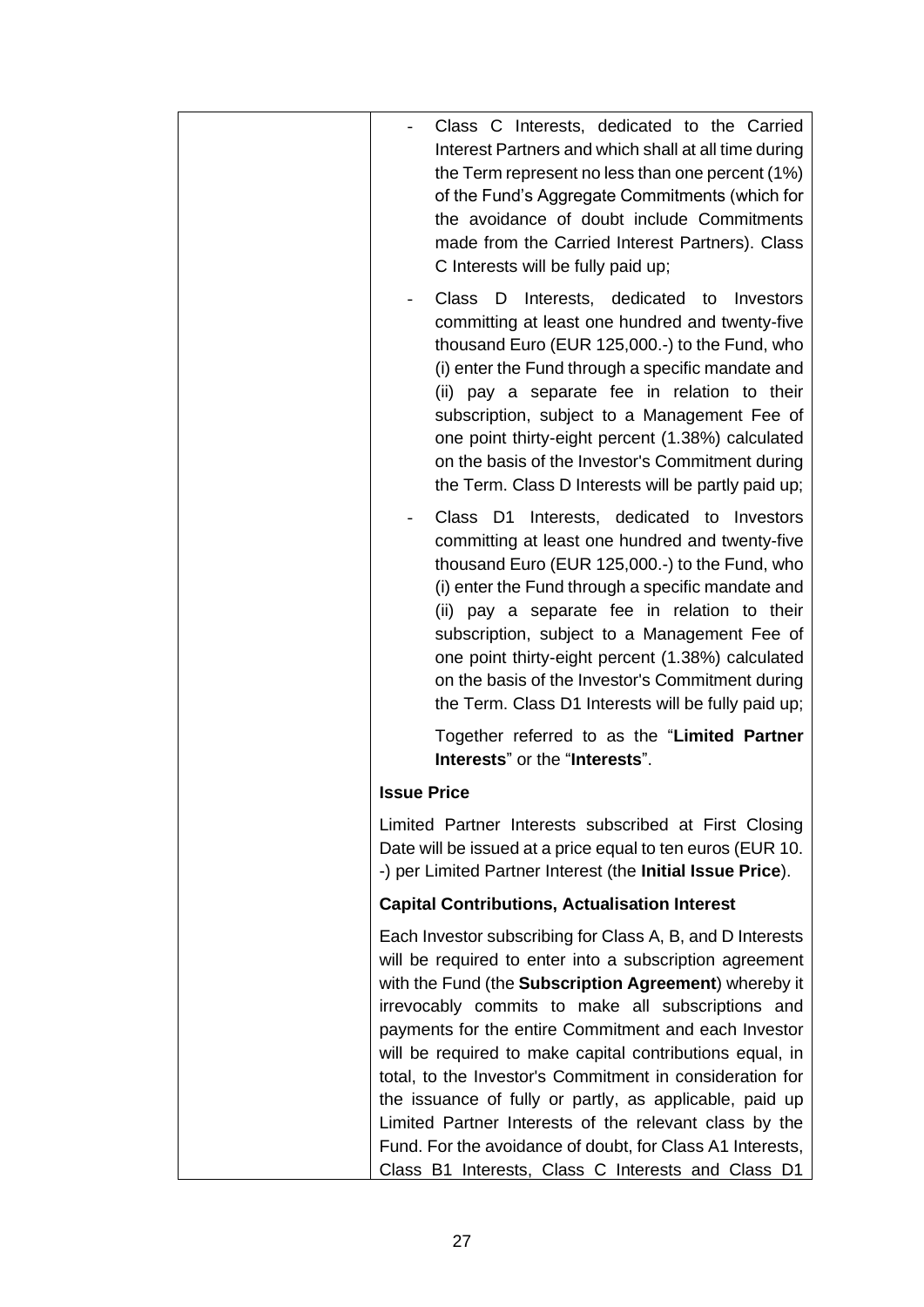| | - Class C Interests, dedicated to the Carried Interest Partners and which shall at all time during the Term represent no less than one percent (1%) of the Fund's Aggregate Commitments (which for the avoidance of doubt include Commitments made from the Carried Interest Partners). Class C Interests will be fully paid up;<br><br>- Class D Interests, dedicated to Investors committing at least one hundred and twenty-five thousand Euro (EUR 125,000.-) to the Fund, who (i) enter the Fund through a specific mandate and (ii) pay a separate fee in relation to their subscription, subject to a Management Fee of one point thirty-eight percent (1.38%) calculated on the basis of the Investor's Commitment during the Term. Class D Interests will be partly paid up;<br><br>- Class D1 Interests, dedicated to Investors committing at least one hundred and twenty-five thousand Euro (EUR 125,000.-) to the Fund, who (i) enter the Fund through a specific mandate and (ii) pay a separate fee in relation to their subscription, subject to a Management Fee of one point thirty-eight percent (1.38%) calculated on the basis of the Investor's Commitment during the Term. Class D1 Interests will be fully paid up;<br><br>Together referred to as the "**Limited Partner Interests**" or the "**Interests**".<br><br>**Issue Price**<br><br>Limited Partner Interests subscribed at First Closing Date will be issued at a price equal to ten euros (EUR 10. -) per Limited Partner Interest (the **Initial Issue Price**).<br><br>**Capital Contributions, Actualisation Interest**<br><br>Each Investor subscribing for Class A, B, and D Interests will be required to enter into a subscription agreement with the Fund (the **Subscription Agreement**) whereby it irrevocably commits to make all subscriptions and payments for the entire Commitment and each Investor will be required to make capital contributions equal, in total, to the Investor's Commitment in consideration for the issuance of fully or partly, as applicable, paid up Limited Partner Interests of the relevant class by the Fund. For the avoidance of doubt, for Class A1 Interests, Class B1 Interests, Class C Interests and Class D1 |
|---|---|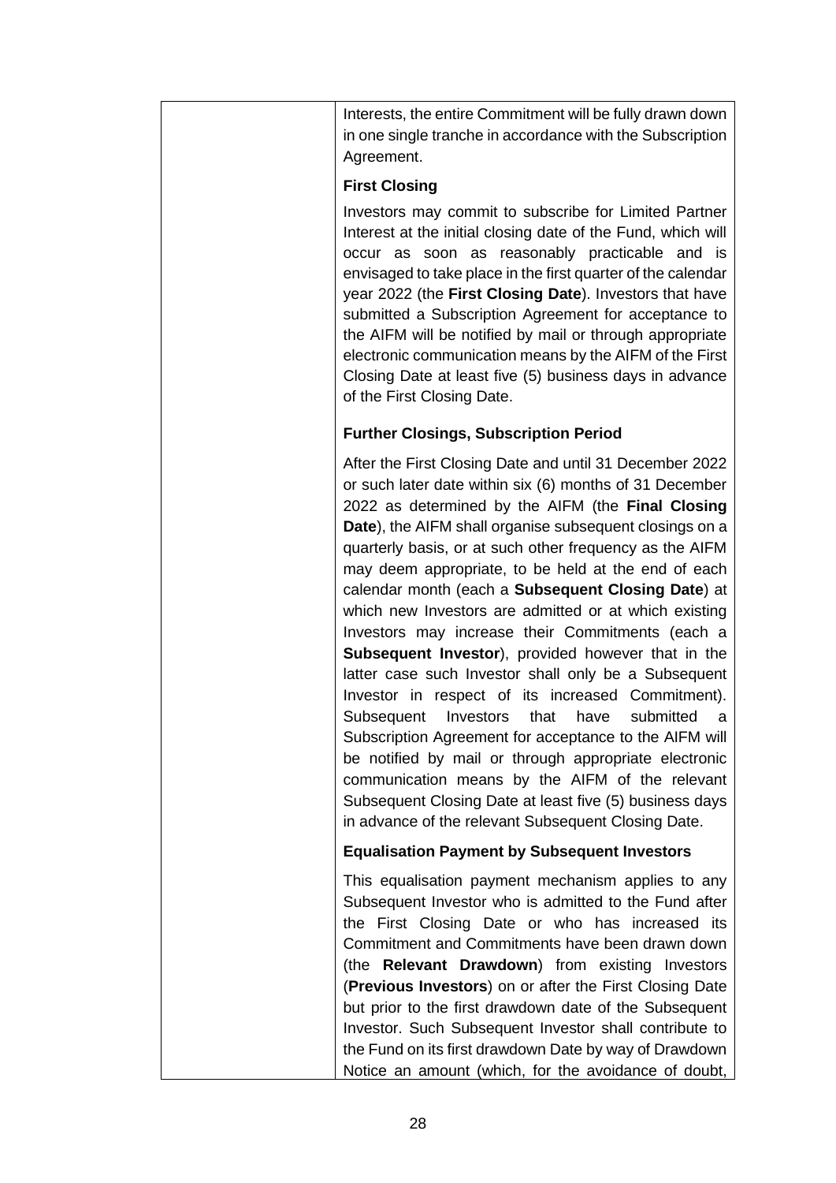| | Interests, the entire Commitment will be fully drawn down in one single tranche in accordance with the Subscription Agreement.<br><br>**First Closing**<br><br>Investors may commit to subscribe for Limited Partner Interest at the initial closing date of the Fund, which will occur as soon as reasonably practicable and is envisaged to take place in the first quarter of the calendar year 2022 (the **First Closing Date**). Investors that have submitted a Subscription Agreement for acceptance to the AIFM will be notified by mail or through appropriate electronic communication means by the AIFM of the First Closing Date at least five (5) business days in advance of the First Closing Date.<br><br>**Further Closings, Subscription Period**<br><br>After the First Closing Date and until 31 December 2022 or such later date within six (6) months of 31 December 2022 as determined by the AIFM (the **Final Closing Date**), the AIFM shall organise subsequent closings on a quarterly basis, or at such other frequency as the AIFM may deem appropriate, to be held at the end of each calendar month (each a **Subsequent Closing Date**) at which new Investors are admitted or at which existing Investors may increase their Commitments (each a **Subsequent Investor**), provided however that in the latter case such Investor shall only be a Subsequent Investor in respect of its increased Commitment). Subsequent Investors that have submitted a Subscription Agreement for acceptance to the AIFM will be notified by mail or through appropriate electronic communication means by the AIFM of the relevant Subsequent Closing Date at least five (5) business days in advance of the relevant Subsequent Closing Date.<br><br>**Equalisation Payment by Subsequent Investors**<br><br>This equalisation payment mechanism applies to any Subsequent Investor who is admitted to the Fund after the First Closing Date or who has increased its Commitment and Commitments have been drawn down (the **Relevant Drawdown**) from existing Investors (**Previous Investors**) on or after the First Closing Date but prior to the first drawdown date of the Subsequent Investor. Such Subsequent Investor shall contribute to the Fund on its first drawdown Date by way of Drawdown Notice an amount (which, for the avoidance of doubt, |
|---|---|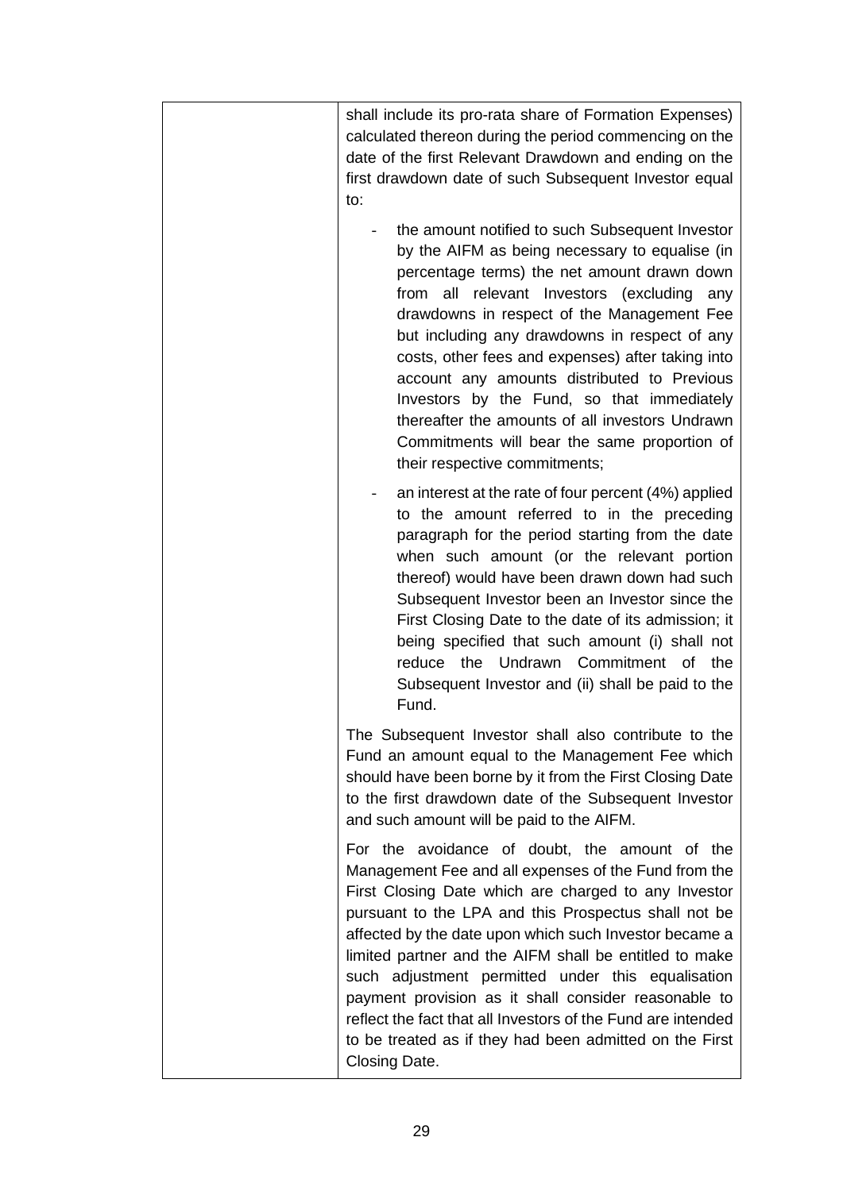| | shall include its pro-rata share of Formation Expenses) calculated thereon during the period commencing on the date of the first Relevant Drawdown and ending on the first drawdown date of such Subsequent Investor equal to:<br><br>- the amount notified to such Subsequent Investor by the AIFM as being necessary to equalise (in percentage terms) the net amount drawn down from all relevant Investors (excluding any drawdowns in respect of the Management Fee but including any drawdowns in respect of any costs, other fees and expenses) after taking into account any amounts distributed to Previous Investors by the Fund, so that immediately thereafter the amounts of all investors Undrawn Commitments will bear the same proportion of their respective commitments;<br>- an interest at the rate of four percent (4%) applied to the amount referred to in the preceding paragraph for the period starting from the date when such amount (or the relevant portion thereof) would have been drawn down had such Subsequent Investor been an Investor since the First Closing Date to the date of its admission; it being specified that such amount (i) shall not reduce the Undrawn Commitment of the Subsequent Investor and (ii) shall be paid to the Fund.<br><br>The Subsequent Investor shall also contribute to the Fund an amount equal to the Management Fee which should have been borne by it from the First Closing Date to the first drawdown date of the Subsequent Investor and such amount will be paid to the AIFM.<br><br>For the avoidance of doubt, the amount of the Management Fee and all expenses of the Fund from the First Closing Date which are charged to any Investor pursuant to the LPA and this Prospectus shall not be affected by the date upon which such Investor became a limited partner and the AIFM shall be entitled to make such adjustment permitted under this equalisation payment provision as it shall consider reasonable to reflect the fact that all Investors of the Fund are intended to be treated as if they had been admitted on the First Closing Date. |
|---|---|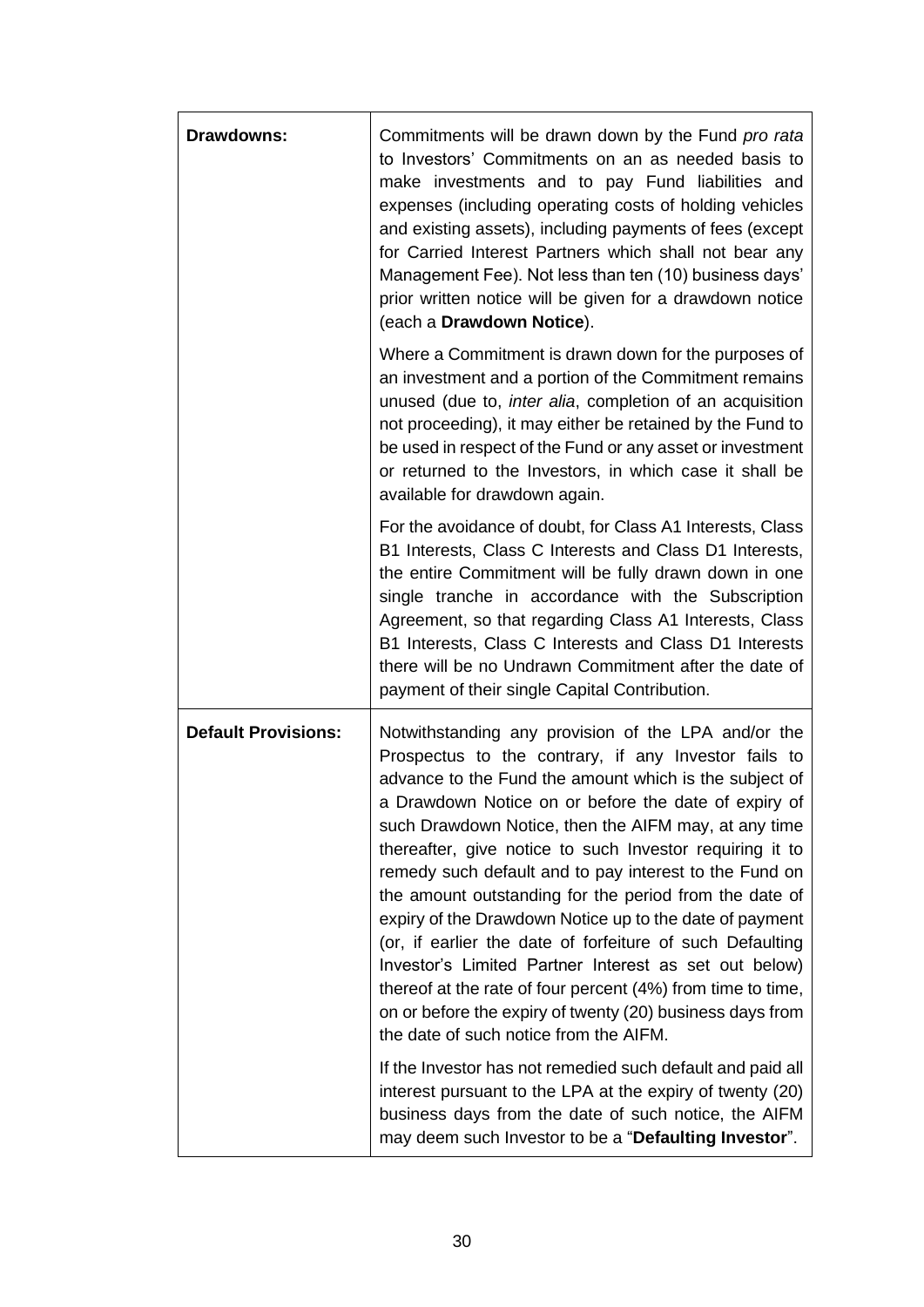| | |
|---|---|
| **Drawdowns:** | Commitments will be drawn down by the Fund *pro rata* to Investors' Commitments on an as needed basis to make investments and to pay Fund liabilities and expenses (including operating costs of holding vehicles and existing assets), including payments of fees (except for Carried Interest Partners which shall not bear any Management Fee). Not less than ten (10) business days' prior written notice will be given for a drawdown notice (each a **Drawdown Notice**).<br><br>Where a Commitment is drawn down for the purposes of an investment and a portion of the Commitment remains unused (due to, *inter alia*, completion of an acquisition not proceeding), it may either be retained by the Fund to be used in respect of the Fund or any asset or investment or returned to the Investors, in which case it shall be available for drawdown again.<br><br>For the avoidance of doubt, for Class A1 Interests, Class B1 Interests, Class C Interests and Class D1 Interests, the entire Commitment will be fully drawn down in one single tranche in accordance with the Subscription Agreement, so that regarding Class A1 Interests, Class B1 Interests, Class C Interests and Class D1 Interests there will be no Undrawn Commitment after the date of payment of their single Capital Contribution. |
| **Default Provisions:** | Notwithstanding any provision of the LPA and/or the Prospectus to the contrary, if any Investor fails to advance to the Fund the amount which is the subject of a Drawdown Notice on or before the date of expiry of such Drawdown Notice, then the AIFM may, at any time thereafter, give notice to such Investor requiring it to remedy such default and to pay interest to the Fund on the amount outstanding for the period from the date of expiry of the Drawdown Notice up to the date of payment (or, if earlier the date of forfeiture of such Defaulting Investor's Limited Partner Interest as set out below) thereof at the rate of four percent (4%) from time to time, on or before the expiry of twenty (20) business days from the date of such notice from the AIFM.<br><br>If the Investor has not remedied such default and paid all interest pursuant to the LPA at the expiry of twenty (20) business days from the date of such notice, the AIFM may deem such Investor to be a "**Defaulting Investor**". |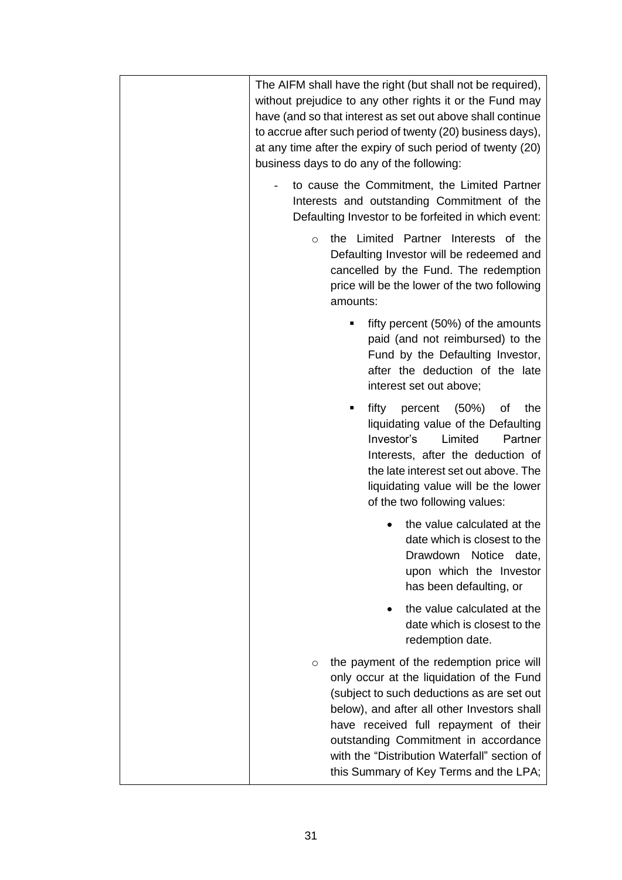| | The AIFM shall have the right (but shall not be required), without prejudice to any other rights it or the Fund may have (and so that interest as set out above shall continue to accrue after such period of twenty (20) business days), at any time after the expiry of such period of twenty (20) business days to do any of the following:<br><br>- to cause the Commitment, the Limited Partner Interests and outstanding Commitment of the Defaulting Investor to be forfeited in which event:<br>&nbsp;&nbsp;&nbsp;&nbsp;o the Limited Partner Interests of the Defaulting Investor will be redeemed and cancelled by the Fund. The redemption price will be the lower of the two following amounts:<br>&nbsp;&nbsp;&nbsp;&nbsp;&nbsp;&nbsp;&nbsp;&nbsp;▪ fifty percent (50%) of the amounts paid (and not reimbursed) to the Fund by the Defaulting Investor, after the deduction of the late interest set out above;<br>&nbsp;&nbsp;&nbsp;&nbsp;&nbsp;&nbsp;&nbsp;&nbsp;▪ fifty percent (50%) of the liquidating value of the Defaulting Investor's Limited Partner Interests, after the deduction of the late interest set out above. The liquidating value will be the lower of the two following values:<br>&nbsp;&nbsp;&nbsp;&nbsp;&nbsp;&nbsp;&nbsp;&nbsp;&nbsp;&nbsp;&nbsp;&nbsp;• the value calculated at the date which is closest to the Drawdown Notice date, upon which the Investor has been defaulting, or<br>&nbsp;&nbsp;&nbsp;&nbsp;&nbsp;&nbsp;&nbsp;&nbsp;&nbsp;&nbsp;&nbsp;&nbsp;• the value calculated at the date which is closest to the redemption date.<br>&nbsp;&nbsp;&nbsp;&nbsp;o the payment of the redemption price will only occur at the liquidation of the Fund (subject to such deductions as are set out below), and after all other Investors shall have received full repayment of their outstanding Commitment in accordance with the "Distribution Waterfall" section of this Summary of Key Terms and the LPA; |
|---|---|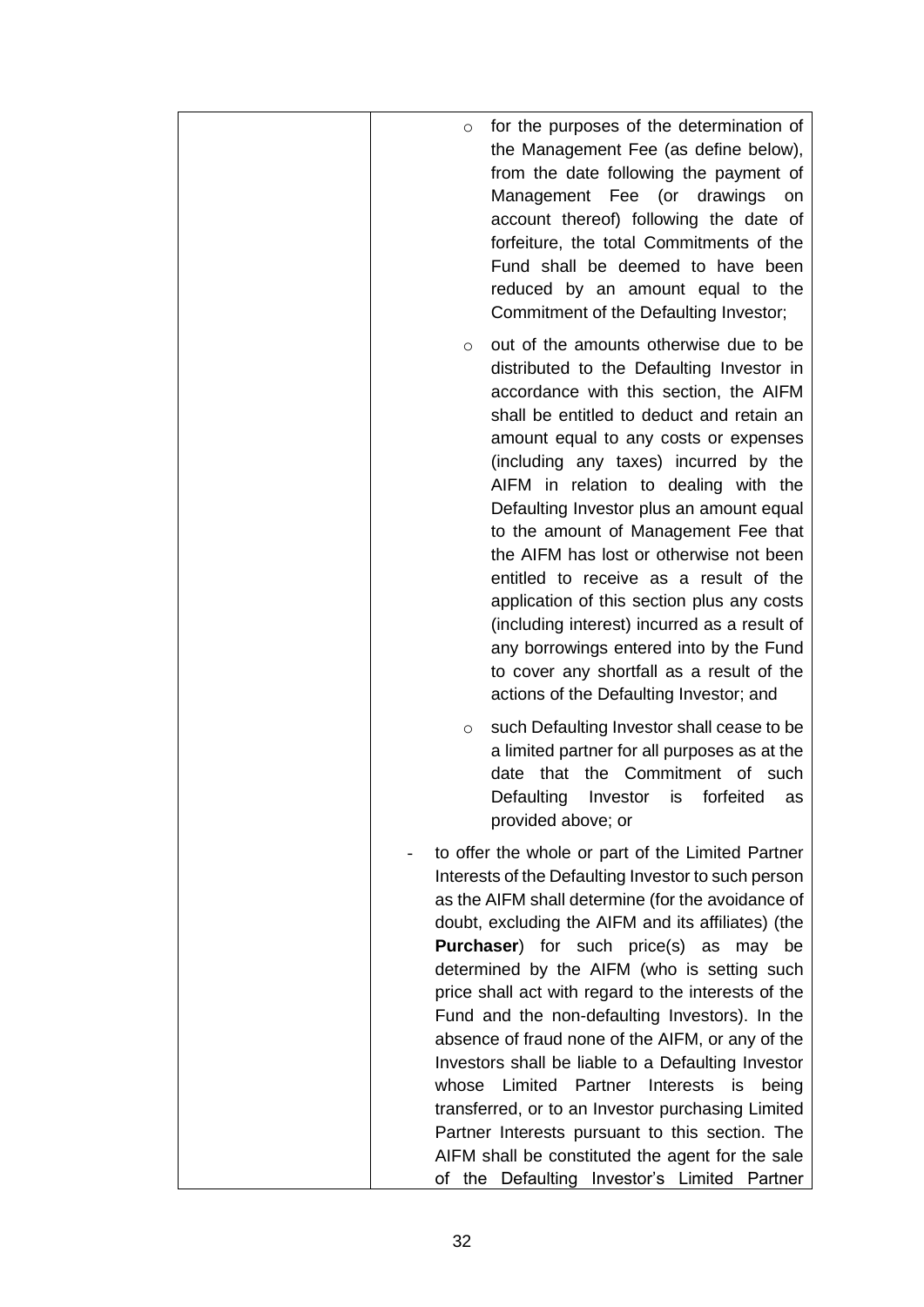| | <ul><li>for the purposes of the determination of the Management Fee (as define below), from the date following the payment of Management Fee (or drawings on account thereof) following the date of forfeiture, the total Commitments of the Fund shall be deemed to have been reduced by an amount equal to the Commitment of the Defaulting Investor;</li><li>out of the amounts otherwise due to be distributed to the Defaulting Investor in accordance with this section, the AIFM shall be entitled to deduct and retain an amount equal to any costs or expenses (including any taxes) incurred by the AIFM in relation to dealing with the Defaulting Investor plus an amount equal to the amount of Management Fee that the AIFM has lost or otherwise not been entitled to receive as a result of the application of this section plus any costs (including interest) incurred as a result of any borrowings entered into by the Fund to cover any shortfall as a result of the actions of the Defaulting Investor; and</li><li>such Defaulting Investor shall cease to be a limited partner for all purposes as at the date that the Commitment of such Defaulting Investor is forfeited as provided above; or</li></ul>- to offer the whole or part of the Limited Partner Interests of the Defaulting Investor to such person as the AIFM shall determine (for the avoidance of doubt, excluding the AIFM and its affiliates) (the **Purchaser**) for such price(s) as may be determined by the AIFM (who is setting such price shall act with regard to the interests of the Fund and the non-defaulting Investors). In the absence of fraud none of the AIFM, or any of the Investors shall be liable to a Defaulting Investor whose Limited Partner Interests is being transferred, or to an Investor purchasing Limited Partner Interests pursuant to this section. The AIFM shall be constituted the agent for the sale of the Defaulting Investor's Limited Partner |
|---|---|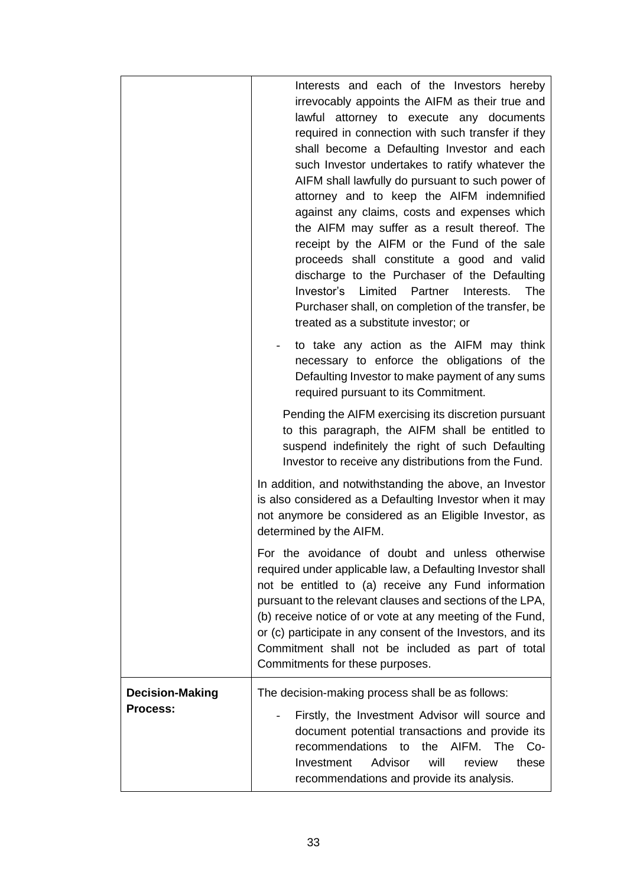| | |
|---|---|
| | Interests and each of the Investors hereby irrevocably appoints the AIFM as their true and lawful attorney to execute any documents required in connection with such transfer if they shall become a Defaulting Investor and each such Investor undertakes to ratify whatever the AIFM shall lawfully do pursuant to such power of attorney and to keep the AIFM indemnified against any claims, costs and expenses which the AIFM may suffer as a result thereof. The receipt by the AIFM or the Fund of the sale proceeds shall constitute a good and valid discharge to the Purchaser of the Defaulting Investor's Limited Partner Interests. The Purchaser shall, on completion of the transfer, be treated as a substitute investor; or<br><br>- to take any action as the AIFM may think necessary to enforce the obligations of the Defaulting Investor to make payment of any sums required pursuant to its Commitment.<br><br>Pending the AIFM exercising its discretion pursuant to this paragraph, the AIFM shall be entitled to suspend indefinitely the right of such Defaulting Investor to receive any distributions from the Fund.<br><br>In addition, and notwithstanding the above, an Investor is also considered as a Defaulting Investor when it may not anymore be considered as an Eligible Investor, as determined by the AIFM.<br><br>For the avoidance of doubt and unless otherwise required under applicable law, a Defaulting Investor shall not be entitled to (a) receive any Fund information pursuant to the relevant clauses and sections of the LPA, (b) receive notice of or vote at any meeting of the Fund, or (c) participate in any consent of the Investors, and its Commitment shall not be included as part of total Commitments for these purposes. |
| **Decision-Making Process:** | The decision-making process shall be as follows:<br><br>- Firstly, the Investment Advisor will source and document potential transactions and provide its recommendations to the AIFM. The Co-Investment Advisor will review these recommendations and provide its analysis. |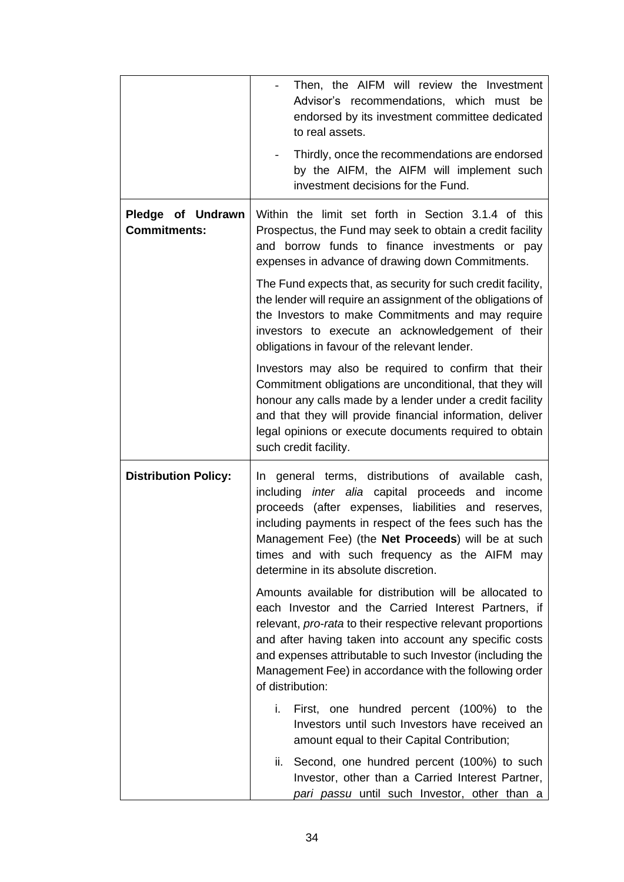| | |
|---|---|
| | - Then, the AIFM will review the Investment Advisor's recommendations, which must be endorsed by its investment committee dedicated to real assets.<br><br>- Thirdly, once the recommendations are endorsed by the AIFM, the AIFM will implement such investment decisions for the Fund. |
| **Pledge of Undrawn Commitments:** | Within the limit set forth in Section 3.1.4 of this Prospectus, the Fund may seek to obtain a credit facility and borrow funds to finance investments or pay expenses in advance of drawing down Commitments.<br><br>The Fund expects that, as security for such credit facility, the lender will require an assignment of the obligations of the Investors to make Commitments and may require investors to execute an acknowledgement of their obligations in favour of the relevant lender.<br><br>Investors may also be required to confirm that their Commitment obligations are unconditional, that they will honour any calls made by a lender under a credit facility and that they will provide financial information, deliver legal opinions or execute documents required to obtain such credit facility. |
| **Distribution Policy:** | In general terms, distributions of available cash, including *inter alia* capital proceeds and income proceeds (after expenses, liabilities and reserves, including payments in respect of the fees such has the Management Fee) (the **Net Proceeds**) will be at such times and with such frequency as the AIFM may determine in its absolute discretion.<br><br>Amounts available for distribution will be allocated to each Investor and the Carried Interest Partners, if relevant, *pro-rata* to their respective relevant proportions and after having taken into account any specific costs and expenses attributable to such Investor (including the Management Fee) in accordance with the following order of distribution:<br><br>i. First, one hundred percent (100%) to the Investors until such Investors have received an amount equal to their Capital Contribution;<br><br>ii. Second, one hundred percent (100%) to such Investor, other than a Carried Interest Partner, *pari passu* until such Investor, other than a |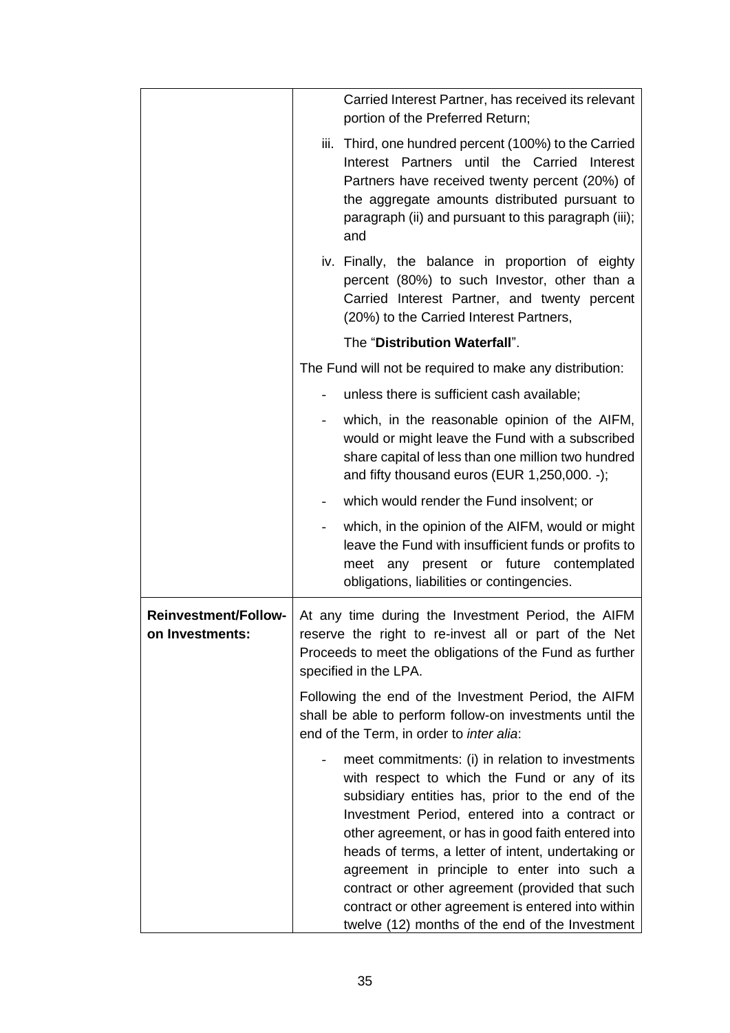| | |
|---|---|
| | Carried Interest Partner, has received its relevant portion of the Preferred Return;<br><br>iii. Third, one hundred percent (100%) to the Carried Interest Partners until the Carried Interest Partners have received twenty percent (20%) of the aggregate amounts distributed pursuant to paragraph (ii) and pursuant to this paragraph (iii); and<br><br>iv. Finally, the balance in proportion of eighty percent (80%) to such Investor, other than a Carried Interest Partner, and twenty percent (20%) to the Carried Interest Partners,<br><br>The "**Distribution Waterfall**".<br><br>The Fund will not be required to make any distribution:<br><br>- unless there is sufficient cash available;<br>- which, in the reasonable opinion of the AIFM, would or might leave the Fund with a subscribed share capital of less than one million two hundred and fifty thousand euros (EUR 1,250,000. -);<br>- which would render the Fund insolvent; or<br>- which, in the opinion of the AIFM, would or might leave the Fund with insufficient funds or profits to meet any present or future contemplated obligations, liabilities or contingencies. |
| **Reinvestment/Follow-on Investments:** | At any time during the Investment Period, the AIFM reserve the right to re-invest all or part of the Net Proceeds to meet the obligations of the Fund as further specified in the LPA.<br><br>Following the end of the Investment Period, the AIFM shall be able to perform follow-on investments until the end of the Term, in order to *inter alia*:<br><br>- meet commitments: (i) in relation to investments with respect to which the Fund or any of its subsidiary entities has, prior to the end of the Investment Period, entered into a contract or other agreement, or has in good faith entered into heads of terms, a letter of intent, undertaking or agreement in principle to enter into such a contract or other agreement (provided that such contract or other agreement is entered into within twelve (12) months of the end of the Investment |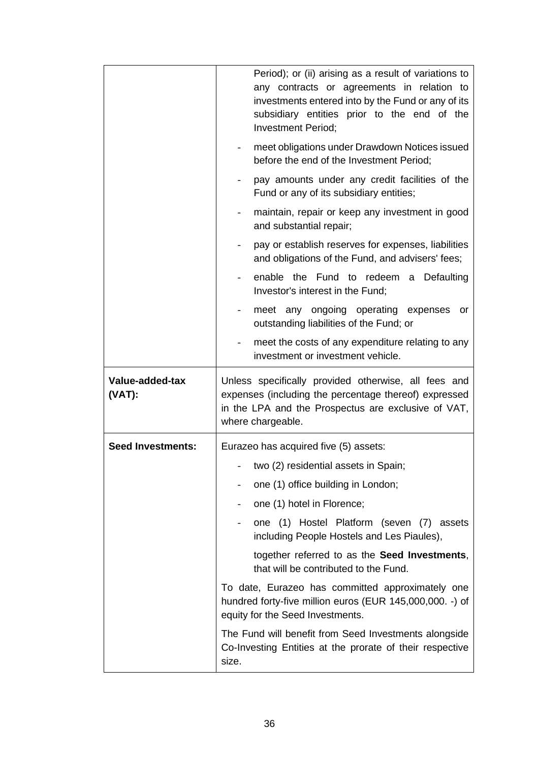| | |
|---|---|
| | Period); or (ii) arising as a result of variations to any contracts or agreements in relation to investments entered into by the Fund or any of its subsidiary entities prior to the end of the Investment Period;<br>- meet obligations under Drawdown Notices issued before the end of the Investment Period;<br>- pay amounts under any credit facilities of the Fund or any of its subsidiary entities;<br>- maintain, repair or keep any investment in good and substantial repair;<br>- pay or establish reserves for expenses, liabilities and obligations of the Fund, and advisers' fees;<br>- enable the Fund to redeem a Defaulting Investor's interest in the Fund;<br>- meet any ongoing operating expenses or outstanding liabilities of the Fund; or<br>- meet the costs of any expenditure relating to any investment or investment vehicle. |
| **Value-added-tax (VAT):** | Unless specifically provided otherwise, all fees and expenses (including the percentage thereof) expressed in the LPA and the Prospectus are exclusive of VAT, where chargeable. |
| **Seed Investments:** | Eurazeo has acquired five (5) assets:<br>- two (2) residential assets in Spain;<br>- one (1) office building in London;<br>- one (1) hotel in Florence;<br>- one (1) Hostel Platform (seven (7) assets including People Hostels and Les Piaules),<br>together referred to as the **Seed Investments**, that will be contributed to the Fund.<br>To date, Eurazeo has committed approximately one hundred forty-five million euros (EUR 145,000,000. -) of equity for the Seed Investments.<br>The Fund will benefit from Seed Investments alongside Co-Investing Entities at the prorate of their respective size. |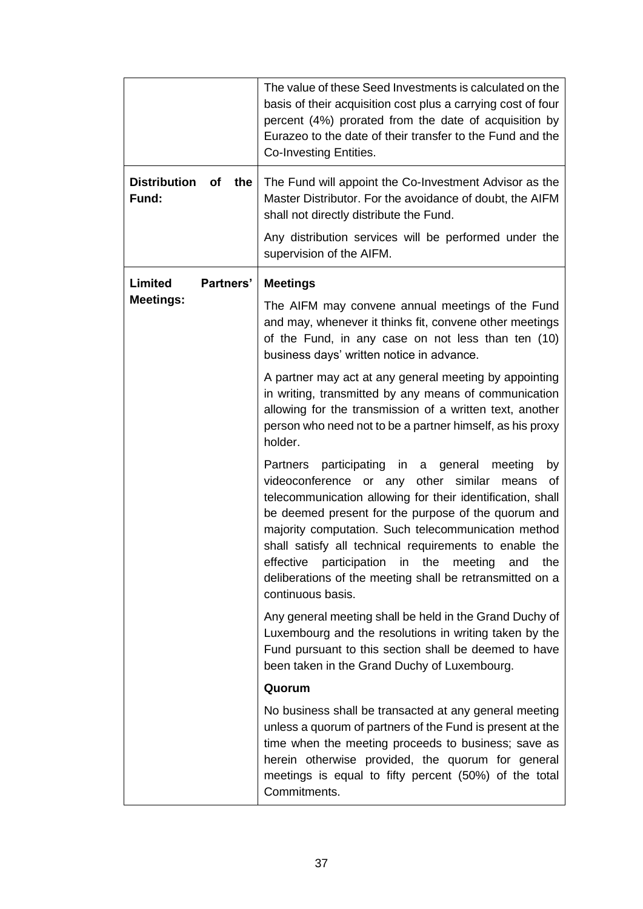| | |
|---|---|
| | The value of these Seed Investments is calculated on the basis of their acquisition cost plus a carrying cost of four percent (4%) prorated from the date of acquisition by Eurazeo to the date of their transfer to the Fund and the Co-Investing Entities. |
| **Distribution of the Fund:** | The Fund will appoint the Co-Investment Advisor as the Master Distributor. For the avoidance of doubt, the AIFM shall not directly distribute the Fund.<br><br>Any distribution services will be performed under the supervision of the AIFM. |
| **Limited Partners' Meetings:** | **Meetings**<br><br>The AIFM may convene annual meetings of the Fund and may, whenever it thinks fit, convene other meetings of the Fund, in any case on not less than ten (10) business days' written notice in advance.<br><br>A partner may act at any general meeting by appointing in writing, transmitted by any means of communication allowing for the transmission of a written text, another person who need not to be a partner himself, as his proxy holder.<br><br>Partners participating in a general meeting by videoconference or any other similar means of telecommunication allowing for their identification, shall be deemed present for the purpose of the quorum and majority computation. Such telecommunication method shall satisfy all technical requirements to enable the effective participation in the meeting and the deliberations of the meeting shall be retransmitted on a continuous basis.<br><br>Any general meeting shall be held in the Grand Duchy of Luxembourg and the resolutions in writing taken by the Fund pursuant to this section shall be deemed to have been taken in the Grand Duchy of Luxembourg.<br><br>**Quorum**<br><br>No business shall be transacted at any general meeting unless a quorum of partners of the Fund is present at the time when the meeting proceeds to business; save as herein otherwise provided, the quorum for general meetings is equal to fifty percent (50%) of the total Commitments. |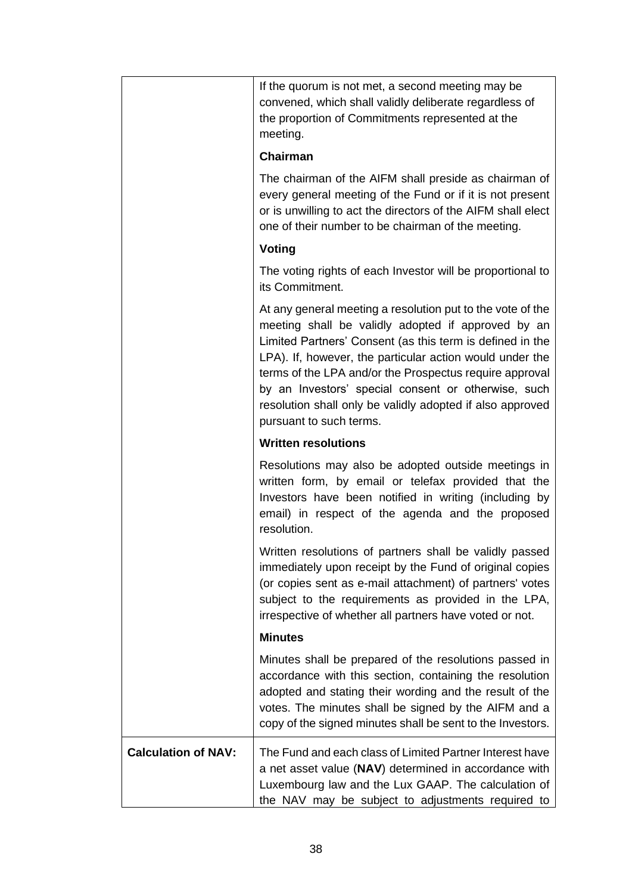| | |
|---|---|
| | If the quorum is not met, a second meeting may be convened, which shall validly deliberate regardless of the proportion of Commitments represented at the meeting.<br><br>**Chairman**<br><br>The chairman of the AIFM shall preside as chairman of every general meeting of the Fund or if it is not present or is unwilling to act the directors of the AIFM shall elect one of their number to be chairman of the meeting.<br><br>**Voting**<br><br>The voting rights of each Investor will be proportional to its Commitment.<br><br>At any general meeting a resolution put to the vote of the meeting shall be validly adopted if approved by an Limited Partners' Consent (as this term is defined in the LPA). If, however, the particular action would under the terms of the LPA and/or the Prospectus require approval by an Investors' special consent or otherwise, such resolution shall only be validly adopted if also approved pursuant to such terms.<br><br>**Written resolutions**<br><br>Resolutions may also be adopted outside meetings in written form, by email or telefax provided that the Investors have been notified in writing (including by email) in respect of the agenda and the proposed resolution.<br><br>Written resolutions of partners shall be validly passed immediately upon receipt by the Fund of original copies (or copies sent as e-mail attachment) of partners' votes subject to the requirements as provided in the LPA, irrespective of whether all partners have voted or not.<br><br>**Minutes**<br><br>Minutes shall be prepared of the resolutions passed in accordance with this section, containing the resolution adopted and stating their wording and the result of the votes. The minutes shall be signed by the AIFM and a copy of the signed minutes shall be sent to the Investors. |
| **Calculation of NAV:** | The Fund and each class of Limited Partner Interest have a net asset value (**NAV**) determined in accordance with Luxembourg law and the Lux GAAP. The calculation of the NAV may be subject to adjustments required to |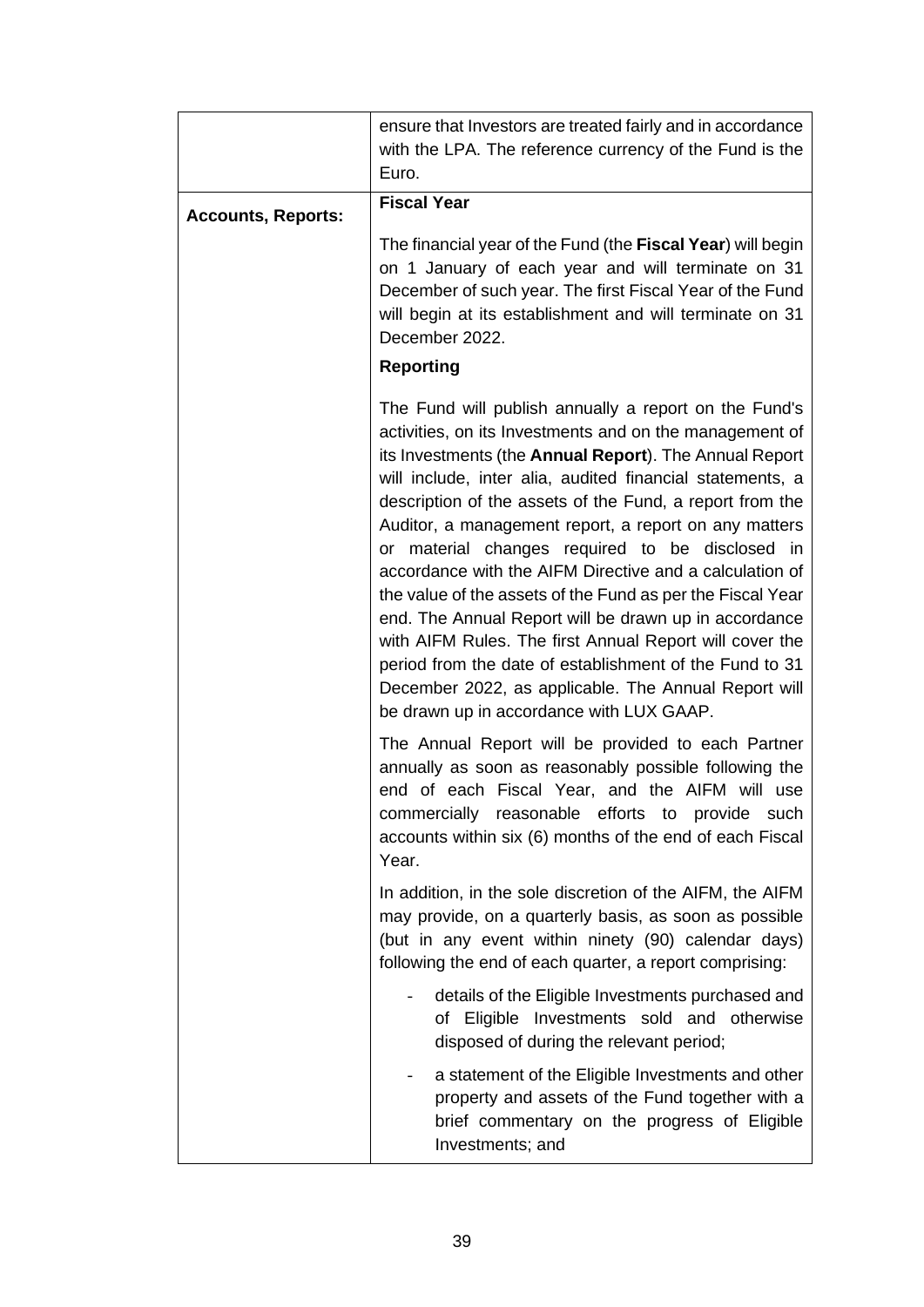| | |
|---|---|
| | ensure that Investors are treated fairly and in accordance with the LPA. The reference currency of the Fund is the Euro. |
| **Accounts, Reports:** | **Fiscal Year**<br><br>The financial year of the Fund (the **Fiscal Year**) will begin on 1 January of each year and will terminate on 31 December of such year. The first Fiscal Year of the Fund will begin at its establishment and will terminate on 31 December 2022.<br><br>**Reporting**<br><br>The Fund will publish annually a report on the Fund's activities, on its Investments and on the management of its Investments (the **Annual Report**). The Annual Report will include, inter alia, audited financial statements, a description of the assets of the Fund, a report from the Auditor, a management report, a report on any matters or material changes required to be disclosed in accordance with the AIFM Directive and a calculation of the value of the assets of the Fund as per the Fiscal Year end. The Annual Report will be drawn up in accordance with AIFM Rules. The first Annual Report will cover the period from the date of establishment of the Fund to 31 December 2022, as applicable. The Annual Report will be drawn up in accordance with LUX GAAP.<br><br>The Annual Report will be provided to each Partner annually as soon as reasonably possible following the end of each Fiscal Year, and the AIFM will use commercially reasonable efforts to provide such accounts within six (6) months of the end of each Fiscal Year.<br><br>In addition, in the sole discretion of the AIFM, the AIFM may provide, on a quarterly basis, as soon as possible (but in any event within ninety (90) calendar days) following the end of each quarter, a report comprising:<br><br>- details of the Eligible Investments purchased and of Eligible Investments sold and otherwise disposed of during the relevant period;<br>- a statement of the Eligible Investments and other property and assets of the Fund together with a brief commentary on the progress of Eligible Investments; and |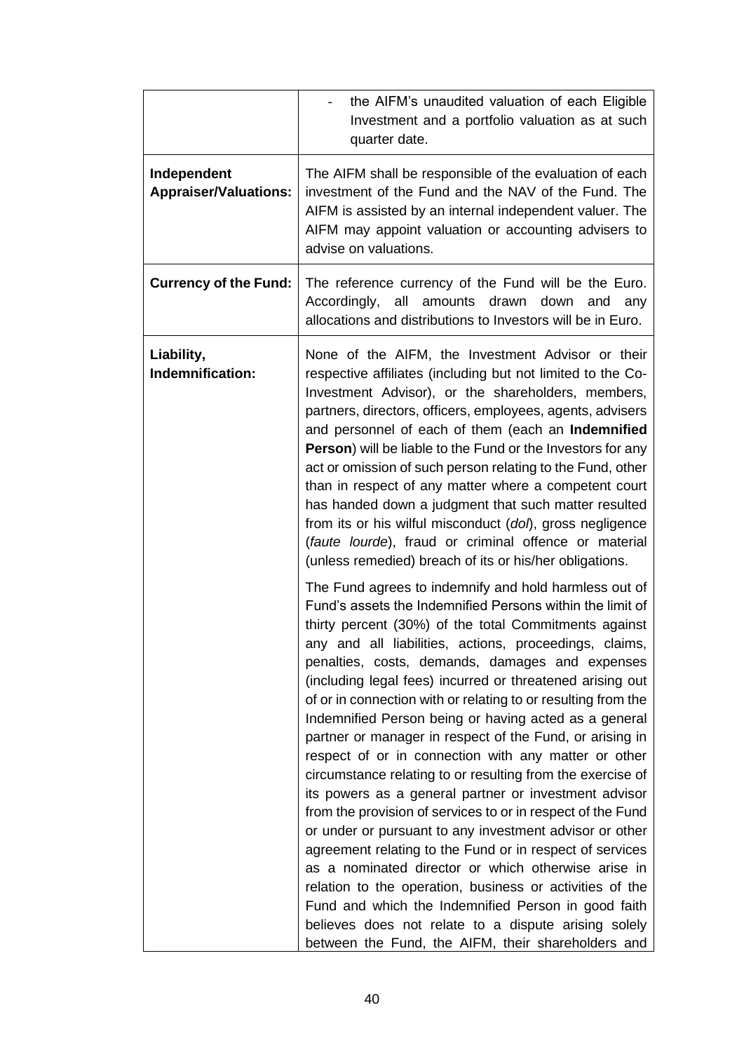| | |
|---|---|
| | - the AIFM's unaudited valuation of each Eligible Investment and a portfolio valuation as at such quarter date. |
| **Independent Appraiser/Valuations:** | The AIFM shall be responsible of the evaluation of each investment of the Fund and the NAV of the Fund. The AIFM is assisted by an internal independent valuer. The AIFM may appoint valuation or accounting advisers to advise on valuations. |
| **Currency of the Fund:** | The reference currency of the Fund will be the Euro. Accordingly, all amounts drawn down and any allocations and distributions to Investors will be in Euro. |
| **Liability, Indemnification:** | None of the AIFM, the Investment Advisor or their respective affiliates (including but not limited to the Co-Investment Advisor), or the shareholders, members, partners, directors, officers, employees, agents, advisers and personnel of each of them (each an **Indemnified Person**) will be liable to the Fund or the Investors for any act or omission of such person relating to the Fund, other than in respect of any matter where a competent court has handed down a judgment that such matter resulted from its or his wilful misconduct (*dol*), gross negligence (*faute lourde*), fraud or criminal offence or material (unless remedied) breach of its or his/her obligations.<br><br>The Fund agrees to indemnify and hold harmless out of Fund's assets the Indemnified Persons within the limit of thirty percent (30%) of the total Commitments against any and all liabilities, actions, proceedings, claims, penalties, costs, demands, damages and expenses (including legal fees) incurred or threatened arising out of or in connection with or relating to or resulting from the Indemnified Person being or having acted as a general partner or manager in respect of the Fund, or arising in respect of or in connection with any matter or other circumstance relating to or resulting from the exercise of its powers as a general partner or investment advisor from the provision of services to or in respect of the Fund or under or pursuant to any investment advisor or other agreement relating to the Fund or in respect of services as a nominated director or which otherwise arise in relation to the operation, business or activities of the Fund and which the Indemnified Person in good faith believes does not relate to a dispute arising solely between the Fund, the AIFM, their shareholders and |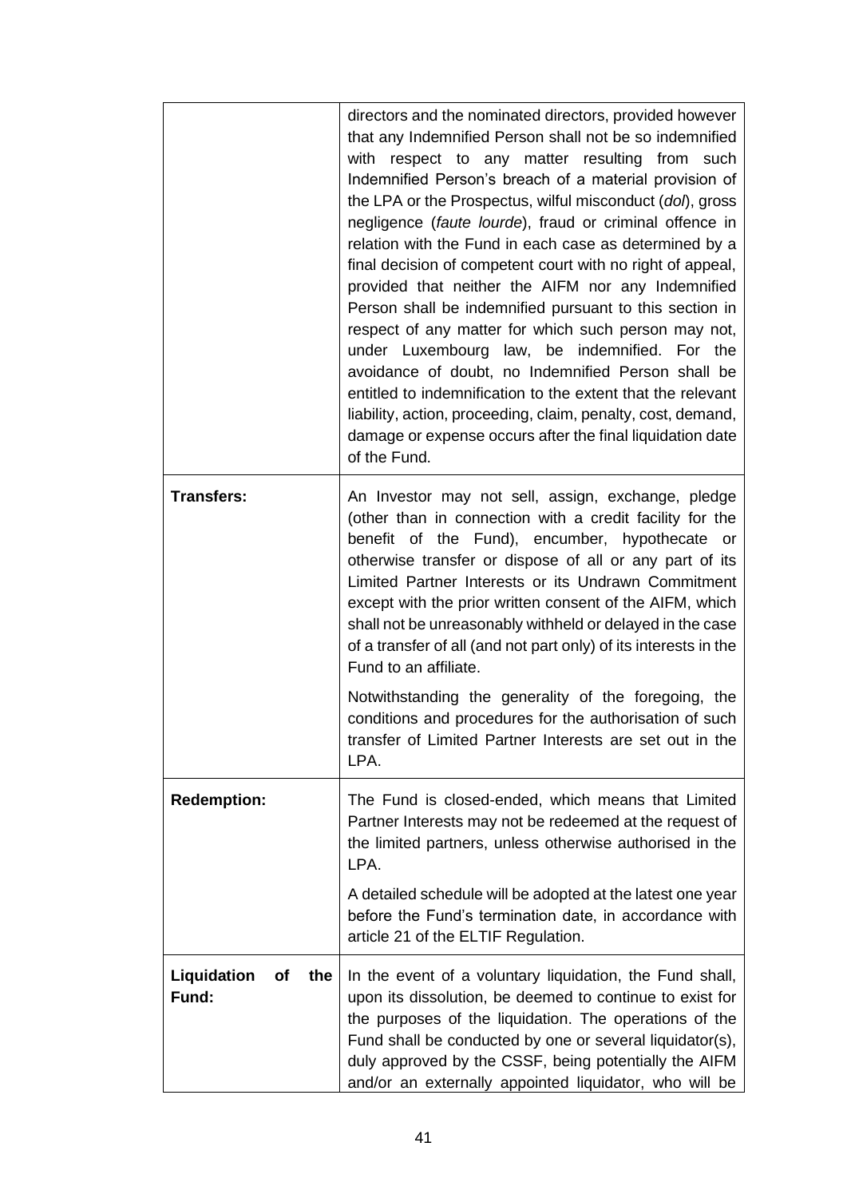| | |
|---|---|
| | directors and the nominated directors, provided however that any Indemnified Person shall not be so indemnified with respect to any matter resulting from such Indemnified Person's breach of a material provision of the LPA or the Prospectus, wilful misconduct (*dol*), gross negligence (*faute lourde*), fraud or criminal offence in relation with the Fund in each case as determined by a final decision of competent court with no right of appeal, provided that neither the AIFM nor any Indemnified Person shall be indemnified pursuant to this section in respect of any matter for which such person may not, under Luxembourg law, be indemnified. For the avoidance of doubt, no Indemnified Person shall be entitled to indemnification to the extent that the relevant liability, action, proceeding, claim, penalty, cost, demand, damage or expense occurs after the final liquidation date of the Fund. |
| **Transfers:** | An Investor may not sell, assign, exchange, pledge (other than in connection with a credit facility for the benefit of the Fund), encumber, hypothecate or otherwise transfer or dispose of all or any part of its Limited Partner Interests or its Undrawn Commitment except with the prior written consent of the AIFM, which shall not be unreasonably withheld or delayed in the case of a transfer of all (and not part only) of its interests in the Fund to an affiliate.<br><br>Notwithstanding the generality of the foregoing, the conditions and procedures for the authorisation of such transfer of Limited Partner Interests are set out in the LPA. |
| **Redemption:** | The Fund is closed-ended, which means that Limited Partner Interests may not be redeemed at the request of the limited partners, unless otherwise authorised in the LPA.<br><br>A detailed schedule will be adopted at the latest one year before the Fund's termination date, in accordance with article 21 of the ELTIF Regulation. |
| **Liquidation of the Fund:** | In the event of a voluntary liquidation, the Fund shall, upon its dissolution, be deemed to continue to exist for the purposes of the liquidation. The operations of the Fund shall be conducted by one or several liquidator(s), duly approved by the CSSF, being potentially the AIFM and/or an externally appointed liquidator, who will be |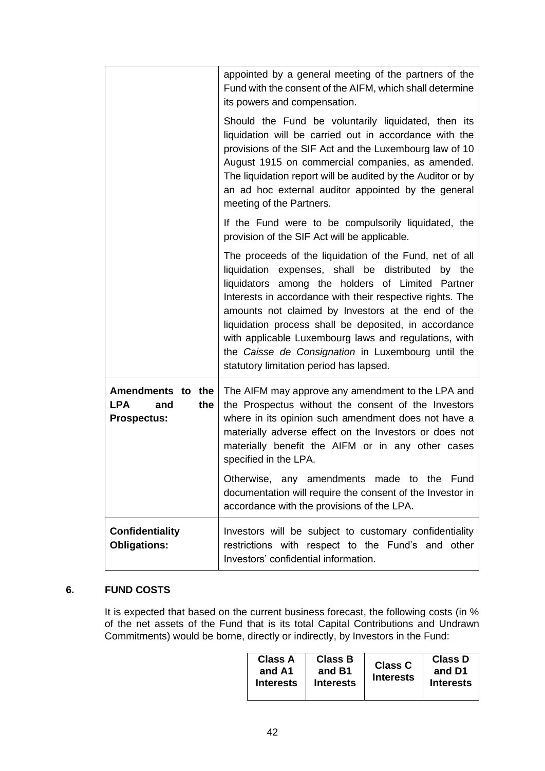| | |
|---|---|
| | appointed by a general meeting of the partners of the Fund with the consent of the AIFM, which shall determine its powers and compensation.<br><br>Should the Fund be voluntarily liquidated, then its liquidation will be carried out in accordance with the provisions of the SIF Act and the Luxembourg law of 10 August 1915 on commercial companies, as amended. The liquidation report will be audited by the Auditor or by an ad hoc external auditor appointed by the general meeting of the Partners.<br><br>If the Fund were to be compulsorily liquidated, the provision of the SIF Act will be applicable.<br><br>The proceeds of the liquidation of the Fund, net of all liquidation expenses, shall be distributed by the liquidators among the holders of Limited Partner Interests in accordance with their respective rights. The amounts not claimed by Investors at the end of the liquidation process shall be deposited, in accordance with applicable Luxembourg laws and regulations, with the *Caisse de Consignation* in Luxembourg until the statutory limitation period has lapsed. |
| **Amendments to the LPA and the Prospectus:** | The AIFM may approve any amendment to the LPA and the Prospectus without the consent of the Investors where in its opinion such amendment does not have a materially adverse effect on the Investors or does not materially benefit the AIFM or in any other cases specified in the LPA.<br><br>Otherwise, any amendments made to the Fund documentation will require the consent of the Investor in accordance with the provisions of the LPA. |
| **Confidentiality Obligations:** | Investors will be subject to customary confidentiality restrictions with respect to the Fund's and other Investors' confidential information. |

## 6. FUND COSTS

It is expected that based on the current business forecast, the following costs (in % of the net assets of the Fund that is its total Capital Contributions and Undrawn Commitments) would be borne, directly or indirectly, by Investors in the Fund:

| | Class A and A1 Interests | Class B and B1 Interests | Class C Interests | Class D and D1 Interests |
|---|---|---|---|---|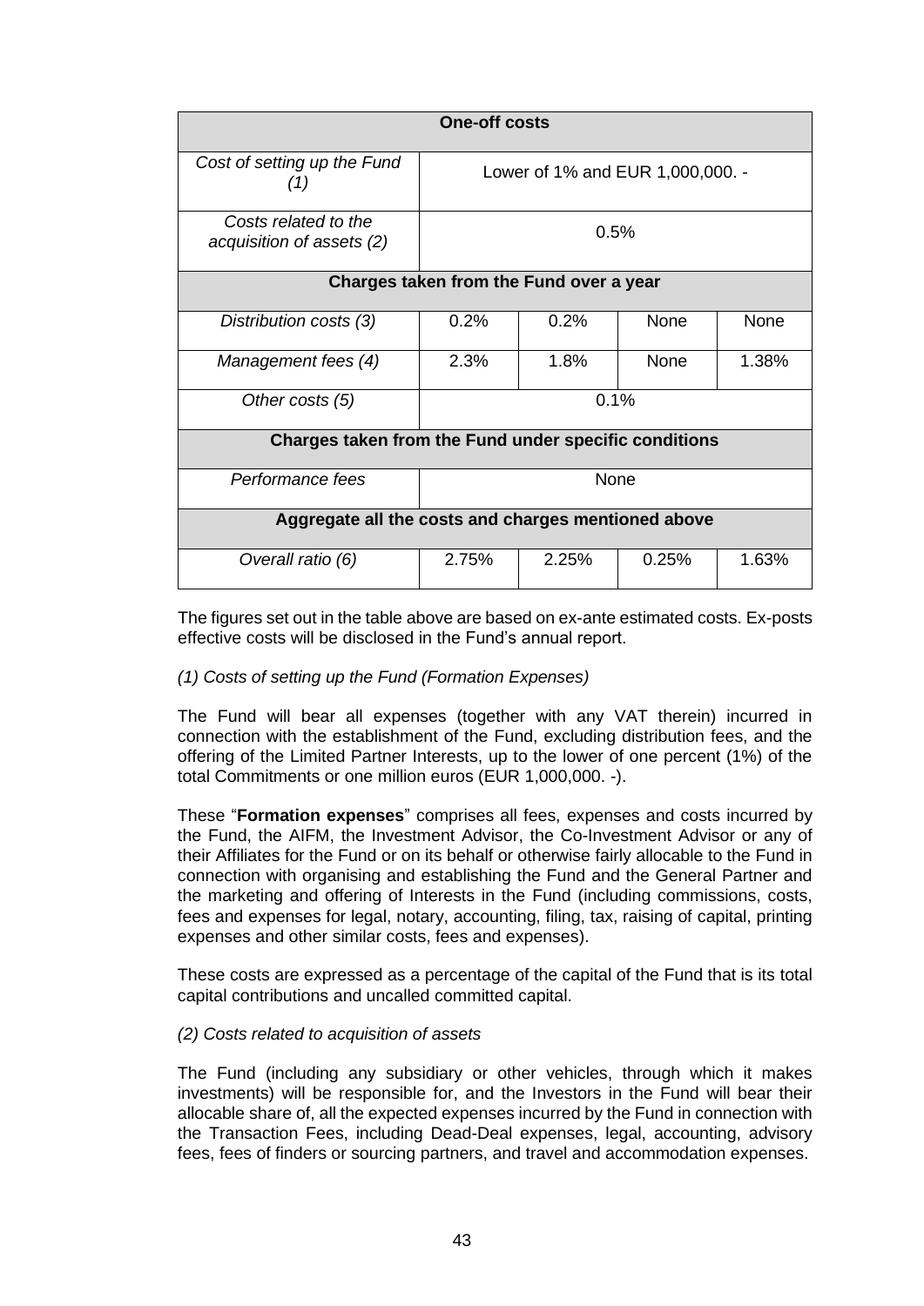| One-off costs | | | | |
|---|---|---|---|---|
| *Cost of setting up the Fund (1)* | Lower of 1% and EUR 1,000,000. - | | | |
| *Costs related to the acquisition of assets (2)* | 0.5% | | | |
| **Charges taken from the Fund over a year** | | | | |
| *Distribution costs (3)* | 0.2% | 0.2% | None | None |
| *Management fees (4)* | 2.3% | 1.8% | None | 1.38% |
| *Other costs (5)* | 0.1% | | | |
| **Charges taken from the Fund under specific conditions** | | | | |
| *Performance fees* | None | | | |
| **Aggregate all the costs and charges mentioned above** | | | | |
| *Overall ratio (6)* | 2.75% | 2.25% | 0.25% | 1.63% |

The figures set out in the table above are based on ex-ante estimated costs. Ex-posts effective costs will be disclosed in the Fund's annual report.

*(1) Costs of setting up the Fund (Formation Expenses)*

The Fund will bear all expenses (together with any VAT therein) incurred in connection with the establishment of the Fund, excluding distribution fees, and the offering of the Limited Partner Interests, up to the lower of one percent (1%) of the total Commitments or one million euros (EUR 1,000,000. -).

These "**Formation expenses**" comprises all fees, expenses and costs incurred by the Fund, the AIFM, the Investment Advisor, the Co-Investment Advisor or any of their Affiliates for the Fund or on its behalf or otherwise fairly allocable to the Fund in connection with organising and establishing the Fund and the General Partner and the marketing and offering of Interests in the Fund (including commissions, costs, fees and expenses for legal, notary, accounting, filing, tax, raising of capital, printing expenses and other similar costs, fees and expenses).

These costs are expressed as a percentage of the capital of the Fund that is its total capital contributions and uncalled committed capital.

*(2) Costs related to acquisition of assets*

The Fund (including any subsidiary or other vehicles, through which it makes investments) will be responsible for, and the Investors in the Fund will bear their allocable share of, all the expected expenses incurred by the Fund in connection with the Transaction Fees, including Dead-Deal expenses, legal, accounting, advisory fees, fees of finders or sourcing partners, and travel and accommodation expenses.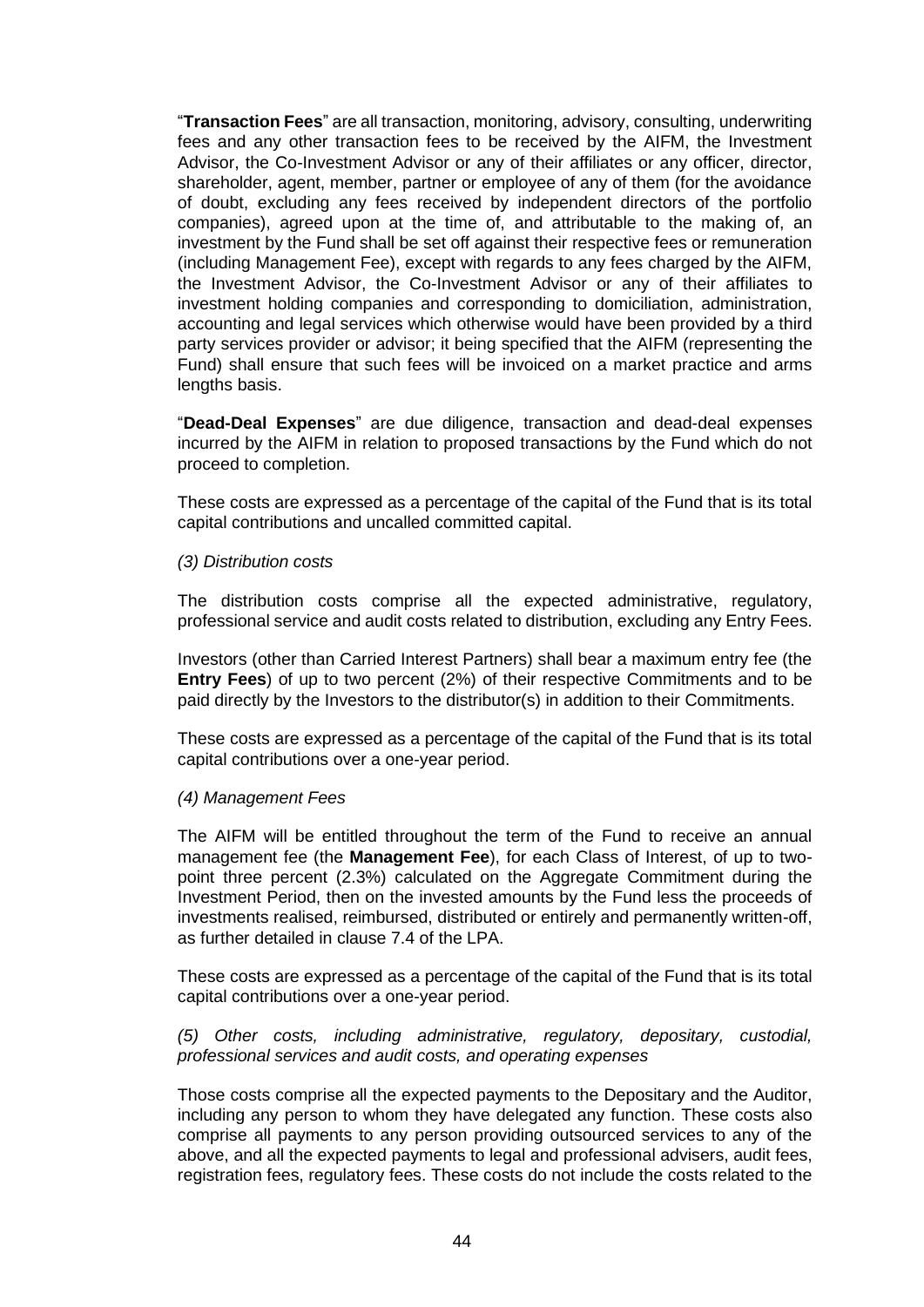"**Transaction Fees**" are all transaction, monitoring, advisory, consulting, underwriting fees and any other transaction fees to be received by the AIFM, the Investment Advisor, the Co-Investment Advisor or any of their affiliates or any officer, director, shareholder, agent, member, partner or employee of any of them (for the avoidance of doubt, excluding any fees received by independent directors of the portfolio companies), agreed upon at the time of, and attributable to the making of, an investment by the Fund shall be set off against their respective fees or remuneration (including Management Fee), except with regards to any fees charged by the AIFM, the Investment Advisor, the Co-Investment Advisor or any of their affiliates to investment holding companies and corresponding to domiciliation, administration, accounting and legal services which otherwise would have been provided by a third party services provider or advisor; it being specified that the AIFM (representing the Fund) shall ensure that such fees will be invoiced on a market practice and arms lengths basis.

"**Dead-Deal Expenses**" are due diligence, transaction and dead-deal expenses incurred by the AIFM in relation to proposed transactions by the Fund which do not proceed to completion.

These costs are expressed as a percentage of the capital of the Fund that is its total capital contributions and uncalled committed capital.

*(3) Distribution costs*

The distribution costs comprise all the expected administrative, regulatory, professional service and audit costs related to distribution, excluding any Entry Fees.

Investors (other than Carried Interest Partners) shall bear a maximum entry fee (the **Entry Fees**) of up to two percent (2%) of their respective Commitments and to be paid directly by the Investors to the distributor(s) in addition to their Commitments.

These costs are expressed as a percentage of the capital of the Fund that is its total capital contributions over a one-year period.

*(4) Management Fees*

The AIFM will be entitled throughout the term of the Fund to receive an annual management fee (the **Management Fee**), for each Class of Interest, of up to two-point three percent (2.3%) calculated on the Aggregate Commitment during the Investment Period, then on the invested amounts by the Fund less the proceeds of investments realised, reimbursed, distributed or entirely and permanently written-off, as further detailed in clause 7.4 of the LPA.

These costs are expressed as a percentage of the capital of the Fund that is its total capital contributions over a one-year period.

*(5) Other costs, including administrative, regulatory, depositary, custodial, professional services and audit costs, and operating expenses*

Those costs comprise all the expected payments to the Depositary and the Auditor, including any person to whom they have delegated any function. These costs also comprise all payments to any person providing outsourced services to any of the above, and all the expected payments to legal and professional advisers, audit fees, registration fees, regulatory fees. These costs do not include the costs related to the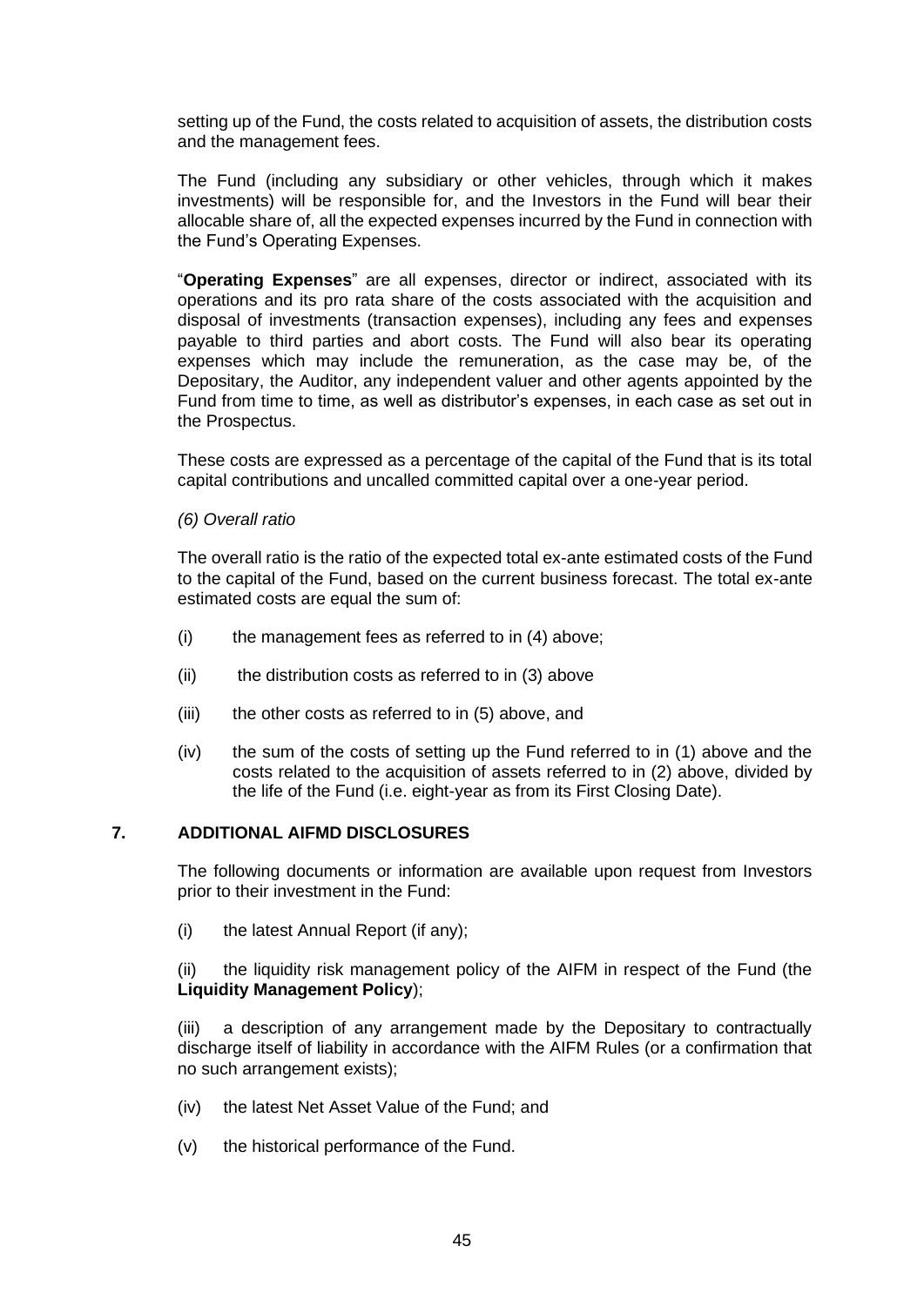setting up of the Fund, the costs related to acquisition of assets, the distribution costs and the management fees.

The Fund (including any subsidiary or other vehicles, through which it makes investments) will be responsible for, and the Investors in the Fund will bear their allocable share of, all the expected expenses incurred by the Fund in connection with the Fund's Operating Expenses.

"**Operating Expenses**" are all expenses, director or indirect, associated with its operations and its pro rata share of the costs associated with the acquisition and disposal of investments (transaction expenses), including any fees and expenses payable to third parties and abort costs. The Fund will also bear its operating expenses which may include the remuneration, as the case may be, of the Depositary, the Auditor, any independent valuer and other agents appointed by the Fund from time to time, as well as distributor's expenses, in each case as set out in the Prospectus.

These costs are expressed as a percentage of the capital of the Fund that is its total capital contributions and uncalled committed capital over a one-year period.

*(6) Overall ratio*

The overall ratio is the ratio of the expected total ex-ante estimated costs of the Fund to the capital of the Fund, based on the current business forecast. The total ex-ante estimated costs are equal the sum of:

(i) the management fees as referred to in (4) above;

(ii) the distribution costs as referred to in (3) above

(iii) the other costs as referred to in (5) above, and

(iv) the sum of the costs of setting up the Fund referred to in (1) above and the costs related to the acquisition of assets referred to in (2) above, divided by the life of the Fund (i.e. eight-year as from its First Closing Date).

## 7. ADDITIONAL AIFMD DISCLOSURES

The following documents or information are available upon request from Investors prior to their investment in the Fund:

(i) the latest Annual Report (if any);

(ii) the liquidity risk management policy of the AIFM in respect of the Fund (the **Liquidity Management Policy**);

(iii) a description of any arrangement made by the Depositary to contractually discharge itself of liability in accordance with the AIFM Rules (or a confirmation that no such arrangement exists);

(iv) the latest Net Asset Value of the Fund; and

(v) the historical performance of the Fund.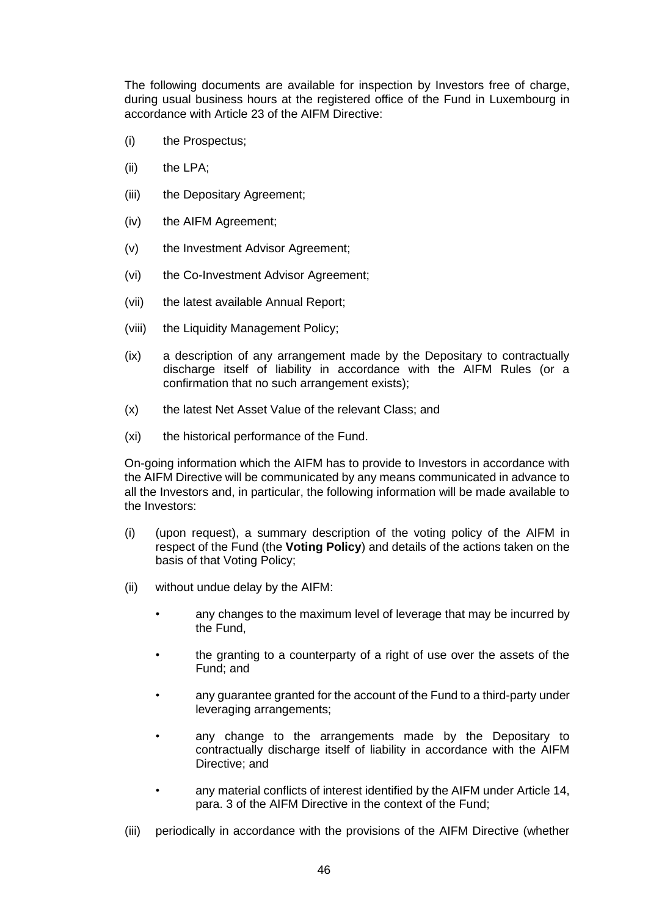The following documents are available for inspection by Investors free of charge, during usual business hours at the registered office of the Fund in Luxembourg in accordance with Article 23 of the AIFM Directive:

(i) the Prospectus;

(ii) the LPA;

(iii) the Depositary Agreement;

(iv) the AIFM Agreement;

(v) the Investment Advisor Agreement;

(vi) the Co-Investment Advisor Agreement;

(vii) the latest available Annual Report;

(viii) the Liquidity Management Policy;

(ix) a description of any arrangement made by the Depositary to contractually discharge itself of liability in accordance with the AIFM Rules (or a confirmation that no such arrangement exists);

(x) the latest Net Asset Value of the relevant Class; and

(xi) the historical performance of the Fund.

On-going information which the AIFM has to provide to Investors in accordance with the AIFM Directive will be communicated by any means communicated in advance to all the Investors and, in particular, the following information will be made available to the Investors:

(i) (upon request), a summary description of the voting policy of the AIFM in respect of the Fund (the **Voting Policy**) and details of the actions taken on the basis of that Voting Policy;

(ii) without undue delay by the AIFM:

- any changes to the maximum level of leverage that may be incurred by the Fund,
- the granting to a counterparty of a right of use over the assets of the Fund; and
- any guarantee granted for the account of the Fund to a third-party under leveraging arrangements;
- any change to the arrangements made by the Depositary to contractually discharge itself of liability in accordance with the AIFM Directive; and
- any material conflicts of interest identified by the AIFM under Article 14, para. 3 of the AIFM Directive in the context of the Fund;

(iii) periodically in accordance with the provisions of the AIFM Directive (whether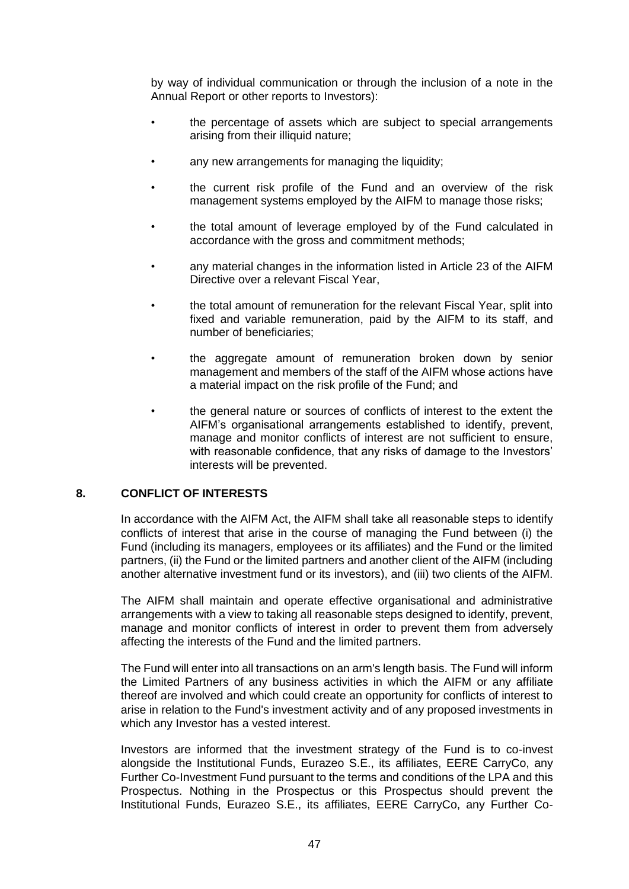by way of individual communication or through the inclusion of a note in the Annual Report or other reports to Investors):

- the percentage of assets which are subject to special arrangements arising from their illiquid nature;
- any new arrangements for managing the liquidity;
- the current risk profile of the Fund and an overview of the risk management systems employed by the AIFM to manage those risks;
- the total amount of leverage employed by of the Fund calculated in accordance with the gross and commitment methods;
- any material changes in the information listed in Article 23 of the AIFM Directive over a relevant Fiscal Year,
- the total amount of remuneration for the relevant Fiscal Year, split into fixed and variable remuneration, paid by the AIFM to its staff, and number of beneficiaries;
- the aggregate amount of remuneration broken down by senior management and members of the staff of the AIFM whose actions have a material impact on the risk profile of the Fund; and
- the general nature or sources of conflicts of interest to the extent the AIFM's organisational arrangements established to identify, prevent, manage and monitor conflicts of interest are not sufficient to ensure, with reasonable confidence, that any risks of damage to the Investors' interests will be prevented.

## 8. CONFLICT OF INTERESTS

In accordance with the AIFM Act, the AIFM shall take all reasonable steps to identify conflicts of interest that arise in the course of managing the Fund between (i) the Fund (including its managers, employees or its affiliates) and the Fund or the limited partners, (ii) the Fund or the limited partners and another client of the AIFM (including another alternative investment fund or its investors), and (iii) two clients of the AIFM.

The AIFM shall maintain and operate effective organisational and administrative arrangements with a view to taking all reasonable steps designed to identify, prevent, manage and monitor conflicts of interest in order to prevent them from adversely affecting the interests of the Fund and the limited partners.

The Fund will enter into all transactions on an arm's length basis. The Fund will inform the Limited Partners of any business activities in which the AIFM or any affiliate thereof are involved and which could create an opportunity for conflicts of interest to arise in relation to the Fund's investment activity and of any proposed investments in which any Investor has a vested interest.

Investors are informed that the investment strategy of the Fund is to co-invest alongside the Institutional Funds, Eurazeo S.E., its affiliates, EERE CarryCo, any Further Co-Investment Fund pursuant to the terms and conditions of the LPA and this Prospectus. Nothing in the Prospectus or this Prospectus should prevent the Institutional Funds, Eurazeo S.E., its affiliates, EERE CarryCo, any Further Co-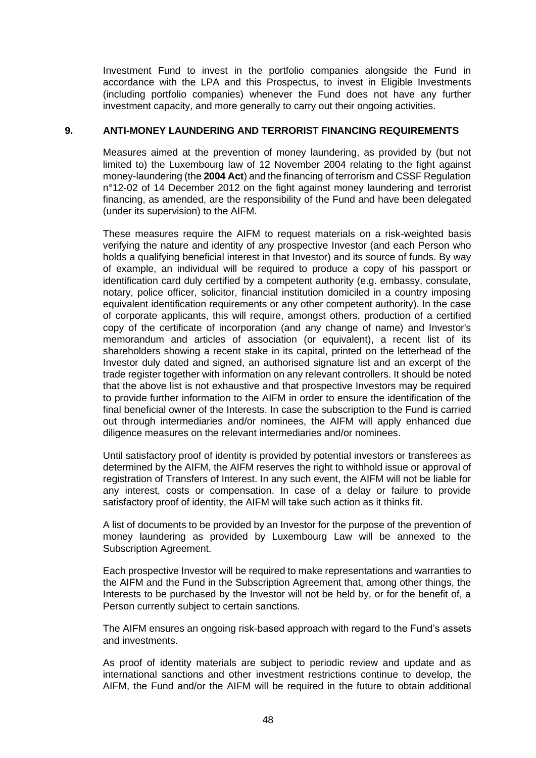Investment Fund to invest in the portfolio companies alongside the Fund in accordance with the LPA and this Prospectus, to invest in Eligible Investments (including portfolio companies) whenever the Fund does not have any further investment capacity, and more generally to carry out their ongoing activities.

## 9. ANTI-MONEY LAUNDERING AND TERRORIST FINANCING REQUIREMENTS

Measures aimed at the prevention of money laundering, as provided by (but not limited to) the Luxembourg law of 12 November 2004 relating to the fight against money-laundering (the **2004 Act**) and the financing of terrorism and CSSF Regulation n°12-02 of 14 December 2012 on the fight against money laundering and terrorist financing, as amended, are the responsibility of the Fund and have been delegated (under its supervision) to the AIFM.

These measures require the AIFM to request materials on a risk-weighted basis verifying the nature and identity of any prospective Investor (and each Person who holds a qualifying beneficial interest in that Investor) and its source of funds. By way of example, an individual will be required to produce a copy of his passport or identification card duly certified by a competent authority (e.g. embassy, consulate, notary, police officer, solicitor, financial institution domiciled in a country imposing equivalent identification requirements or any other competent authority). In the case of corporate applicants, this will require, amongst others, production of a certified copy of the certificate of incorporation (and any change of name) and Investor's memorandum and articles of association (or equivalent), a recent list of its shareholders showing a recent stake in its capital, printed on the letterhead of the Investor duly dated and signed, an authorised signature list and an excerpt of the trade register together with information on any relevant controllers. It should be noted that the above list is not exhaustive and that prospective Investors may be required to provide further information to the AIFM in order to ensure the identification of the final beneficial owner of the Interests. In case the subscription to the Fund is carried out through intermediaries and/or nominees, the AIFM will apply enhanced due diligence measures on the relevant intermediaries and/or nominees.

Until satisfactory proof of identity is provided by potential investors or transferees as determined by the AIFM, the AIFM reserves the right to withhold issue or approval of registration of Transfers of Interest. In any such event, the AIFM will not be liable for any interest, costs or compensation. In case of a delay or failure to provide satisfactory proof of identity, the AIFM will take such action as it thinks fit.

A list of documents to be provided by an Investor for the purpose of the prevention of money laundering as provided by Luxembourg Law will be annexed to the Subscription Agreement.

Each prospective Investor will be required to make representations and warranties to the AIFM and the Fund in the Subscription Agreement that, among other things, the Interests to be purchased by the Investor will not be held by, or for the benefit of, a Person currently subject to certain sanctions.

The AIFM ensures an ongoing risk-based approach with regard to the Fund's assets and investments.

As proof of identity materials are subject to periodic review and update and as international sanctions and other investment restrictions continue to develop, the AIFM, the Fund and/or the AIFM will be required in the future to obtain additional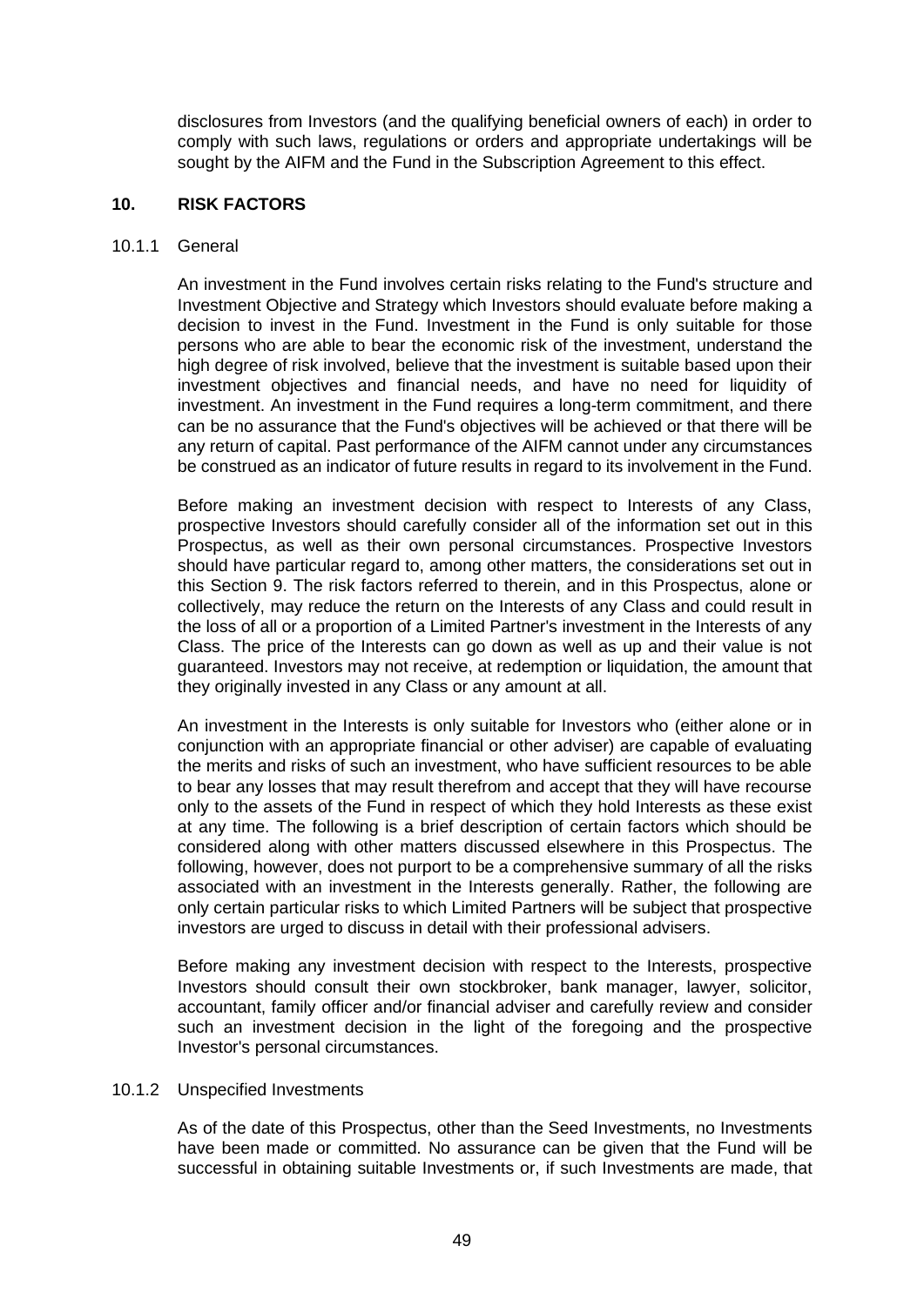disclosures from Investors (and the qualifying beneficial owners of each) in order to comply with such laws, regulations or orders and appropriate undertakings will be sought by the AIFM and the Fund in the Subscription Agreement to this effect.

## 10. RISK FACTORS

### 10.1.1 General

An investment in the Fund involves certain risks relating to the Fund's structure and Investment Objective and Strategy which Investors should evaluate before making a decision to invest in the Fund. Investment in the Fund is only suitable for those persons who are able to bear the economic risk of the investment, understand the high degree of risk involved, believe that the investment is suitable based upon their investment objectives and financial needs, and have no need for liquidity of investment. An investment in the Fund requires a long-term commitment, and there can be no assurance that the Fund's objectives will be achieved or that there will be any return of capital. Past performance of the AIFM cannot under any circumstances be construed as an indicator of future results in regard to its involvement in the Fund.

Before making an investment decision with respect to Interests of any Class, prospective Investors should carefully consider all of the information set out in this Prospectus, as well as their own personal circumstances. Prospective Investors should have particular regard to, among other matters, the considerations set out in this Section 9. The risk factors referred to therein, and in this Prospectus, alone or collectively, may reduce the return on the Interests of any Class and could result in the loss of all or a proportion of a Limited Partner's investment in the Interests of any Class. The price of the Interests can go down as well as up and their value is not guaranteed. Investors may not receive, at redemption or liquidation, the amount that they originally invested in any Class or any amount at all.

An investment in the Interests is only suitable for Investors who (either alone or in conjunction with an appropriate financial or other adviser) are capable of evaluating the merits and risks of such an investment, who have sufficient resources to be able to bear any losses that may result therefrom and accept that they will have recourse only to the assets of the Fund in respect of which they hold Interests as these exist at any time. The following is a brief description of certain factors which should be considered along with other matters discussed elsewhere in this Prospectus. The following, however, does not purport to be a comprehensive summary of all the risks associated with an investment in the Interests generally. Rather, the following are only certain particular risks to which Limited Partners will be subject that prospective investors are urged to discuss in detail with their professional advisers.

Before making any investment decision with respect to the Interests, prospective Investors should consult their own stockbroker, bank manager, lawyer, solicitor, accountant, family officer and/or financial adviser and carefully review and consider such an investment decision in the light of the foregoing and the prospective Investor's personal circumstances.

### 10.1.2 Unspecified Investments

As of the date of this Prospectus, other than the Seed Investments, no Investments have been made or committed. No assurance can be given that the Fund will be successful in obtaining suitable Investments or, if such Investments are made, that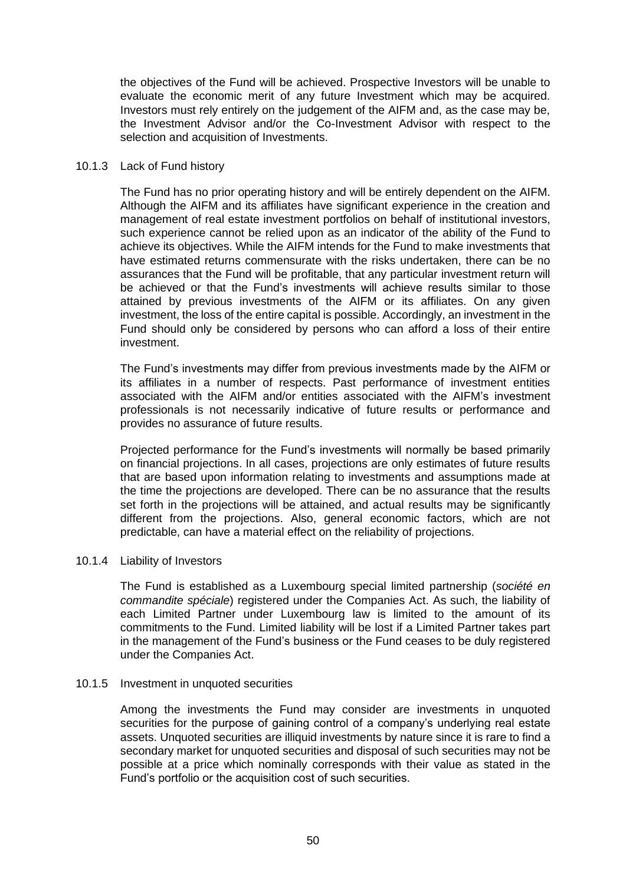the objectives of the Fund will be achieved. Prospective Investors will be unable to evaluate the economic merit of any future Investment which may be acquired. Investors must rely entirely on the judgement of the AIFM and, as the case may be, the Investment Advisor and/or the Co-Investment Advisor with respect to the selection and acquisition of Investments.

#### 10.1.3 Lack of Fund history

The Fund has no prior operating history and will be entirely dependent on the AIFM. Although the AIFM and its affiliates have significant experience in the creation and management of real estate investment portfolios on behalf of institutional investors, such experience cannot be relied upon as an indicator of the ability of the Fund to achieve its objectives. While the AIFM intends for the Fund to make investments that have estimated returns commensurate with the risks undertaken, there can be no assurances that the Fund will be profitable, that any particular investment return will be achieved or that the Fund's investments will achieve results similar to those attained by previous investments of the AIFM or its affiliates. On any given investment, the loss of the entire capital is possible. Accordingly, an investment in the Fund should only be considered by persons who can afford a loss of their entire investment.

The Fund's investments may differ from previous investments made by the AIFM or its affiliates in a number of respects. Past performance of investment entities associated with the AIFM and/or entities associated with the AIFM's investment professionals is not necessarily indicative of future results or performance and provides no assurance of future results.

Projected performance for the Fund's investments will normally be based primarily on financial projections. In all cases, projections are only estimates of future results that are based upon information relating to investments and assumptions made at the time the projections are developed. There can be no assurance that the results set forth in the projections will be attained, and actual results may be significantly different from the projections. Also, general economic factors, which are not predictable, can have a material effect on the reliability of projections.

#### 10.1.4 Liability of Investors

The Fund is established as a Luxembourg special limited partnership (*société en commandite spéciale*) registered under the Companies Act. As such, the liability of each Limited Partner under Luxembourg law is limited to the amount of its commitments to the Fund. Limited liability will be lost if a Limited Partner takes part in the management of the Fund's business or the Fund ceases to be duly registered under the Companies Act.

#### 10.1.5 Investment in unquoted securities

Among the investments the Fund may consider are investments in unquoted securities for the purpose of gaining control of a company's underlying real estate assets. Unquoted securities are illiquid investments by nature since it is rare to find a secondary market for unquoted securities and disposal of such securities may not be possible at a price which nominally corresponds with their value as stated in the Fund's portfolio or the acquisition cost of such securities.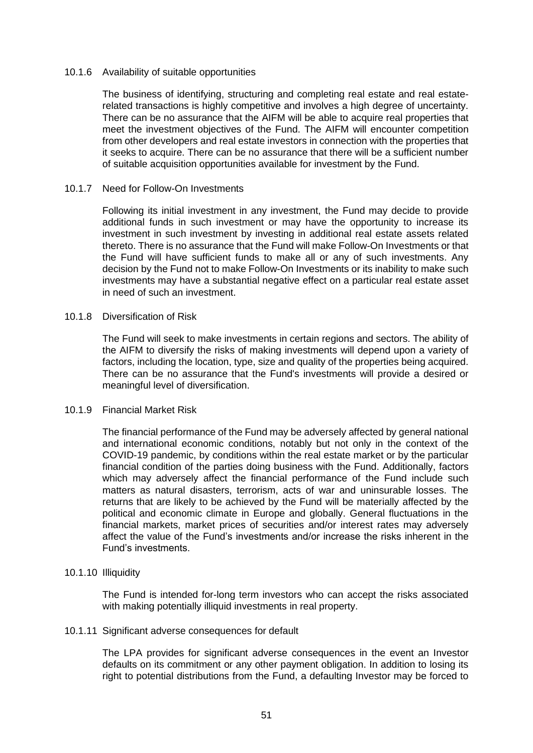#### 10.1.6 Availability of suitable opportunities

The business of identifying, structuring and completing real estate and real estate-related transactions is highly competitive and involves a high degree of uncertainty. There can be no assurance that the AIFM will be able to acquire real properties that meet the investment objectives of the Fund. The AIFM will encounter competition from other developers and real estate investors in connection with the properties that it seeks to acquire. There can be no assurance that there will be a sufficient number of suitable acquisition opportunities available for investment by the Fund.

#### 10.1.7 Need for Follow-On Investments

Following its initial investment in any investment, the Fund may decide to provide additional funds in such investment or may have the opportunity to increase its investment in such investment by investing in additional real estate assets related thereto. There is no assurance that the Fund will make Follow-On Investments or that the Fund will have sufficient funds to make all or any of such investments. Any decision by the Fund not to make Follow-On Investments or its inability to make such investments may have a substantial negative effect on a particular real estate asset in need of such an investment.

#### 10.1.8 Diversification of Risk

The Fund will seek to make investments in certain regions and sectors. The ability of the AIFM to diversify the risks of making investments will depend upon a variety of factors, including the location, type, size and quality of the properties being acquired. There can be no assurance that the Fund's investments will provide a desired or meaningful level of diversification.

#### 10.1.9 Financial Market Risk

The financial performance of the Fund may be adversely affected by general national and international economic conditions, notably but not only in the context of the COVID-19 pandemic, by conditions within the real estate market or by the particular financial condition of the parties doing business with the Fund. Additionally, factors which may adversely affect the financial performance of the Fund include such matters as natural disasters, terrorism, acts of war and uninsurable losses. The returns that are likely to be achieved by the Fund will be materially affected by the political and economic climate in Europe and globally. General fluctuations in the financial markets, market prices of securities and/or interest rates may adversely affect the value of the Fund's investments and/or increase the risks inherent in the Fund's investments.

#### 10.1.10 Illiquidity

The Fund is intended for-long term investors who can accept the risks associated with making potentially illiquid investments in real property.

#### 10.1.11 Significant adverse consequences for default

The LPA provides for significant adverse consequences in the event an Investor defaults on its commitment or any other payment obligation. In addition to losing its right to potential distributions from the Fund, a defaulting Investor may be forced to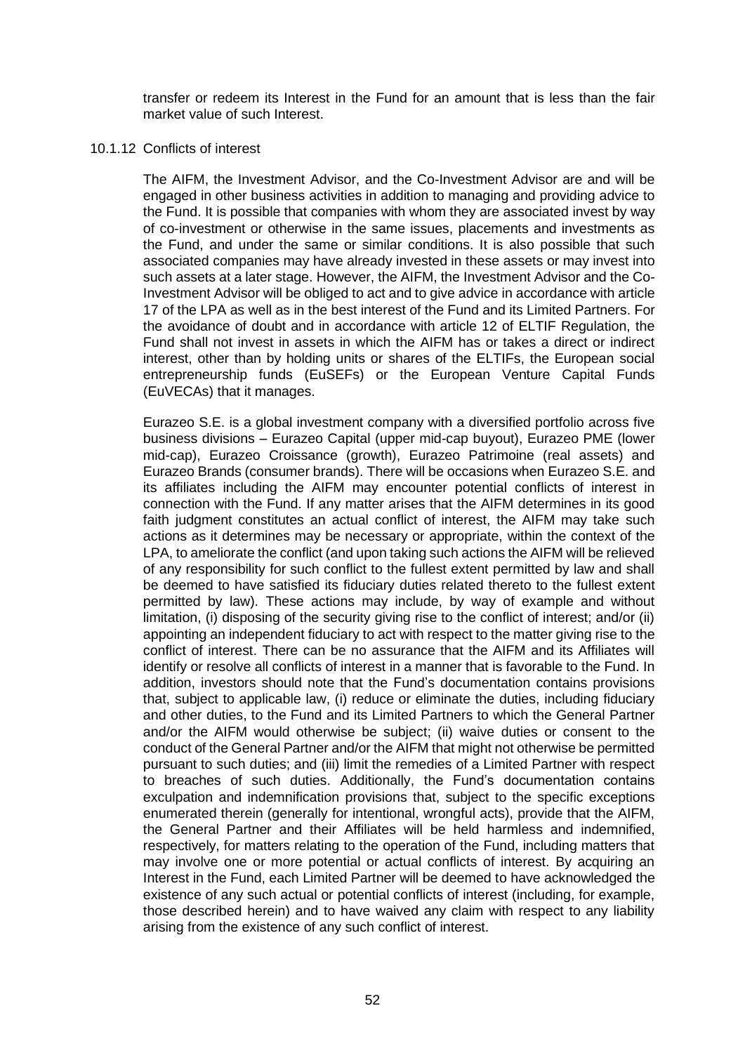transfer or redeem its Interest in the Fund for an amount that is less than the fair market value of such Interest.

#### 10.1.12 Conflicts of interest

The AIFM, the Investment Advisor, and the Co-Investment Advisor are and will be engaged in other business activities in addition to managing and providing advice to the Fund. It is possible that companies with whom they are associated invest by way of co-investment or otherwise in the same issues, placements and investments as the Fund, and under the same or similar conditions. It is also possible that such associated companies may have already invested in these assets or may invest into such assets at a later stage. However, the AIFM, the Investment Advisor and the Co-Investment Advisor will be obliged to act and to give advice in accordance with article 17 of the LPA as well as in the best interest of the Fund and its Limited Partners. For the avoidance of doubt and in accordance with article 12 of ELTIF Regulation, the Fund shall not invest in assets in which the AIFM has or takes a direct or indirect interest, other than by holding units or shares of the ELTIFs, the European social entrepreneurship funds (EuSEFs) or the European Venture Capital Funds (EuVECAs) that it manages.

Eurazeo S.E. is a global investment company with a diversified portfolio across five business divisions – Eurazeo Capital (upper mid-cap buyout), Eurazeo PME (lower mid-cap), Eurazeo Croissance (growth), Eurazeo Patrimoine (real assets) and Eurazeo Brands (consumer brands). There will be occasions when Eurazeo S.E. and its affiliates including the AIFM may encounter potential conflicts of interest in connection with the Fund. If any matter arises that the AIFM determines in its good faith judgment constitutes an actual conflict of interest, the AIFM may take such actions as it determines may be necessary or appropriate, within the context of the LPA, to ameliorate the conflict (and upon taking such actions the AIFM will be relieved of any responsibility for such conflict to the fullest extent permitted by law and shall be deemed to have satisfied its fiduciary duties related thereto to the fullest extent permitted by law). These actions may include, by way of example and without limitation, (i) disposing of the security giving rise to the conflict of interest; and/or (ii) appointing an independent fiduciary to act with respect to the matter giving rise to the conflict of interest. There can be no assurance that the AIFM and its Affiliates will identify or resolve all conflicts of interest in a manner that is favorable to the Fund. In addition, investors should note that the Fund's documentation contains provisions that, subject to applicable law, (i) reduce or eliminate the duties, including fiduciary and other duties, to the Fund and its Limited Partners to which the General Partner and/or the AIFM would otherwise be subject; (ii) waive duties or consent to the conduct of the General Partner and/or the AIFM that might not otherwise be permitted pursuant to such duties; and (iii) limit the remedies of a Limited Partner with respect to breaches of such duties. Additionally, the Fund's documentation contains exculpation and indemnification provisions that, subject to the specific exceptions enumerated therein (generally for intentional, wrongful acts), provide that the AIFM, the General Partner and their Affiliates will be held harmless and indemnified, respectively, for matters relating to the operation of the Fund, including matters that may involve one or more potential or actual conflicts of interest. By acquiring an Interest in the Fund, each Limited Partner will be deemed to have acknowledged the existence of any such actual or potential conflicts of interest (including, for example, those described herein) and to have waived any claim with respect to any liability arising from the existence of any such conflict of interest.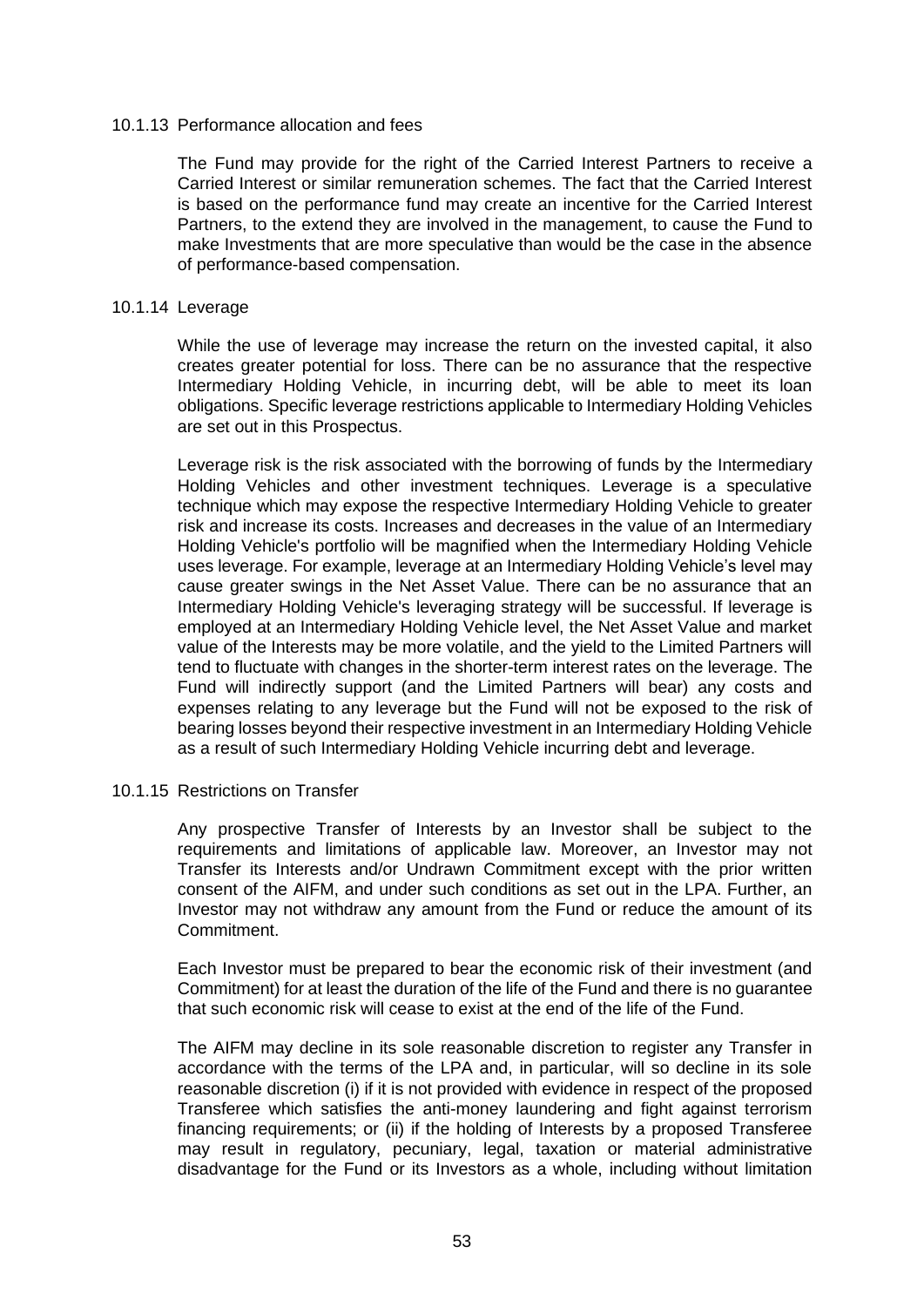#### 10.1.13 Performance allocation and fees

The Fund may provide for the right of the Carried Interest Partners to receive a Carried Interest or similar remuneration schemes. The fact that the Carried Interest is based on the performance fund may create an incentive for the Carried Interest Partners, to the extend they are involved in the management, to cause the Fund to make Investments that are more speculative than would be the case in the absence of performance-based compensation.

#### 10.1.14 Leverage

While the use of leverage may increase the return on the invested capital, it also creates greater potential for loss. There can be no assurance that the respective Intermediary Holding Vehicle, in incurring debt, will be able to meet its loan obligations. Specific leverage restrictions applicable to Intermediary Holding Vehicles are set out in this Prospectus.

Leverage risk is the risk associated with the borrowing of funds by the Intermediary Holding Vehicles and other investment techniques. Leverage is a speculative technique which may expose the respective Intermediary Holding Vehicle to greater risk and increase its costs. Increases and decreases in the value of an Intermediary Holding Vehicle's portfolio will be magnified when the Intermediary Holding Vehicle uses leverage. For example, leverage at an Intermediary Holding Vehicle's level may cause greater swings in the Net Asset Value. There can be no assurance that an Intermediary Holding Vehicle's leveraging strategy will be successful. If leverage is employed at an Intermediary Holding Vehicle level, the Net Asset Value and market value of the Interests may be more volatile, and the yield to the Limited Partners will tend to fluctuate with changes in the shorter-term interest rates on the leverage. The Fund will indirectly support (and the Limited Partners will bear) any costs and expenses relating to any leverage but the Fund will not be exposed to the risk of bearing losses beyond their respective investment in an Intermediary Holding Vehicle as a result of such Intermediary Holding Vehicle incurring debt and leverage.

#### 10.1.15 Restrictions on Transfer

Any prospective Transfer of Interests by an Investor shall be subject to the requirements and limitations of applicable law. Moreover, an Investor may not Transfer its Interests and/or Undrawn Commitment except with the prior written consent of the AIFM, and under such conditions as set out in the LPA. Further, an Investor may not withdraw any amount from the Fund or reduce the amount of its Commitment.

Each Investor must be prepared to bear the economic risk of their investment (and Commitment) for at least the duration of the life of the Fund and there is no guarantee that such economic risk will cease to exist at the end of the life of the Fund.

The AIFM may decline in its sole reasonable discretion to register any Transfer in accordance with the terms of the LPA and, in particular, will so decline in its sole reasonable discretion (i) if it is not provided with evidence in respect of the proposed Transferee which satisfies the anti-money laundering and fight against terrorism financing requirements; or (ii) if the holding of Interests by a proposed Transferee may result in regulatory, pecuniary, legal, taxation or material administrative disadvantage for the Fund or its Investors as a whole, including without limitation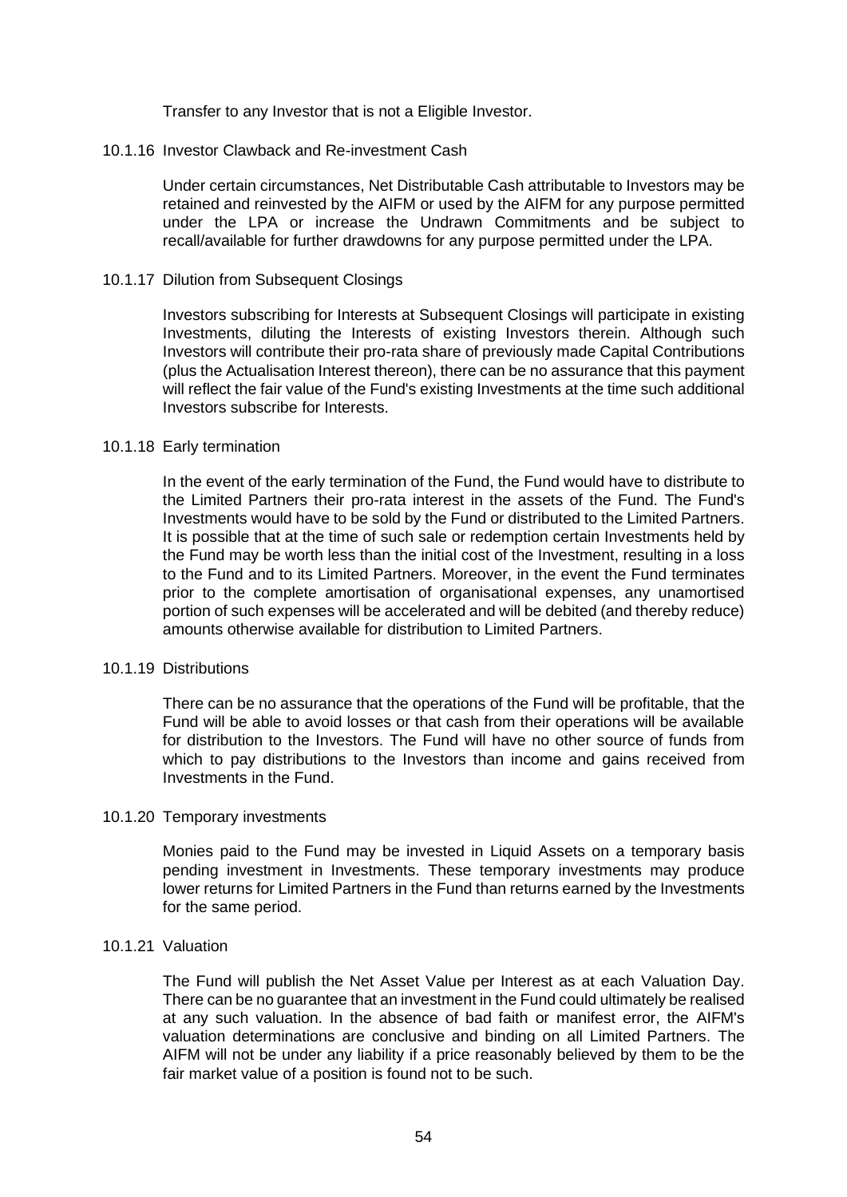Transfer to any Investor that is not a Eligible Investor.

#### 10.1.16 Investor Clawback and Re-investment Cash

Under certain circumstances, Net Distributable Cash attributable to Investors may be retained and reinvested by the AIFM or used by the AIFM for any purpose permitted under the LPA or increase the Undrawn Commitments and be subject to recall/available for further drawdowns for any purpose permitted under the LPA.

#### 10.1.17 Dilution from Subsequent Closings

Investors subscribing for Interests at Subsequent Closings will participate in existing Investments, diluting the Interests of existing Investors therein. Although such Investors will contribute their pro-rata share of previously made Capital Contributions (plus the Actualisation Interest thereon), there can be no assurance that this payment will reflect the fair value of the Fund's existing Investments at the time such additional Investors subscribe for Interests.

#### 10.1.18 Early termination

In the event of the early termination of the Fund, the Fund would have to distribute to the Limited Partners their pro-rata interest in the assets of the Fund. The Fund's Investments would have to be sold by the Fund or distributed to the Limited Partners. It is possible that at the time of such sale or redemption certain Investments held by the Fund may be worth less than the initial cost of the Investment, resulting in a loss to the Fund and to its Limited Partners. Moreover, in the event the Fund terminates prior to the complete amortisation of organisational expenses, any unamortised portion of such expenses will be accelerated and will be debited (and thereby reduce) amounts otherwise available for distribution to Limited Partners.

#### 10.1.19 Distributions

There can be no assurance that the operations of the Fund will be profitable, that the Fund will be able to avoid losses or that cash from their operations will be available for distribution to the Investors. The Fund will have no other source of funds from which to pay distributions to the Investors than income and gains received from Investments in the Fund.

#### 10.1.20 Temporary investments

Monies paid to the Fund may be invested in Liquid Assets on a temporary basis pending investment in Investments. These temporary investments may produce lower returns for Limited Partners in the Fund than returns earned by the Investments for the same period.

#### 10.1.21 Valuation

The Fund will publish the Net Asset Value per Interest as at each Valuation Day. There can be no guarantee that an investment in the Fund could ultimately be realised at any such valuation. In the absence of bad faith or manifest error, the AIFM's valuation determinations are conclusive and binding on all Limited Partners. The AIFM will not be under any liability if a price reasonably believed by them to be the fair market value of a position is found not to be such.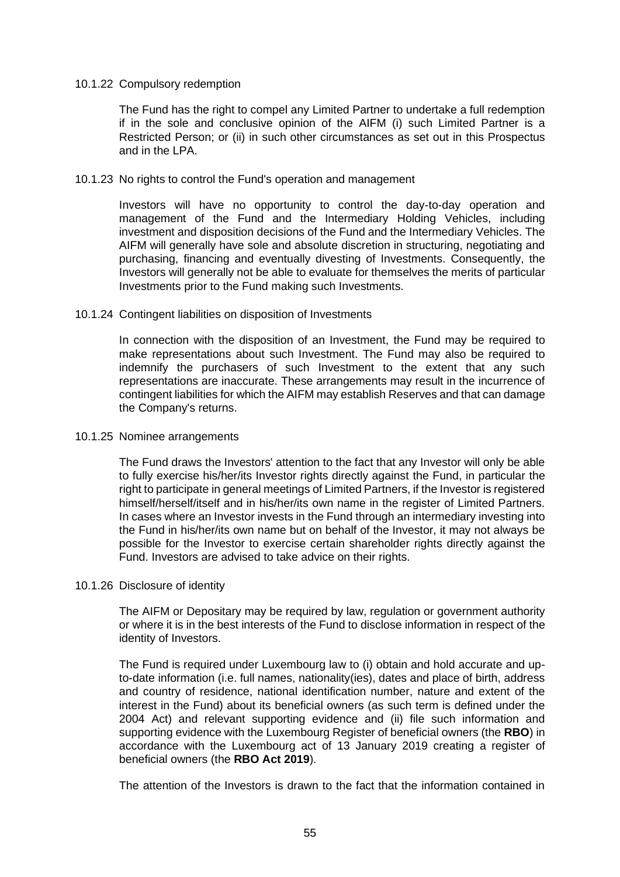#### 10.1.22 Compulsory redemption

The Fund has the right to compel any Limited Partner to undertake a full redemption if in the sole and conclusive opinion of the AIFM (i) such Limited Partner is a Restricted Person; or (ii) in such other circumstances as set out in this Prospectus and in the LPA.

#### 10.1.23 No rights to control the Fund's operation and management

Investors will have no opportunity to control the day-to-day operation and management of the Fund and the Intermediary Holding Vehicles, including investment and disposition decisions of the Fund and the Intermediary Vehicles. The AIFM will generally have sole and absolute discretion in structuring, negotiating and purchasing, financing and eventually divesting of Investments. Consequently, the Investors will generally not be able to evaluate for themselves the merits of particular Investments prior to the Fund making such Investments.

#### 10.1.24 Contingent liabilities on disposition of Investments

In connection with the disposition of an Investment, the Fund may be required to make representations about such Investment. The Fund may also be required to indemnify the purchasers of such Investment to the extent that any such representations are inaccurate. These arrangements may result in the incurrence of contingent liabilities for which the AIFM may establish Reserves and that can damage the Company's returns.

#### 10.1.25 Nominee arrangements

The Fund draws the Investors' attention to the fact that any Investor will only be able to fully exercise his/her/its Investor rights directly against the Fund, in particular the right to participate in general meetings of Limited Partners, if the Investor is registered himself/herself/itself and in his/her/its own name in the register of Limited Partners. In cases where an Investor invests in the Fund through an intermediary investing into the Fund in his/her/its own name but on behalf of the Investor, it may not always be possible for the Investor to exercise certain shareholder rights directly against the Fund. Investors are advised to take advice on their rights.

#### 10.1.26 Disclosure of identity

The AIFM or Depositary may be required by law, regulation or government authority or where it is in the best interests of the Fund to disclose information in respect of the identity of Investors.

The Fund is required under Luxembourg law to (i) obtain and hold accurate and up-to-date information (i.e. full names, nationality(ies), dates and place of birth, address and country of residence, national identification number, nature and extent of the interest in the Fund) about its beneficial owners (as such term is defined under the 2004 Act) and relevant supporting evidence and (ii) file such information and supporting evidence with the Luxembourg Register of beneficial owners (the **RBO**) in accordance with the Luxembourg act of 13 January 2019 creating a register of beneficial owners (the **RBO Act 2019**).

The attention of the Investors is drawn to the fact that the information contained in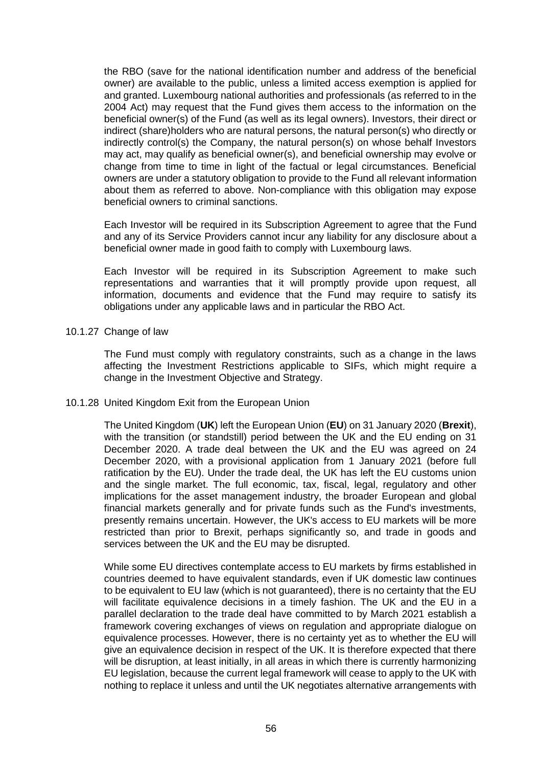the RBO (save for the national identification number and address of the beneficial owner) are available to the public, unless a limited access exemption is applied for and granted. Luxembourg national authorities and professionals (as referred to in the 2004 Act) may request that the Fund gives them access to the information on the beneficial owner(s) of the Fund (as well as its legal owners). Investors, their direct or indirect (share)holders who are natural persons, the natural person(s) who directly or indirectly control(s) the Company, the natural person(s) on whose behalf Investors may act, may qualify as beneficial owner(s), and beneficial ownership may evolve or change from time to time in light of the factual or legal circumstances. Beneficial owners are under a statutory obligation to provide to the Fund all relevant information about them as referred to above. Non-compliance with this obligation may expose beneficial owners to criminal sanctions.

Each Investor will be required in its Subscription Agreement to agree that the Fund and any of its Service Providers cannot incur any liability for any disclosure about a beneficial owner made in good faith to comply with Luxembourg laws.

Each Investor will be required in its Subscription Agreement to make such representations and warranties that it will promptly provide upon request, all information, documents and evidence that the Fund may require to satisfy its obligations under any applicable laws and in particular the RBO Act.

10.1.27 Change of law

The Fund must comply with regulatory constraints, such as a change in the laws affecting the Investment Restrictions applicable to SIFs, which might require a change in the Investment Objective and Strategy.

10.1.28 United Kingdom Exit from the European Union

The United Kingdom (**UK**) left the European Union (**EU**) on 31 January 2020 (**Brexit**), with the transition (or standstill) period between the UK and the EU ending on 31 December 2020. A trade deal between the UK and the EU was agreed on 24 December 2020, with a provisional application from 1 January 2021 (before full ratification by the EU). Under the trade deal, the UK has left the EU customs union and the single market. The full economic, tax, fiscal, legal, regulatory and other implications for the asset management industry, the broader European and global financial markets generally and for private funds such as the Fund's investments, presently remains uncertain. However, the UK's access to EU markets will be more restricted than prior to Brexit, perhaps significantly so, and trade in goods and services between the UK and the EU may be disrupted.

While some EU directives contemplate access to EU markets by firms established in countries deemed to have equivalent standards, even if UK domestic law continues to be equivalent to EU law (which is not guaranteed), there is no certainty that the EU will facilitate equivalence decisions in a timely fashion. The UK and the EU in a parallel declaration to the trade deal have committed to by March 2021 establish a framework covering exchanges of views on regulation and appropriate dialogue on equivalence processes. However, there is no certainty yet as to whether the EU will give an equivalence decision in respect of the UK. It is therefore expected that there will be disruption, at least initially, in all areas in which there is currently harmonizing EU legislation, because the current legal framework will cease to apply to the UK with nothing to replace it unless and until the UK negotiates alternative arrangements with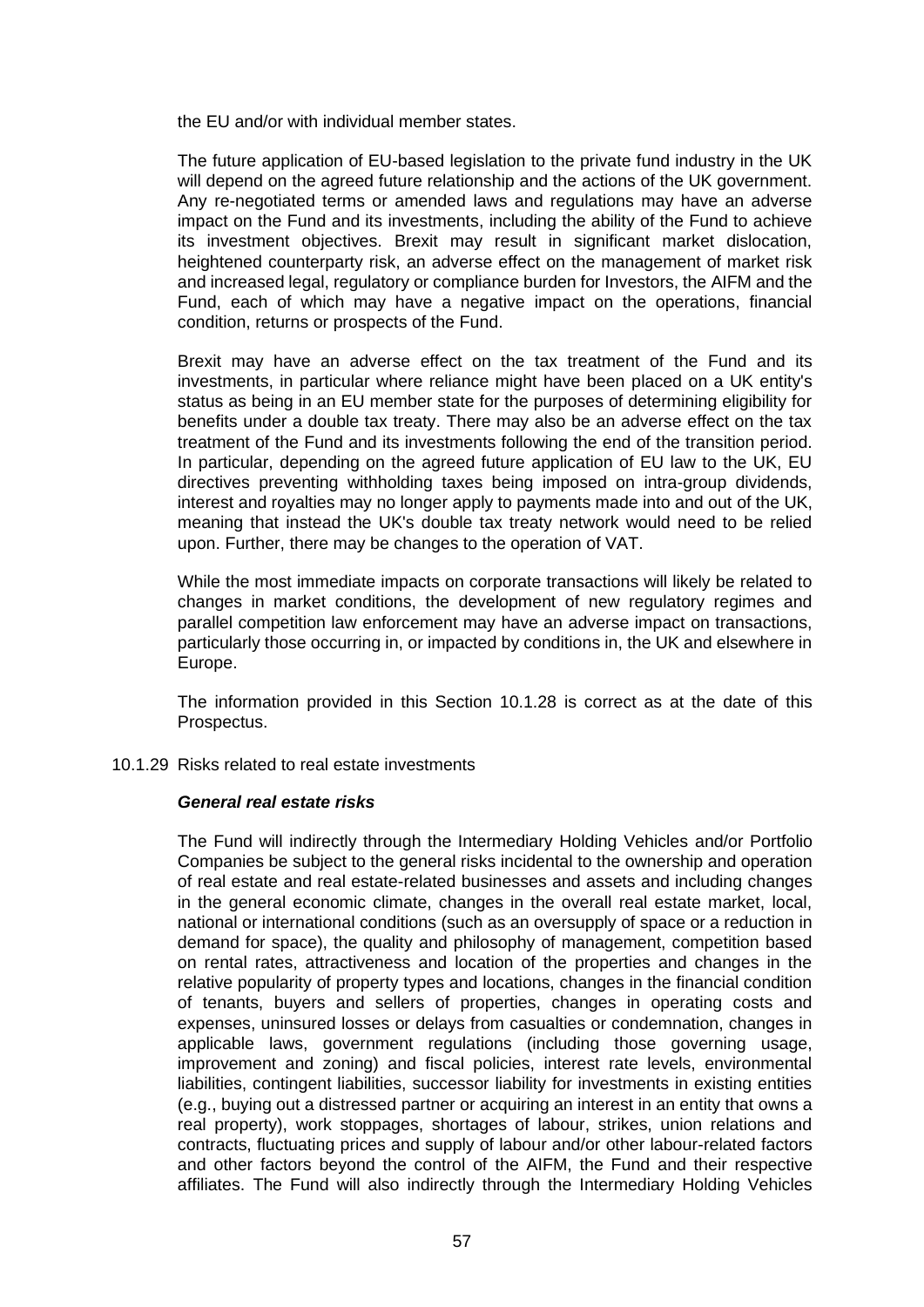the EU and/or with individual member states.

The future application of EU-based legislation to the private fund industry in the UK will depend on the agreed future relationship and the actions of the UK government. Any re-negotiated terms or amended laws and regulations may have an adverse impact on the Fund and its investments, including the ability of the Fund to achieve its investment objectives. Brexit may result in significant market dislocation, heightened counterparty risk, an adverse effect on the management of market risk and increased legal, regulatory or compliance burden for Investors, the AIFM and the Fund, each of which may have a negative impact on the operations, financial condition, returns or prospects of the Fund.

Brexit may have an adverse effect on the tax treatment of the Fund and its investments, in particular where reliance might have been placed on a UK entity's status as being in an EU member state for the purposes of determining eligibility for benefits under a double tax treaty. There may also be an adverse effect on the tax treatment of the Fund and its investments following the end of the transition period. In particular, depending on the agreed future application of EU law to the UK, EU directives preventing withholding taxes being imposed on intra-group dividends, interest and royalties may no longer apply to payments made into and out of the UK, meaning that instead the UK's double tax treaty network would need to be relied upon. Further, there may be changes to the operation of VAT.

While the most immediate impacts on corporate transactions will likely be related to changes in market conditions, the development of new regulatory regimes and parallel competition law enforcement may have an adverse impact on transactions, particularly those occurring in, or impacted by conditions in, the UK and elsewhere in Europe.

The information provided in this Section 10.1.28 is correct as at the date of this Prospectus.

10.1.29 Risks related to real estate investments

***General real estate risks***

The Fund will indirectly through the Intermediary Holding Vehicles and/or Portfolio Companies be subject to the general risks incidental to the ownership and operation of real estate and real estate-related businesses and assets and including changes in the general economic climate, changes in the overall real estate market, local, national or international conditions (such as an oversupply of space or a reduction in demand for space), the quality and philosophy of management, competition based on rental rates, attractiveness and location of the properties and changes in the relative popularity of property types and locations, changes in the financial condition of tenants, buyers and sellers of properties, changes in operating costs and expenses, uninsured losses or delays from casualties or condemnation, changes in applicable laws, government regulations (including those governing usage, improvement and zoning) and fiscal policies, interest rate levels, environmental liabilities, contingent liabilities, successor liability for investments in existing entities (e.g., buying out a distressed partner or acquiring an interest in an entity that owns a real property), work stoppages, shortages of labour, strikes, union relations and contracts, fluctuating prices and supply of labour and/or other labour-related factors and other factors beyond the control of the AIFM, the Fund and their respective affiliates. The Fund will also indirectly through the Intermediary Holding Vehicles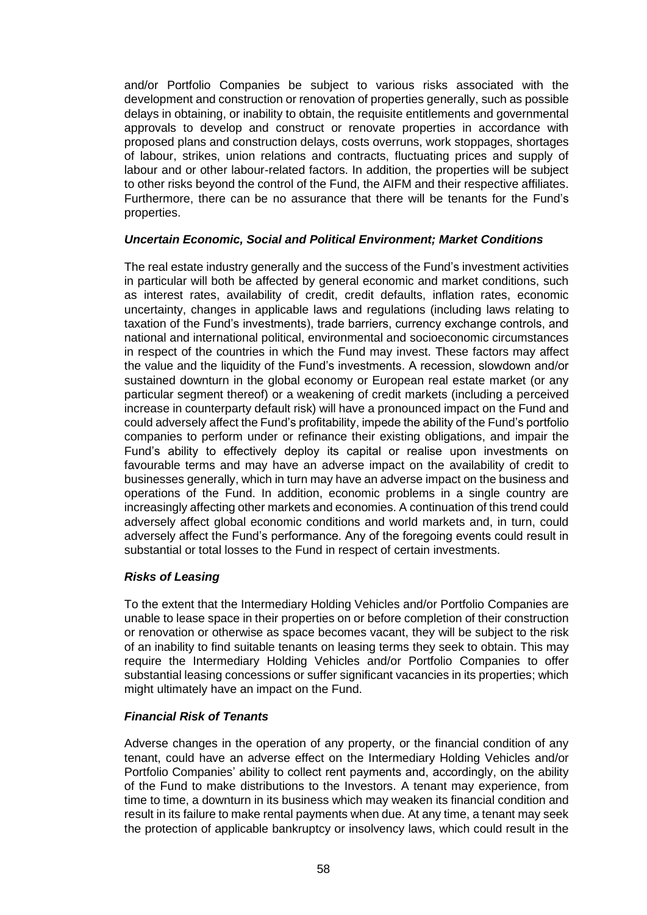and/or Portfolio Companies be subject to various risks associated with the development and construction or renovation of properties generally, such as possible delays in obtaining, or inability to obtain, the requisite entitlements and governmental approvals to develop and construct or renovate properties in accordance with proposed plans and construction delays, costs overruns, work stoppages, shortages of labour, strikes, union relations and contracts, fluctuating prices and supply of labour and or other labour-related factors. In addition, the properties will be subject to other risks beyond the control of the Fund, the AIFM and their respective affiliates. Furthermore, there can be no assurance that there will be tenants for the Fund's properties.

***Uncertain Economic, Social and Political Environment; Market Conditions***

The real estate industry generally and the success of the Fund's investment activities in particular will both be affected by general economic and market conditions, such as interest rates, availability of credit, credit defaults, inflation rates, economic uncertainty, changes in applicable laws and regulations (including laws relating to taxation of the Fund's investments), trade barriers, currency exchange controls, and national and international political, environmental and socioeconomic circumstances in respect of the countries in which the Fund may invest. These factors may affect the value and the liquidity of the Fund's investments. A recession, slowdown and/or sustained downturn in the global economy or European real estate market (or any particular segment thereof) or a weakening of credit markets (including a perceived increase in counterparty default risk) will have a pronounced impact on the Fund and could adversely affect the Fund's profitability, impede the ability of the Fund's portfolio companies to perform under or refinance their existing obligations, and impair the Fund's ability to effectively deploy its capital or realise upon investments on favourable terms and may have an adverse impact on the availability of credit to businesses generally, which in turn may have an adverse impact on the business and operations of the Fund. In addition, economic problems in a single country are increasingly affecting other markets and economies. A continuation of this trend could adversely affect global economic conditions and world markets and, in turn, could adversely affect the Fund's performance. Any of the foregoing events could result in substantial or total losses to the Fund in respect of certain investments.

***Risks of Leasing***

To the extent that the Intermediary Holding Vehicles and/or Portfolio Companies are unable to lease space in their properties on or before completion of their construction or renovation or otherwise as space becomes vacant, they will be subject to the risk of an inability to find suitable tenants on leasing terms they seek to obtain. This may require the Intermediary Holding Vehicles and/or Portfolio Companies to offer substantial leasing concessions or suffer significant vacancies in its properties; which might ultimately have an impact on the Fund.

***Financial Risk of Tenants***

Adverse changes in the operation of any property, or the financial condition of any tenant, could have an adverse effect on the Intermediary Holding Vehicles and/or Portfolio Companies' ability to collect rent payments and, accordingly, on the ability of the Fund to make distributions to the Investors. A tenant may experience, from time to time, a downturn in its business which may weaken its financial condition and result in its failure to make rental payments when due. At any time, a tenant may seek the protection of applicable bankruptcy or insolvency laws, which could result in the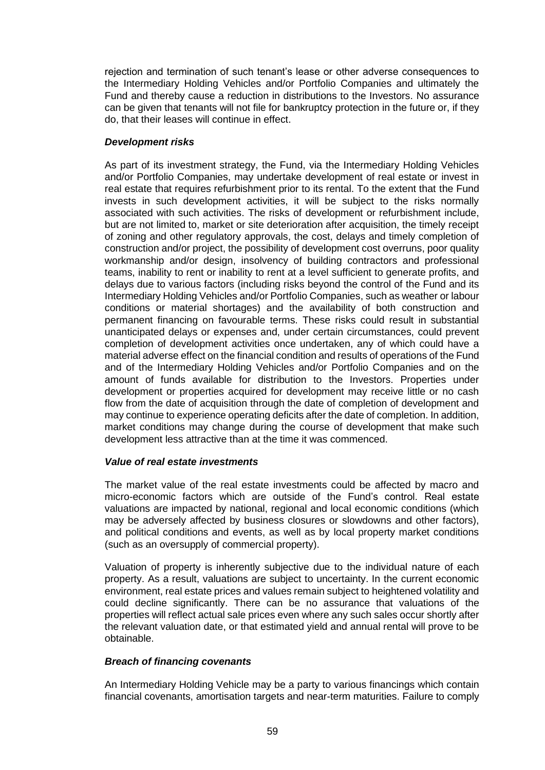rejection and termination of such tenant's lease or other adverse consequences to the Intermediary Holding Vehicles and/or Portfolio Companies and ultimately the Fund and thereby cause a reduction in distributions to the Investors. No assurance can be given that tenants will not file for bankruptcy protection in the future or, if they do, that their leases will continue in effect.

***Development risks***

As part of its investment strategy, the Fund, via the Intermediary Holding Vehicles and/or Portfolio Companies, may undertake development of real estate or invest in real estate that requires refurbishment prior to its rental. To the extent that the Fund invests in such development activities, it will be subject to the risks normally associated with such activities. The risks of development or refurbishment include, but are not limited to, market or site deterioration after acquisition, the timely receipt of zoning and other regulatory approvals, the cost, delays and timely completion of construction and/or project, the possibility of development cost overruns, poor quality workmanship and/or design, insolvency of building contractors and professional teams, inability to rent or inability to rent at a level sufficient to generate profits, and delays due to various factors (including risks beyond the control of the Fund and its Intermediary Holding Vehicles and/or Portfolio Companies, such as weather or labour conditions or material shortages) and the availability of both construction and permanent financing on favourable terms. These risks could result in substantial unanticipated delays or expenses and, under certain circumstances, could prevent completion of development activities once undertaken, any of which could have a material adverse effect on the financial condition and results of operations of the Fund and of the Intermediary Holding Vehicles and/or Portfolio Companies and on the amount of funds available for distribution to the Investors. Properties under development or properties acquired for development may receive little or no cash flow from the date of acquisition through the date of completion of development and may continue to experience operating deficits after the date of completion. In addition, market conditions may change during the course of development that make such development less attractive than at the time it was commenced.

***Value of real estate investments***

The market value of the real estate investments could be affected by macro and micro-economic factors which are outside of the Fund's control. Real estate valuations are impacted by national, regional and local economic conditions (which may be adversely affected by business closures or slowdowns and other factors), and political conditions and events, as well as by local property market conditions (such as an oversupply of commercial property).

Valuation of property is inherently subjective due to the individual nature of each property. As a result, valuations are subject to uncertainty. In the current economic environment, real estate prices and values remain subject to heightened volatility and could decline significantly. There can be no assurance that valuations of the properties will reflect actual sale prices even where any such sales occur shortly after the relevant valuation date, or that estimated yield and annual rental will prove to be obtainable.

***Breach of financing covenants***

An Intermediary Holding Vehicle may be a party to various financings which contain financial covenants, amortisation targets and near-term maturities. Failure to comply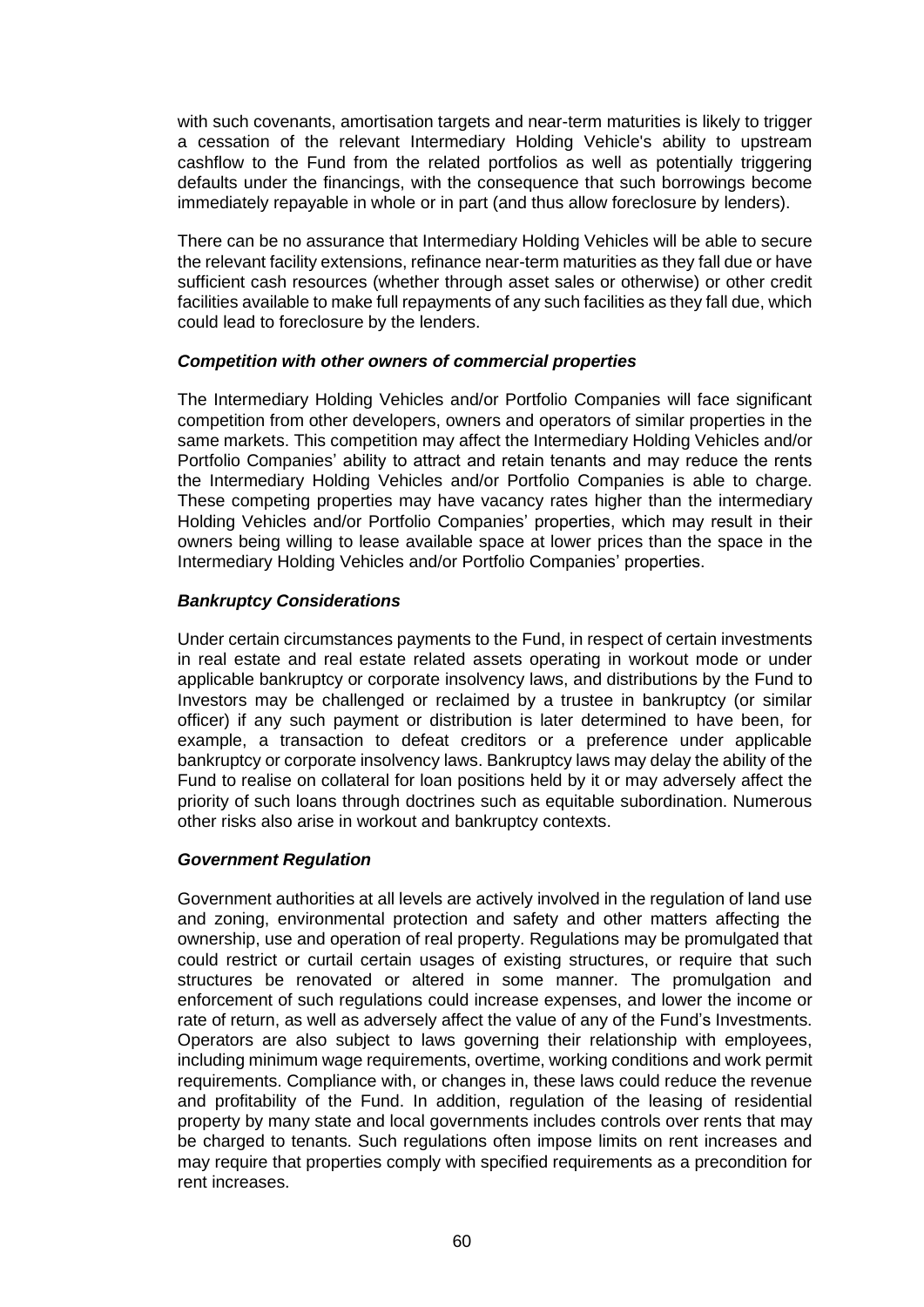with such covenants, amortisation targets and near-term maturities is likely to trigger a cessation of the relevant Intermediary Holding Vehicle's ability to upstream cashflow to the Fund from the related portfolios as well as potentially triggering defaults under the financings, with the consequence that such borrowings become immediately repayable in whole or in part (and thus allow foreclosure by lenders).

There can be no assurance that Intermediary Holding Vehicles will be able to secure the relevant facility extensions, refinance near-term maturities as they fall due or have sufficient cash resources (whether through asset sales or otherwise) or other credit facilities available to make full repayments of any such facilities as they fall due, which could lead to foreclosure by the lenders.

***Competition with other owners of commercial properties***

The Intermediary Holding Vehicles and/or Portfolio Companies will face significant competition from other developers, owners and operators of similar properties in the same markets. This competition may affect the Intermediary Holding Vehicles and/or Portfolio Companies' ability to attract and retain tenants and may reduce the rents the Intermediary Holding Vehicles and/or Portfolio Companies is able to charge. These competing properties may have vacancy rates higher than the intermediary Holding Vehicles and/or Portfolio Companies' properties, which may result in their owners being willing to lease available space at lower prices than the space in the Intermediary Holding Vehicles and/or Portfolio Companies' properties.

***Bankruptcy Considerations***

Under certain circumstances payments to the Fund, in respect of certain investments in real estate and real estate related assets operating in workout mode or under applicable bankruptcy or corporate insolvency laws, and distributions by the Fund to Investors may be challenged or reclaimed by a trustee in bankruptcy (or similar officer) if any such payment or distribution is later determined to have been, for example, a transaction to defeat creditors or a preference under applicable bankruptcy or corporate insolvency laws. Bankruptcy laws may delay the ability of the Fund to realise on collateral for loan positions held by it or may adversely affect the priority of such loans through doctrines such as equitable subordination. Numerous other risks also arise in workout and bankruptcy contexts.

***Government Regulation***

Government authorities at all levels are actively involved in the regulation of land use and zoning, environmental protection and safety and other matters affecting the ownership, use and operation of real property. Regulations may be promulgated that could restrict or curtail certain usages of existing structures, or require that such structures be renovated or altered in some manner. The promulgation and enforcement of such regulations could increase expenses, and lower the income or rate of return, as well as adversely affect the value of any of the Fund's Investments. Operators are also subject to laws governing their relationship with employees, including minimum wage requirements, overtime, working conditions and work permit requirements. Compliance with, or changes in, these laws could reduce the revenue and profitability of the Fund. In addition, regulation of the leasing of residential property by many state and local governments includes controls over rents that may be charged to tenants. Such regulations often impose limits on rent increases and may require that properties comply with specified requirements as a precondition for rent increases.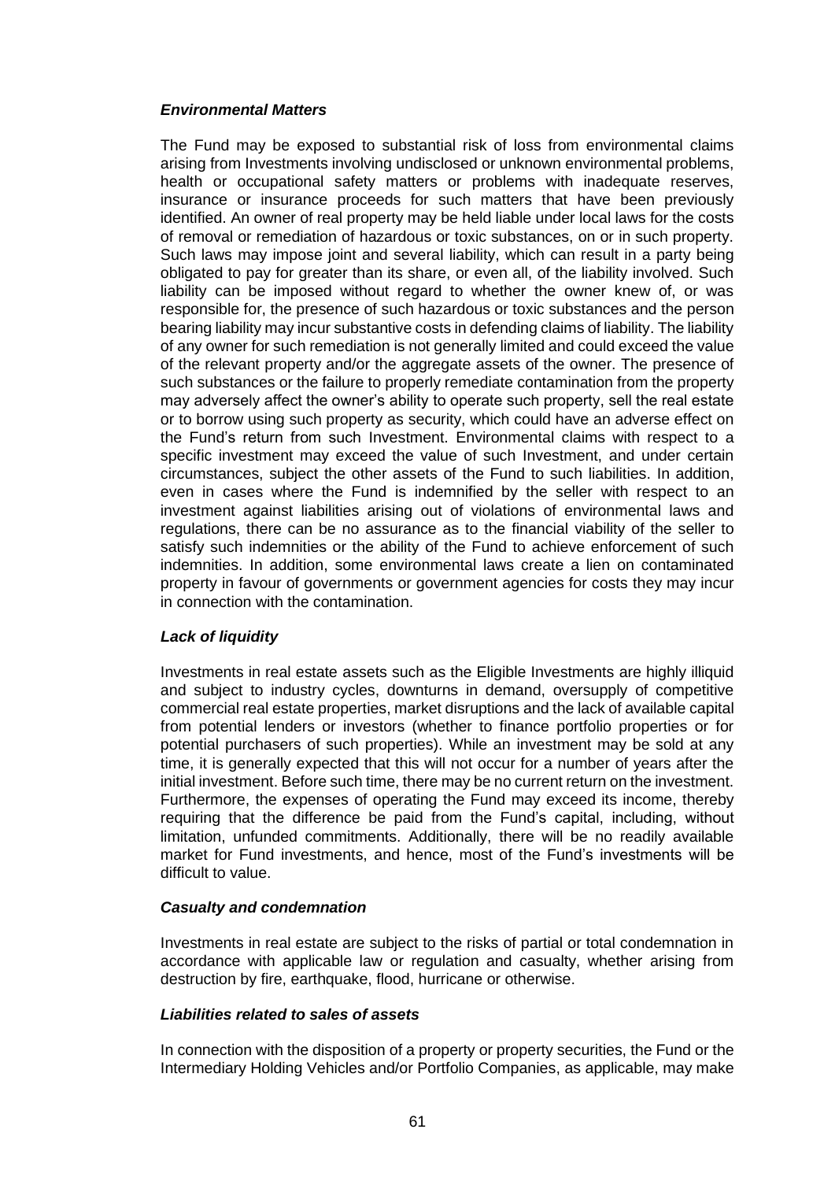***Environmental Matters***

The Fund may be exposed to substantial risk of loss from environmental claims arising from Investments involving undisclosed or unknown environmental problems, health or occupational safety matters or problems with inadequate reserves, insurance or insurance proceeds for such matters that have been previously identified. An owner of real property may be held liable under local laws for the costs of removal or remediation of hazardous or toxic substances, on or in such property. Such laws may impose joint and several liability, which can result in a party being obligated to pay for greater than its share, or even all, of the liability involved. Such liability can be imposed without regard to whether the owner knew of, or was responsible for, the presence of such hazardous or toxic substances and the person bearing liability may incur substantive costs in defending claims of liability. The liability of any owner for such remediation is not generally limited and could exceed the value of the relevant property and/or the aggregate assets of the owner. The presence of such substances or the failure to properly remediate contamination from the property may adversely affect the owner's ability to operate such property, sell the real estate or to borrow using such property as security, which could have an adverse effect on the Fund's return from such Investment. Environmental claims with respect to a specific investment may exceed the value of such Investment, and under certain circumstances, subject the other assets of the Fund to such liabilities. In addition, even in cases where the Fund is indemnified by the seller with respect to an investment against liabilities arising out of violations of environmental laws and regulations, there can be no assurance as to the financial viability of the seller to satisfy such indemnities or the ability of the Fund to achieve enforcement of such indemnities. In addition, some environmental laws create a lien on contaminated property in favour of governments or government agencies for costs they may incur in connection with the contamination.

***Lack of liquidity***

Investments in real estate assets such as the Eligible Investments are highly illiquid and subject to industry cycles, downturns in demand, oversupply of competitive commercial real estate properties, market disruptions and the lack of available capital from potential lenders or investors (whether to finance portfolio properties or for potential purchasers of such properties). While an investment may be sold at any time, it is generally expected that this will not occur for a number of years after the initial investment. Before such time, there may be no current return on the investment. Furthermore, the expenses of operating the Fund may exceed its income, thereby requiring that the difference be paid from the Fund's capital, including, without limitation, unfunded commitments. Additionally, there will be no readily available market for Fund investments, and hence, most of the Fund's investments will be difficult to value.

***Casualty and condemnation***

Investments in real estate are subject to the risks of partial or total condemnation in accordance with applicable law or regulation and casualty, whether arising from destruction by fire, earthquake, flood, hurricane or otherwise.

***Liabilities related to sales of assets***

In connection with the disposition of a property or property securities, the Fund or the Intermediary Holding Vehicles and/or Portfolio Companies, as applicable, may make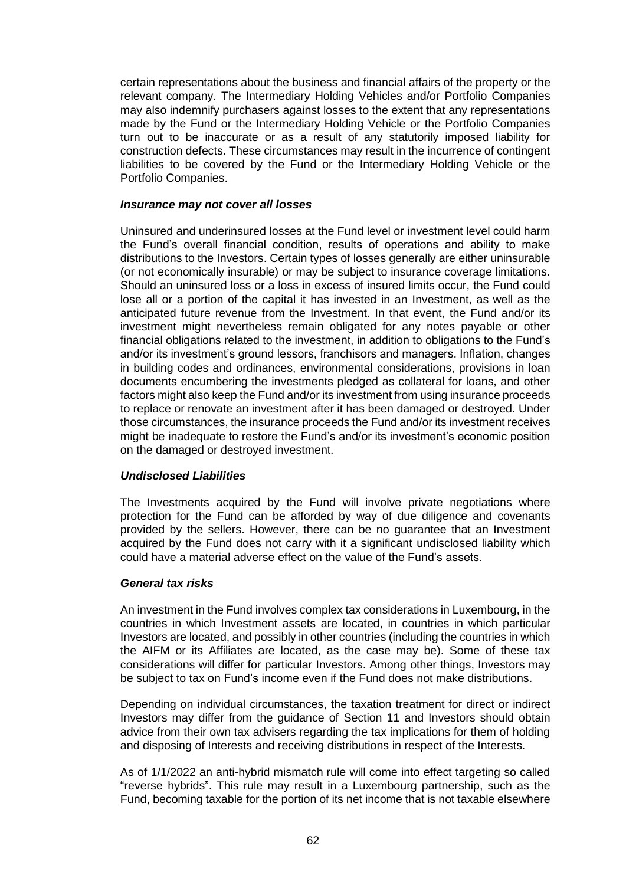certain representations about the business and financial affairs of the property or the relevant company. The Intermediary Holding Vehicles and/or Portfolio Companies may also indemnify purchasers against losses to the extent that any representations made by the Fund or the Intermediary Holding Vehicle or the Portfolio Companies turn out to be inaccurate or as a result of any statutorily imposed liability for construction defects. These circumstances may result in the incurrence of contingent liabilities to be covered by the Fund or the Intermediary Holding Vehicle or the Portfolio Companies.

***Insurance may not cover all losses***

Uninsured and underinsured losses at the Fund level or investment level could harm the Fund's overall financial condition, results of operations and ability to make distributions to the Investors. Certain types of losses generally are either uninsurable (or not economically insurable) or may be subject to insurance coverage limitations. Should an uninsured loss or a loss in excess of insured limits occur, the Fund could lose all or a portion of the capital it has invested in an Investment, as well as the anticipated future revenue from the Investment. In that event, the Fund and/or its investment might nevertheless remain obligated for any notes payable or other financial obligations related to the investment, in addition to obligations to the Fund's and/or its investment's ground lessors, franchisors and managers. Inflation, changes in building codes and ordinances, environmental considerations, provisions in loan documents encumbering the investments pledged as collateral for loans, and other factors might also keep the Fund and/or its investment from using insurance proceeds to replace or renovate an investment after it has been damaged or destroyed. Under those circumstances, the insurance proceeds the Fund and/or its investment receives might be inadequate to restore the Fund's and/or its investment's economic position on the damaged or destroyed investment.

***Undisclosed Liabilities***

The Investments acquired by the Fund will involve private negotiations where protection for the Fund can be afforded by way of due diligence and covenants provided by the sellers. However, there can be no guarantee that an Investment acquired by the Fund does not carry with it a significant undisclosed liability which could have a material adverse effect on the value of the Fund's assets.

***General tax risks***

An investment in the Fund involves complex tax considerations in Luxembourg, in the countries in which Investment assets are located, in countries in which particular Investors are located, and possibly in other countries (including the countries in which the AIFM or its Affiliates are located, as the case may be). Some of these tax considerations will differ for particular Investors. Among other things, Investors may be subject to tax on Fund's income even if the Fund does not make distributions.

Depending on individual circumstances, the taxation treatment for direct or indirect Investors may differ from the guidance of Section 11 and Investors should obtain advice from their own tax advisers regarding the tax implications for them of holding and disposing of Interests and receiving distributions in respect of the Interests.

As of 1/1/2022 an anti-hybrid mismatch rule will come into effect targeting so called "reverse hybrids". This rule may result in a Luxembourg partnership, such as the Fund, becoming taxable for the portion of its net income that is not taxable elsewhere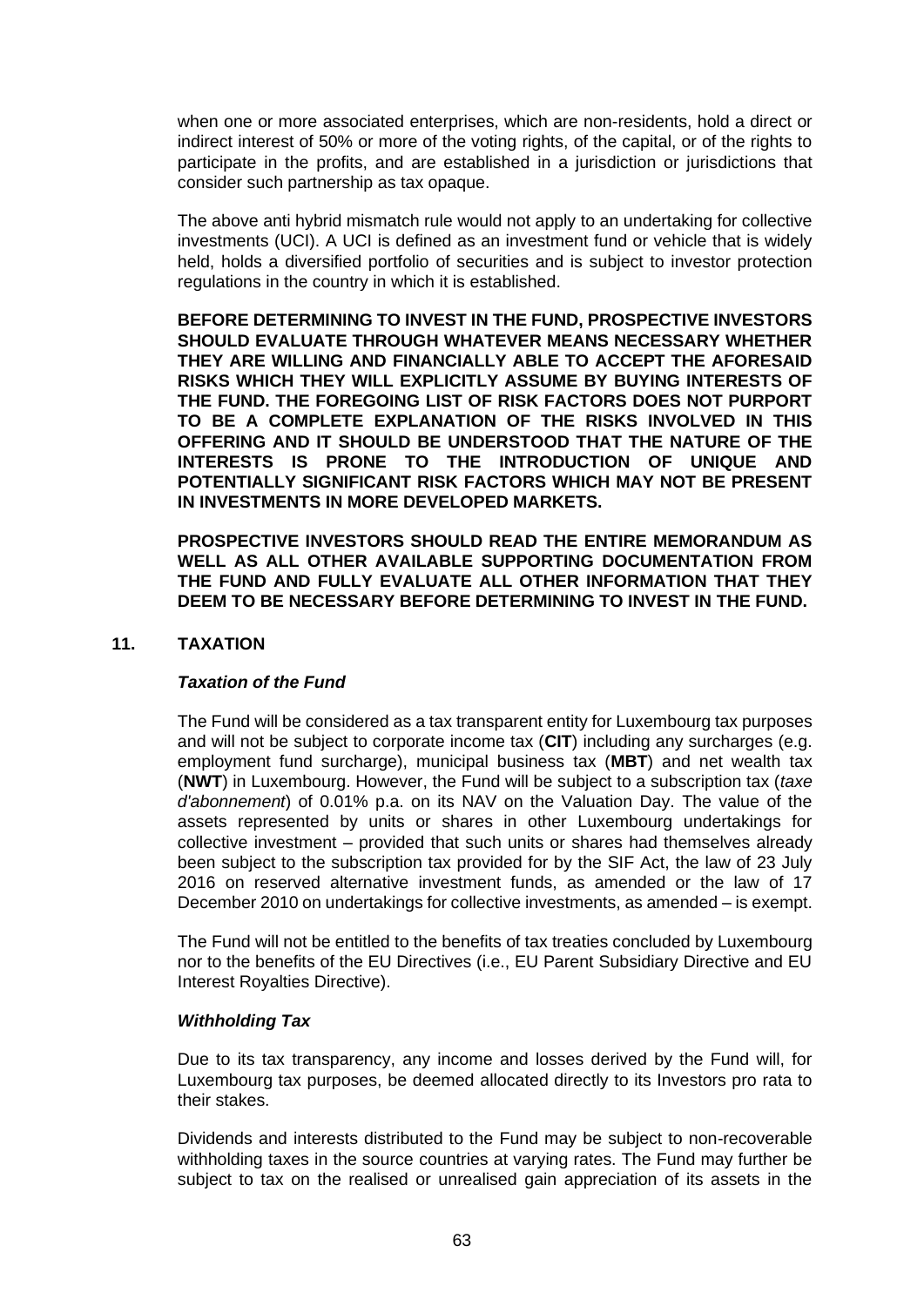when one or more associated enterprises, which are non-residents, hold a direct or indirect interest of 50% or more of the voting rights, of the capital, or of the rights to participate in the profits, and are established in a jurisdiction or jurisdictions that consider such partnership as tax opaque.

The above anti hybrid mismatch rule would not apply to an undertaking for collective investments (UCI). A UCI is defined as an investment fund or vehicle that is widely held, holds a diversified portfolio of securities and is subject to investor protection regulations in the country in which it is established.

**BEFORE DETERMINING TO INVEST IN THE FUND, PROSPECTIVE INVESTORS SHOULD EVALUATE THROUGH WHATEVER MEANS NECESSARY WHETHER THEY ARE WILLING AND FINANCIALLY ABLE TO ACCEPT THE AFORESAID RISKS WHICH THEY WILL EXPLICITLY ASSUME BY BUYING INTERESTS OF THE FUND. THE FOREGOING LIST OF RISK FACTORS DOES NOT PURPORT TO BE A COMPLETE EXPLANATION OF THE RISKS INVOLVED IN THIS OFFERING AND IT SHOULD BE UNDERSTOOD THAT THE NATURE OF THE INTERESTS IS PRONE TO THE INTRODUCTION OF UNIQUE AND POTENTIALLY SIGNIFICANT RISK FACTORS WHICH MAY NOT BE PRESENT IN INVESTMENTS IN MORE DEVELOPED MARKETS.**

**PROSPECTIVE INVESTORS SHOULD READ THE ENTIRE MEMORANDUM AS WELL AS ALL OTHER AVAILABLE SUPPORTING DOCUMENTATION FROM THE FUND AND FULLY EVALUATE ALL OTHER INFORMATION THAT THEY DEEM TO BE NECESSARY BEFORE DETERMINING TO INVEST IN THE FUND.**

## 11. TAXATION

### *Taxation of the Fund*

The Fund will be considered as a tax transparent entity for Luxembourg tax purposes and will not be subject to corporate income tax (**CIT**) including any surcharges (e.g. employment fund surcharge), municipal business tax (**MBT**) and net wealth tax (**NWT**) in Luxembourg. However, the Fund will be subject to a subscription tax (*taxe d'abonnement*) of 0.01% p.a. on its NAV on the Valuation Day. The value of the assets represented by units or shares in other Luxembourg undertakings for collective investment – provided that such units or shares had themselves already been subject to the subscription tax provided for by the SIF Act, the law of 23 July 2016 on reserved alternative investment funds, as amended or the law of 17 December 2010 on undertakings for collective investments, as amended – is exempt.

The Fund will not be entitled to the benefits of tax treaties concluded by Luxembourg nor to the benefits of the EU Directives (i.e., EU Parent Subsidiary Directive and EU Interest Royalties Directive).

### *Withholding Tax*

Due to its tax transparency, any income and losses derived by the Fund will, for Luxembourg tax purposes, be deemed allocated directly to its Investors pro rata to their stakes.

Dividends and interests distributed to the Fund may be subject to non-recoverable withholding taxes in the source countries at varying rates. The Fund may further be subject to tax on the realised or unrealised gain appreciation of its assets in the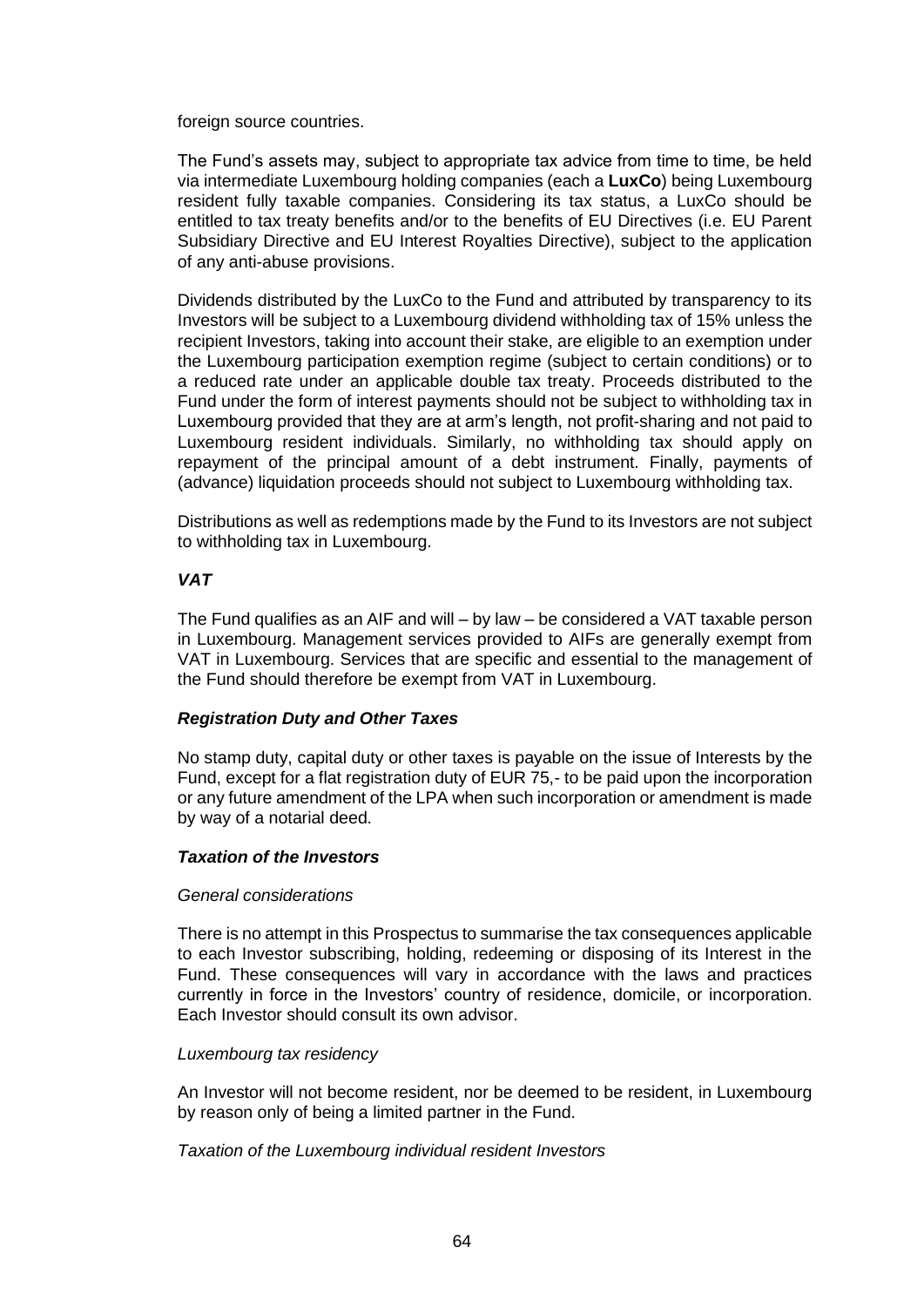foreign source countries.

The Fund's assets may, subject to appropriate tax advice from time to time, be held via intermediate Luxembourg holding companies (each a **LuxCo**) being Luxembourg resident fully taxable companies. Considering its tax status, a LuxCo should be entitled to tax treaty benefits and/or to the benefits of EU Directives (i.e. EU Parent Subsidiary Directive and EU Interest Royalties Directive), subject to the application of any anti-abuse provisions.

Dividends distributed by the LuxCo to the Fund and attributed by transparency to its Investors will be subject to a Luxembourg dividend withholding tax of 15% unless the recipient Investors, taking into account their stake, are eligible to an exemption under the Luxembourg participation exemption regime (subject to certain conditions) or to a reduced rate under an applicable double tax treaty. Proceeds distributed to the Fund under the form of interest payments should not be subject to withholding tax in Luxembourg provided that they are at arm's length, not profit-sharing and not paid to Luxembourg resident individuals. Similarly, no withholding tax should apply on repayment of the principal amount of a debt instrument. Finally, payments of (advance) liquidation proceeds should not subject to Luxembourg withholding tax.

Distributions as well as redemptions made by the Fund to its Investors are not subject to withholding tax in Luxembourg.

***VAT***

The Fund qualifies as an AIF and will – by law – be considered a VAT taxable person in Luxembourg. Management services provided to AIFs are generally exempt from VAT in Luxembourg. Services that are specific and essential to the management of the Fund should therefore be exempt from VAT in Luxembourg.

***Registration Duty and Other Taxes***

No stamp duty, capital duty or other taxes is payable on the issue of Interests by the Fund, except for a flat registration duty of EUR 75,- to be paid upon the incorporation or any future amendment of the LPA when such incorporation or amendment is made by way of a notarial deed.

***Taxation of the Investors***

*General considerations*

There is no attempt in this Prospectus to summarise the tax consequences applicable to each Investor subscribing, holding, redeeming or disposing of its Interest in the Fund. These consequences will vary in accordance with the laws and practices currently in force in the Investors' country of residence, domicile, or incorporation. Each Investor should consult its own advisor.

*Luxembourg tax residency*

An Investor will not become resident, nor be deemed to be resident, in Luxembourg by reason only of being a limited partner in the Fund.

*Taxation of the Luxembourg individual resident Investors*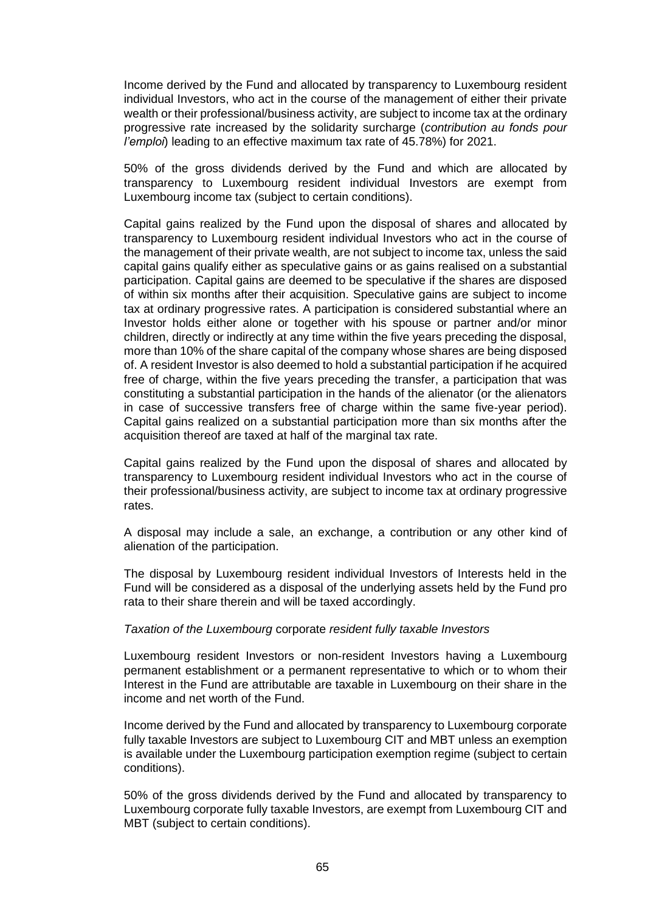Income derived by the Fund and allocated by transparency to Luxembourg resident individual Investors, who act in the course of the management of either their private wealth or their professional/business activity, are subject to income tax at the ordinary progressive rate increased by the solidarity surcharge (*contribution au fonds pour l'emploi*) leading to an effective maximum tax rate of 45.78%) for 2021.

50% of the gross dividends derived by the Fund and which are allocated by transparency to Luxembourg resident individual Investors are exempt from Luxembourg income tax (subject to certain conditions).

Capital gains realized by the Fund upon the disposal of shares and allocated by transparency to Luxembourg resident individual Investors who act in the course of the management of their private wealth, are not subject to income tax, unless the said capital gains qualify either as speculative gains or as gains realised on a substantial participation. Capital gains are deemed to be speculative if the shares are disposed of within six months after their acquisition. Speculative gains are subject to income tax at ordinary progressive rates. A participation is considered substantial where an Investor holds either alone or together with his spouse or partner and/or minor children, directly or indirectly at any time within the five years preceding the disposal, more than 10% of the share capital of the company whose shares are being disposed of. A resident Investor is also deemed to hold a substantial participation if he acquired free of charge, within the five years preceding the transfer, a participation that was constituting a substantial participation in the hands of the alienator (or the alienators in case of successive transfers free of charge within the same five-year period). Capital gains realized on a substantial participation more than six months after the acquisition thereof are taxed at half of the marginal tax rate.

Capital gains realized by the Fund upon the disposal of shares and allocated by transparency to Luxembourg resident individual Investors who act in the course of their professional/business activity, are subject to income tax at ordinary progressive rates.

A disposal may include a sale, an exchange, a contribution or any other kind of alienation of the participation.

The disposal by Luxembourg resident individual Investors of Interests held in the Fund will be considered as a disposal of the underlying assets held by the Fund pro rata to their share therein and will be taxed accordingly.

*Taxation of the Luxembourg* corporate *resident fully taxable Investors*

Luxembourg resident Investors or non-resident Investors having a Luxembourg permanent establishment or a permanent representative to which or to whom their Interest in the Fund are attributable are taxable in Luxembourg on their share in the income and net worth of the Fund.

Income derived by the Fund and allocated by transparency to Luxembourg corporate fully taxable Investors are subject to Luxembourg CIT and MBT unless an exemption is available under the Luxembourg participation exemption regime (subject to certain conditions).

50% of the gross dividends derived by the Fund and allocated by transparency to Luxembourg corporate fully taxable Investors, are exempt from Luxembourg CIT and MBT (subject to certain conditions).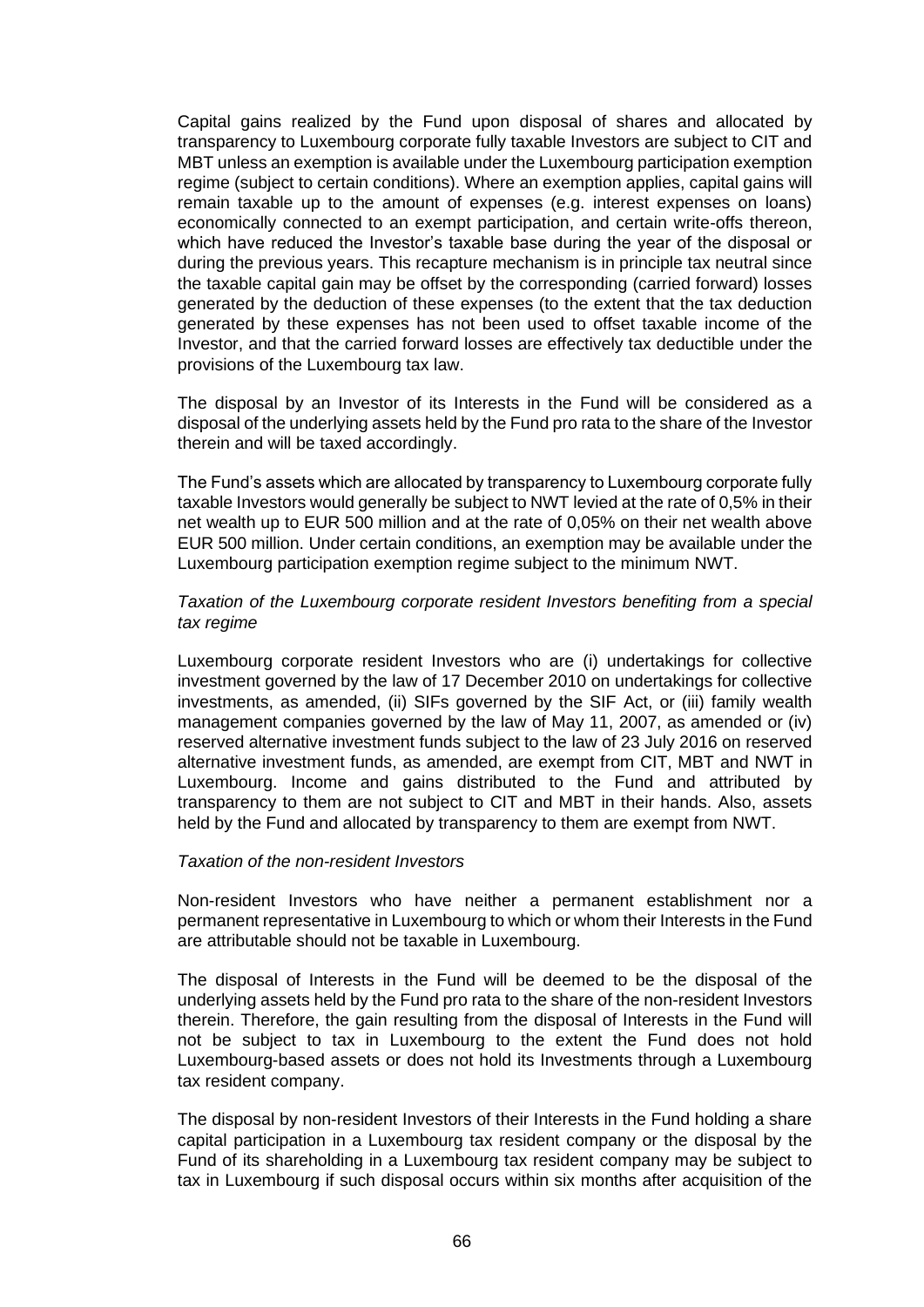Capital gains realized by the Fund upon disposal of shares and allocated by transparency to Luxembourg corporate fully taxable Investors are subject to CIT and MBT unless an exemption is available under the Luxembourg participation exemption regime (subject to certain conditions). Where an exemption applies, capital gains will remain taxable up to the amount of expenses (e.g. interest expenses on loans) economically connected to an exempt participation, and certain write-offs thereon, which have reduced the Investor's taxable base during the year of the disposal or during the previous years. This recapture mechanism is in principle tax neutral since the taxable capital gain may be offset by the corresponding (carried forward) losses generated by the deduction of these expenses (to the extent that the tax deduction generated by these expenses has not been used to offset taxable income of the Investor, and that the carried forward losses are effectively tax deductible under the provisions of the Luxembourg tax law.

The disposal by an Investor of its Interests in the Fund will be considered as a disposal of the underlying assets held by the Fund pro rata to the share of the Investor therein and will be taxed accordingly.

The Fund's assets which are allocated by transparency to Luxembourg corporate fully taxable Investors would generally be subject to NWT levied at the rate of 0,5% in their net wealth up to EUR 500 million and at the rate of 0,05% on their net wealth above EUR 500 million. Under certain conditions, an exemption may be available under the Luxembourg participation exemption regime subject to the minimum NWT.

*Taxation of the Luxembourg corporate resident Investors benefiting from a special tax regime*

Luxembourg corporate resident Investors who are (i) undertakings for collective investment governed by the law of 17 December 2010 on undertakings for collective investments, as amended, (ii) SIFs governed by the SIF Act, or (iii) family wealth management companies governed by the law of May 11, 2007, as amended or (iv) reserved alternative investment funds subject to the law of 23 July 2016 on reserved alternative investment funds, as amended, are exempt from CIT, MBT and NWT in Luxembourg. Income and gains distributed to the Fund and attributed by transparency to them are not subject to CIT and MBT in their hands. Also, assets held by the Fund and allocated by transparency to them are exempt from NWT.

*Taxation of the non-resident Investors*

Non-resident Investors who have neither a permanent establishment nor a permanent representative in Luxembourg to which or whom their Interests in the Fund are attributable should not be taxable in Luxembourg.

The disposal of Interests in the Fund will be deemed to be the disposal of the underlying assets held by the Fund pro rata to the share of the non-resident Investors therein. Therefore, the gain resulting from the disposal of Interests in the Fund will not be subject to tax in Luxembourg to the extent the Fund does not hold Luxembourg-based assets or does not hold its Investments through a Luxembourg tax resident company.

The disposal by non-resident Investors of their Interests in the Fund holding a share capital participation in a Luxembourg tax resident company or the disposal by the Fund of its shareholding in a Luxembourg tax resident company may be subject to tax in Luxembourg if such disposal occurs within six months after acquisition of the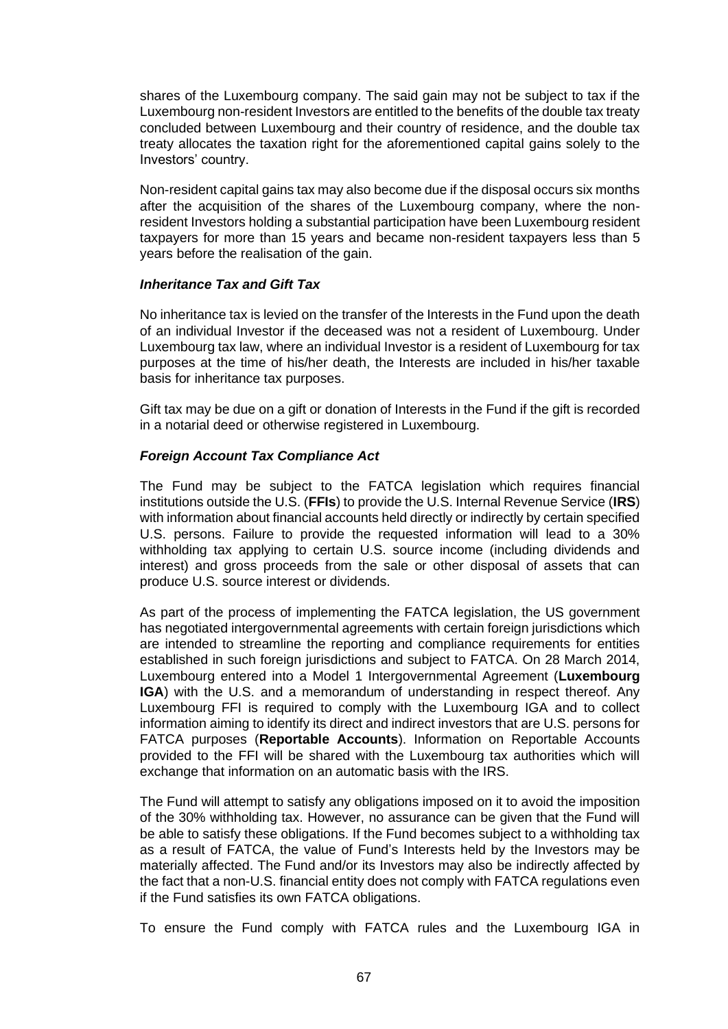shares of the Luxembourg company. The said gain may not be subject to tax if the Luxembourg non-resident Investors are entitled to the benefits of the double tax treaty concluded between Luxembourg and their country of residence, and the double tax treaty allocates the taxation right for the aforementioned capital gains solely to the Investors' country.

Non-resident capital gains tax may also become due if the disposal occurs six months after the acquisition of the shares of the Luxembourg company, where the non-resident Investors holding a substantial participation have been Luxembourg resident taxpayers for more than 15 years and became non-resident taxpayers less than 5 years before the realisation of the gain.

***Inheritance Tax and Gift Tax***

No inheritance tax is levied on the transfer of the Interests in the Fund upon the death of an individual Investor if the deceased was not a resident of Luxembourg. Under Luxembourg tax law, where an individual Investor is a resident of Luxembourg for tax purposes at the time of his/her death, the Interests are included in his/her taxable basis for inheritance tax purposes.

Gift tax may be due on a gift or donation of Interests in the Fund if the gift is recorded in a notarial deed or otherwise registered in Luxembourg.

***Foreign Account Tax Compliance Act***

The Fund may be subject to the FATCA legislation which requires financial institutions outside the U.S. (**FFIs**) to provide the U.S. Internal Revenue Service (**IRS**) with information about financial accounts held directly or indirectly by certain specified U.S. persons. Failure to provide the requested information will lead to a 30% withholding tax applying to certain U.S. source income (including dividends and interest) and gross proceeds from the sale or other disposal of assets that can produce U.S. source interest or dividends.

As part of the process of implementing the FATCA legislation, the US government has negotiated intergovernmental agreements with certain foreign jurisdictions which are intended to streamline the reporting and compliance requirements for entities established in such foreign jurisdictions and subject to FATCA. On 28 March 2014, Luxembourg entered into a Model 1 Intergovernmental Agreement (**Luxembourg IGA**) with the U.S. and a memorandum of understanding in respect thereof. Any Luxembourg FFI is required to comply with the Luxembourg IGA and to collect information aiming to identify its direct and indirect investors that are U.S. persons for FATCA purposes (**Reportable Accounts**). Information on Reportable Accounts provided to the FFI will be shared with the Luxembourg tax authorities which will exchange that information on an automatic basis with the IRS.

The Fund will attempt to satisfy any obligations imposed on it to avoid the imposition of the 30% withholding tax. However, no assurance can be given that the Fund will be able to satisfy these obligations. If the Fund becomes subject to a withholding tax as a result of FATCA, the value of Fund's Interests held by the Investors may be materially affected. The Fund and/or its Investors may also be indirectly affected by the fact that a non-U.S. financial entity does not comply with FATCA regulations even if the Fund satisfies its own FATCA obligations.

To ensure the Fund comply with FATCA rules and the Luxembourg IGA in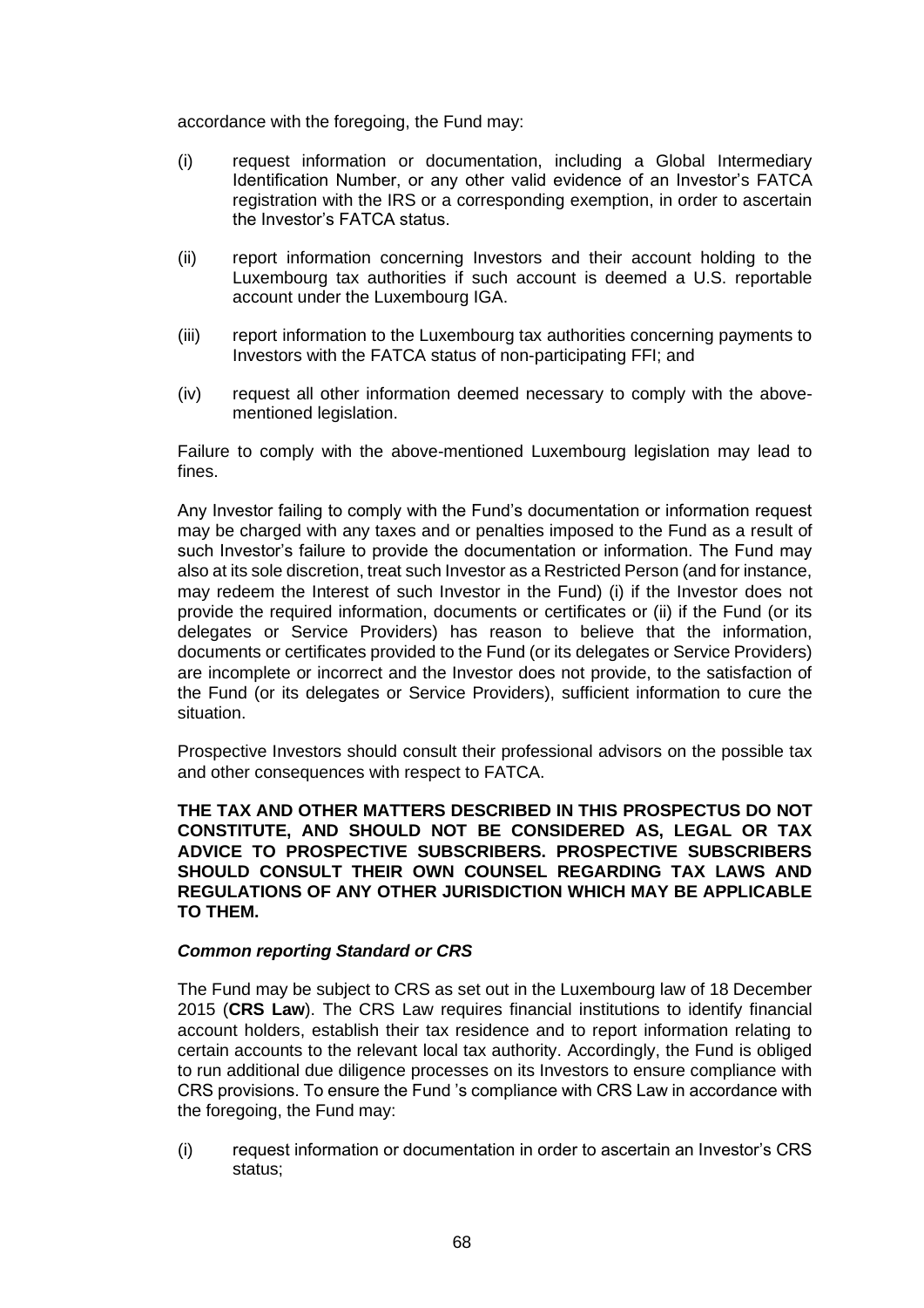accordance with the foregoing, the Fund may:

(i) request information or documentation, including a Global Intermediary Identification Number, or any other valid evidence of an Investor's FATCA registration with the IRS or a corresponding exemption, in order to ascertain the Investor's FATCA status.

(ii) report information concerning Investors and their account holding to the Luxembourg tax authorities if such account is deemed a U.S. reportable account under the Luxembourg IGA.

(iii) report information to the Luxembourg tax authorities concerning payments to Investors with the FATCA status of non-participating FFI; and

(iv) request all other information deemed necessary to comply with the above-mentioned legislation.

Failure to comply with the above-mentioned Luxembourg legislation may lead to fines.

Any Investor failing to comply with the Fund's documentation or information request may be charged with any taxes and or penalties imposed to the Fund as a result of such Investor's failure to provide the documentation or information. The Fund may also at its sole discretion, treat such Investor as a Restricted Person (and for instance, may redeem the Interest of such Investor in the Fund) (i) if the Investor does not provide the required information, documents or certificates or (ii) if the Fund (or its delegates or Service Providers) has reason to believe that the information, documents or certificates provided to the Fund (or its delegates or Service Providers) are incomplete or incorrect and the Investor does not provide, to the satisfaction of the Fund (or its delegates or Service Providers), sufficient information to cure the situation.

Prospective Investors should consult their professional advisors on the possible tax and other consequences with respect to FATCA.

**THE TAX AND OTHER MATTERS DESCRIBED IN THIS PROSPECTUS DO NOT CONSTITUTE, AND SHOULD NOT BE CONSIDERED AS, LEGAL OR TAX ADVICE TO PROSPECTIVE SUBSCRIBERS. PROSPECTIVE SUBSCRIBERS SHOULD CONSULT THEIR OWN COUNSEL REGARDING TAX LAWS AND REGULATIONS OF ANY OTHER JURISDICTION WHICH MAY BE APPLICABLE TO THEM.**

***Common reporting Standard or CRS***

The Fund may be subject to CRS as set out in the Luxembourg law of 18 December 2015 (**CRS Law**). The CRS Law requires financial institutions to identify financial account holders, establish their tax residence and to report information relating to certain accounts to the relevant local tax authority. Accordingly, the Fund is obliged to run additional due diligence processes on its Investors to ensure compliance with CRS provisions. To ensure the Fund 's compliance with CRS Law in accordance with the foregoing, the Fund may:

(i) request information or documentation in order to ascertain an Investor's CRS status;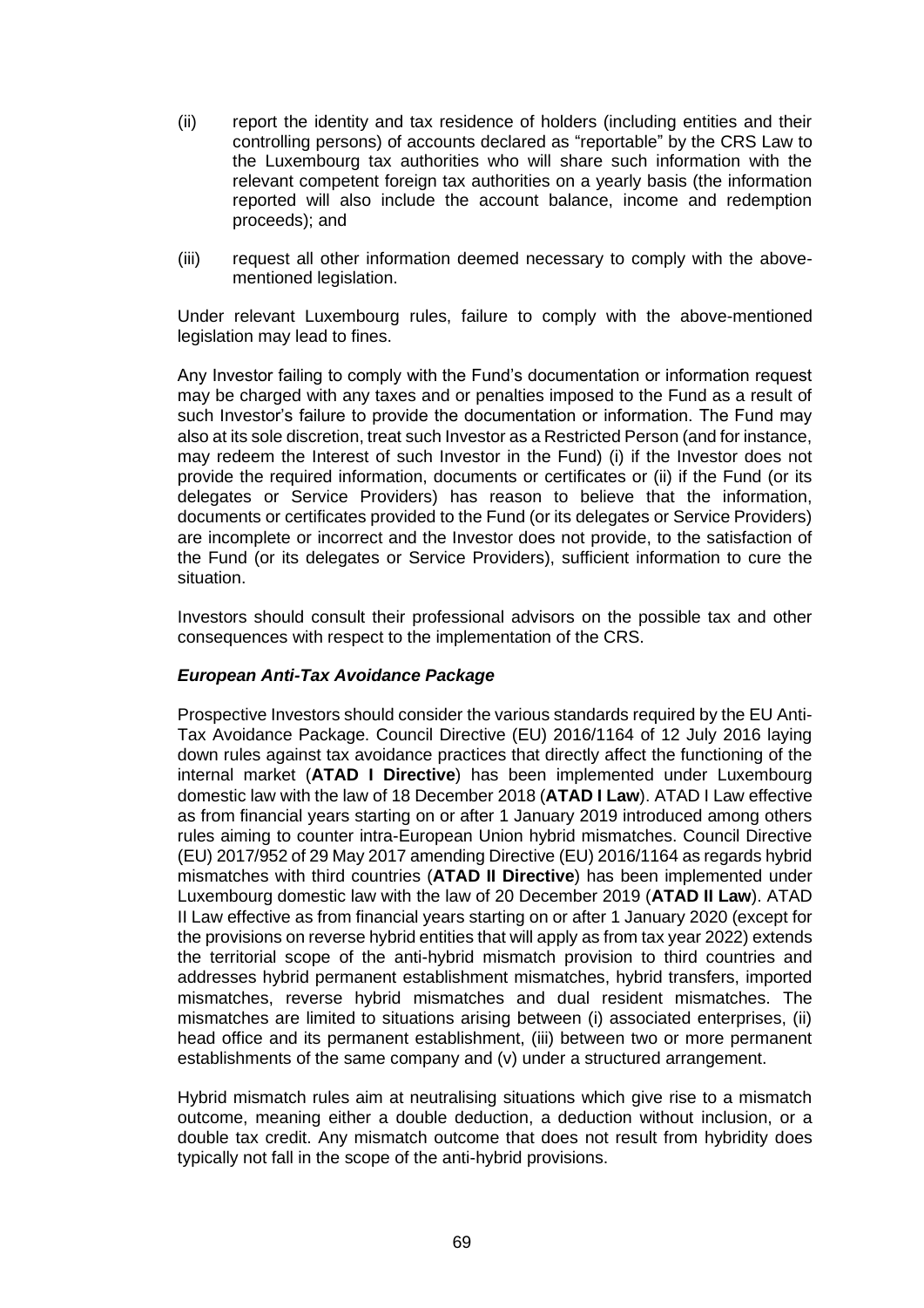(ii) report the identity and tax residence of holders (including entities and their controlling persons) of accounts declared as "reportable" by the CRS Law to the Luxembourg tax authorities who will share such information with the relevant competent foreign tax authorities on a yearly basis (the information reported will also include the account balance, income and redemption proceeds); and

(iii) request all other information deemed necessary to comply with the above-mentioned legislation.

Under relevant Luxembourg rules, failure to comply with the above-mentioned legislation may lead to fines.

Any Investor failing to comply with the Fund's documentation or information request may be charged with any taxes and or penalties imposed to the Fund as a result of such Investor's failure to provide the documentation or information. The Fund may also at its sole discretion, treat such Investor as a Restricted Person (and for instance, may redeem the Interest of such Investor in the Fund) (i) if the Investor does not provide the required information, documents or certificates or (ii) if the Fund (or its delegates or Service Providers) has reason to believe that the information, documents or certificates provided to the Fund (or its delegates or Service Providers) are incomplete or incorrect and the Investor does not provide, to the satisfaction of the Fund (or its delegates or Service Providers), sufficient information to cure the situation.

Investors should consult their professional advisors on the possible tax and other consequences with respect to the implementation of the CRS.

***European Anti-Tax Avoidance Package***

Prospective Investors should consider the various standards required by the EU Anti-Tax Avoidance Package. Council Directive (EU) 2016/1164 of 12 July 2016 laying down rules against tax avoidance practices that directly affect the functioning of the internal market (**ATAD I Directive**) has been implemented under Luxembourg domestic law with the law of 18 December 2018 (**ATAD I Law**). ATAD I Law effective as from financial years starting on or after 1 January 2019 introduced among others rules aiming to counter intra-European Union hybrid mismatches. Council Directive (EU) 2017/952 of 29 May 2017 amending Directive (EU) 2016/1164 as regards hybrid mismatches with third countries (**ATAD II Directive**) has been implemented under Luxembourg domestic law with the law of 20 December 2019 (**ATAD II Law**). ATAD II Law effective as from financial years starting on or after 1 January 2020 (except for the provisions on reverse hybrid entities that will apply as from tax year 2022) extends the territorial scope of the anti-hybrid mismatch provision to third countries and addresses hybrid permanent establishment mismatches, hybrid transfers, imported mismatches, reverse hybrid mismatches and dual resident mismatches. The mismatches are limited to situations arising between (i) associated enterprises, (ii) head office and its permanent establishment, (iii) between two or more permanent establishments of the same company and (v) under a structured arrangement.

Hybrid mismatch rules aim at neutralising situations which give rise to a mismatch outcome, meaning either a double deduction, a deduction without inclusion, or a double tax credit. Any mismatch outcome that does not result from hybridity does typically not fall in the scope of the anti-hybrid provisions.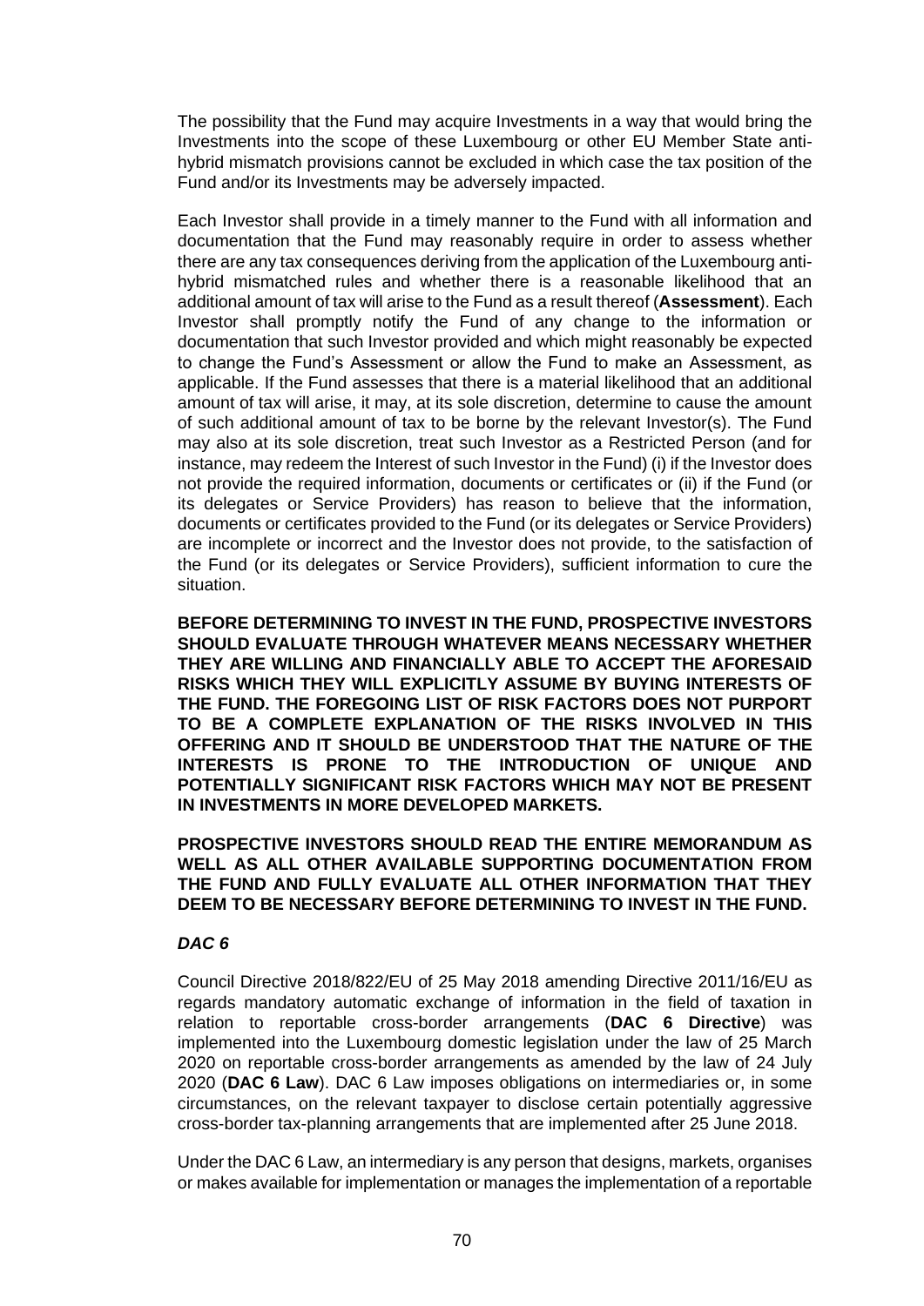The possibility that the Fund may acquire Investments in a way that would bring the Investments into the scope of these Luxembourg or other EU Member State anti-hybrid mismatch provisions cannot be excluded in which case the tax position of the Fund and/or its Investments may be adversely impacted.

Each Investor shall provide in a timely manner to the Fund with all information and documentation that the Fund may reasonably require in order to assess whether there are any tax consequences deriving from the application of the Luxembourg anti-hybrid mismatched rules and whether there is a reasonable likelihood that an additional amount of tax will arise to the Fund as a result thereof (**Assessment**). Each Investor shall promptly notify the Fund of any change to the information or documentation that such Investor provided and which might reasonably be expected to change the Fund's Assessment or allow the Fund to make an Assessment, as applicable. If the Fund assesses that there is a material likelihood that an additional amount of tax will arise, it may, at its sole discretion, determine to cause the amount of such additional amount of tax to be borne by the relevant Investor(s). The Fund may also at its sole discretion, treat such Investor as a Restricted Person (and for instance, may redeem the Interest of such Investor in the Fund) (i) if the Investor does not provide the required information, documents or certificates or (ii) if the Fund (or its delegates or Service Providers) has reason to believe that the information, documents or certificates provided to the Fund (or its delegates or Service Providers) are incomplete or incorrect and the Investor does not provide, to the satisfaction of the Fund (or its delegates or Service Providers), sufficient information to cure the situation.

**BEFORE DETERMINING TO INVEST IN THE FUND, PROSPECTIVE INVESTORS SHOULD EVALUATE THROUGH WHATEVER MEANS NECESSARY WHETHER THEY ARE WILLING AND FINANCIALLY ABLE TO ACCEPT THE AFORESAID RISKS WHICH THEY WILL EXPLICITLY ASSUME BY BUYING INTERESTS OF THE FUND. THE FOREGOING LIST OF RISK FACTORS DOES NOT PURPORT TO BE A COMPLETE EXPLANATION OF THE RISKS INVOLVED IN THIS OFFERING AND IT SHOULD BE UNDERSTOOD THAT THE NATURE OF THE INTERESTS IS PRONE TO THE INTRODUCTION OF UNIQUE AND POTENTIALLY SIGNIFICANT RISK FACTORS WHICH MAY NOT BE PRESENT IN INVESTMENTS IN MORE DEVELOPED MARKETS.**

**PROSPECTIVE INVESTORS SHOULD READ THE ENTIRE MEMORANDUM AS WELL AS ALL OTHER AVAILABLE SUPPORTING DOCUMENTATION FROM THE FUND AND FULLY EVALUATE ALL OTHER INFORMATION THAT THEY DEEM TO BE NECESSARY BEFORE DETERMINING TO INVEST IN THE FUND.**

***DAC 6***

Council Directive 2018/822/EU of 25 May 2018 amending Directive 2011/16/EU as regards mandatory automatic exchange of information in the field of taxation in relation to reportable cross-border arrangements (**DAC 6 Directive**) was implemented into the Luxembourg domestic legislation under the law of 25 March 2020 on reportable cross-border arrangements as amended by the law of 24 July 2020 (**DAC 6 Law**). DAC 6 Law imposes obligations on intermediaries or, in some circumstances, on the relevant taxpayer to disclose certain potentially aggressive cross-border tax-planning arrangements that are implemented after 25 June 2018.

Under the DAC 6 Law, an intermediary is any person that designs, markets, organises or makes available for implementation or manages the implementation of a reportable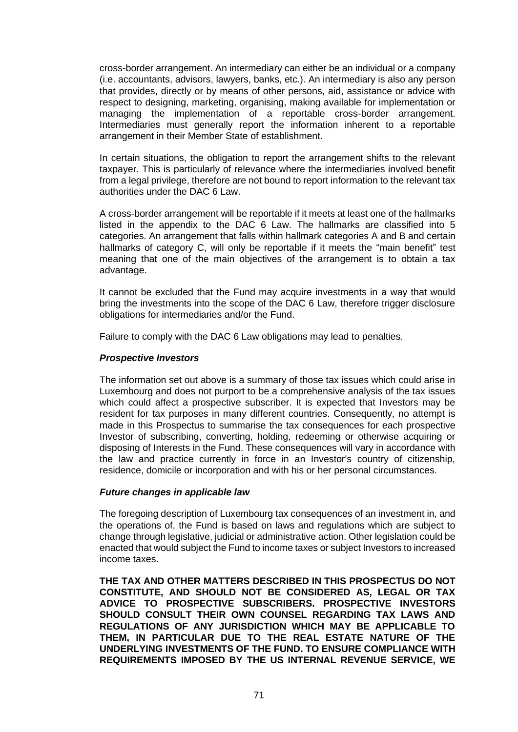cross-border arrangement. An intermediary can either be an individual or a company (i.e. accountants, advisors, lawyers, banks, etc.). An intermediary is also any person that provides, directly or by means of other persons, aid, assistance or advice with respect to designing, marketing, organising, making available for implementation or managing the implementation of a reportable cross-border arrangement. Intermediaries must generally report the information inherent to a reportable arrangement in their Member State of establishment.

In certain situations, the obligation to report the arrangement shifts to the relevant taxpayer. This is particularly of relevance where the intermediaries involved benefit from a legal privilege, therefore are not bound to report information to the relevant tax authorities under the DAC 6 Law.

A cross-border arrangement will be reportable if it meets at least one of the hallmarks listed in the appendix to the DAC 6 Law. The hallmarks are classified into 5 categories. An arrangement that falls within hallmark categories A and B and certain hallmarks of category C, will only be reportable if it meets the "main benefit" test meaning that one of the main objectives of the arrangement is to obtain a tax advantage.

It cannot be excluded that the Fund may acquire investments in a way that would bring the investments into the scope of the DAC 6 Law, therefore trigger disclosure obligations for intermediaries and/or the Fund.

Failure to comply with the DAC 6 Law obligations may lead to penalties.

***Prospective Investors***

The information set out above is a summary of those tax issues which could arise in Luxembourg and does not purport to be a comprehensive analysis of the tax issues which could affect a prospective subscriber. It is expected that Investors may be resident for tax purposes in many different countries. Consequently, no attempt is made in this Prospectus to summarise the tax consequences for each prospective Investor of subscribing, converting, holding, redeeming or otherwise acquiring or disposing of Interests in the Fund. These consequences will vary in accordance with the law and practice currently in force in an Investor's country of citizenship, residence, domicile or incorporation and with his or her personal circumstances.

***Future changes in applicable law***

The foregoing description of Luxembourg tax consequences of an investment in, and the operations of, the Fund is based on laws and regulations which are subject to change through legislative, judicial or administrative action. Other legislation could be enacted that would subject the Fund to income taxes or subject Investors to increased income taxes.

**THE TAX AND OTHER MATTERS DESCRIBED IN THIS PROSPECTUS DO NOT CONSTITUTE, AND SHOULD NOT BE CONSIDERED AS, LEGAL OR TAX ADVICE TO PROSPECTIVE SUBSCRIBERS. PROSPECTIVE INVESTORS SHOULD CONSULT THEIR OWN COUNSEL REGARDING TAX LAWS AND REGULATIONS OF ANY JURISDICTION WHICH MAY BE APPLICABLE TO THEM, IN PARTICULAR DUE TO THE REAL ESTATE NATURE OF THE UNDERLYING INVESTMENTS OF THE FUND. TO ENSURE COMPLIANCE WITH REQUIREMENTS IMPOSED BY THE US INTERNAL REVENUE SERVICE, WE**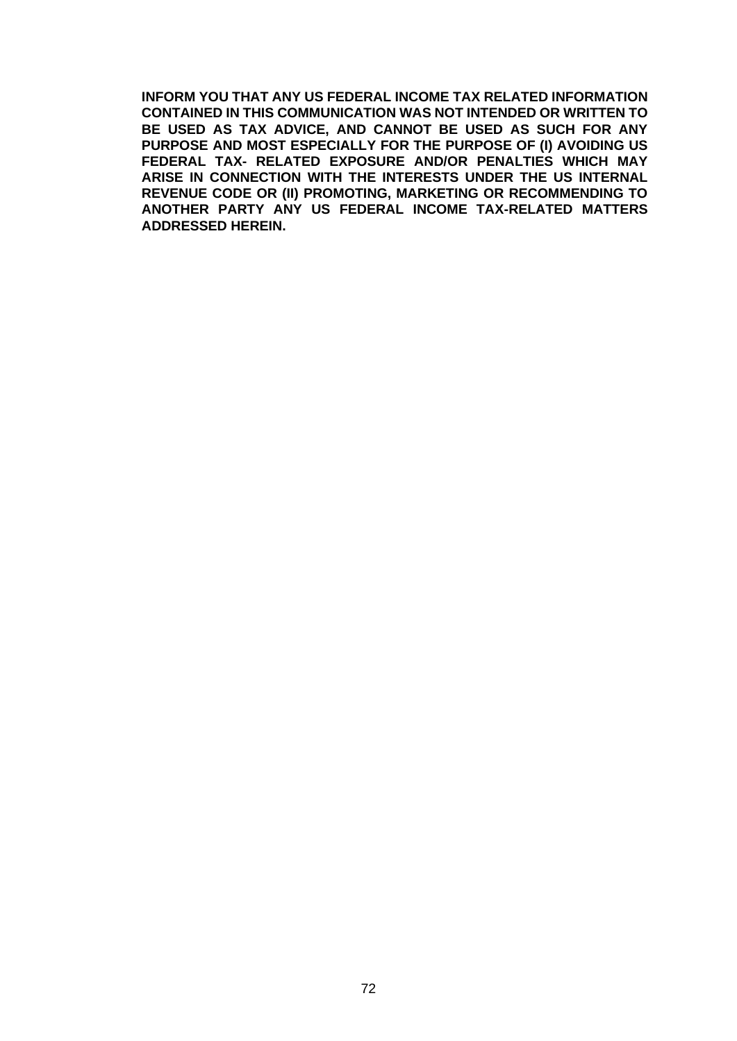**INFORM YOU THAT ANY US FEDERAL INCOME TAX RELATED INFORMATION CONTAINED IN THIS COMMUNICATION WAS NOT INTENDED OR WRITTEN TO BE USED AS TAX ADVICE, AND CANNOT BE USED AS SUCH FOR ANY PURPOSE AND MOST ESPECIALLY FOR THE PURPOSE OF (I) AVOIDING US FEDERAL TAX- RELATED EXPOSURE AND/OR PENALTIES WHICH MAY ARISE IN CONNECTION WITH THE INTERESTS UNDER THE US INTERNAL REVENUE CODE OR (II) PROMOTING, MARKETING OR RECOMMENDING TO ANOTHER PARTY ANY US FEDERAL INCOME TAX-RELATED MATTERS ADDRESSED HEREIN.**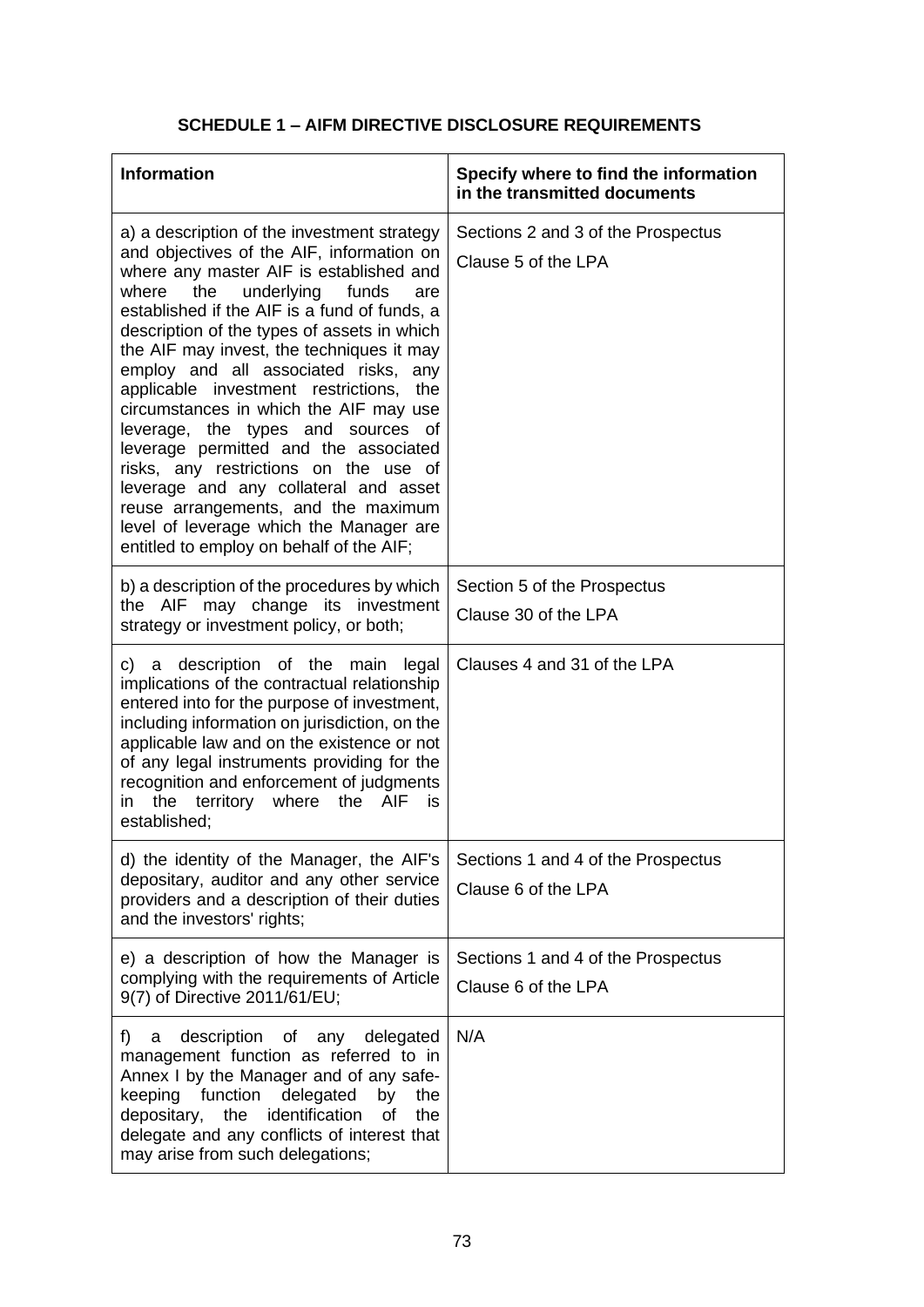## SCHEDULE 1 – AIFM DIRECTIVE DISCLOSURE REQUIREMENTS

| Information | Specify where to find the information in the transmitted documents |
|---|---|
| a) a description of the investment strategy and objectives of the AIF, information on where any master AIF is established and where the underlying funds are established if the AIF is a fund of funds, a description of the types of assets in which the AIF may invest, the techniques it may employ and all associated risks, any applicable investment restrictions, the circumstances in which the AIF may use leverage, the types and sources of leverage permitted and the associated risks, any restrictions on the use of leverage and any collateral and asset reuse arrangements, and the maximum level of leverage which the Manager are entitled to employ on behalf of the AIF; | Sections 2 and 3 of the Prospectus<br>Clause 5 of the LPA |
| b) a description of the procedures by which the AIF may change its investment strategy or investment policy, or both; | Section 5 of the Prospectus<br>Clause 30 of the LPA |
| c) a description of the main legal implications of the contractual relationship entered into for the purpose of investment, including information on jurisdiction, on the applicable law and on the existence or not of any legal instruments providing for the recognition and enforcement of judgments in the territory where the AIF is established; | Clauses 4 and 31 of the LPA |
| d) the identity of the Manager, the AIF's depositary, auditor and any other service providers and a description of their duties and the investors' rights; | Sections 1 and 4 of the Prospectus<br>Clause 6 of the LPA |
| e) a description of how the Manager is complying with the requirements of Article 9(7) of Directive 2011/61/EU; | Sections 1 and 4 of the Prospectus<br>Clause 6 of the LPA |
| f) a description of any delegated management function as referred to in Annex I by the Manager and of any safe-keeping function delegated by the depositary, the identification of the delegate and any conflicts of interest that may arise from such delegations; | N/A |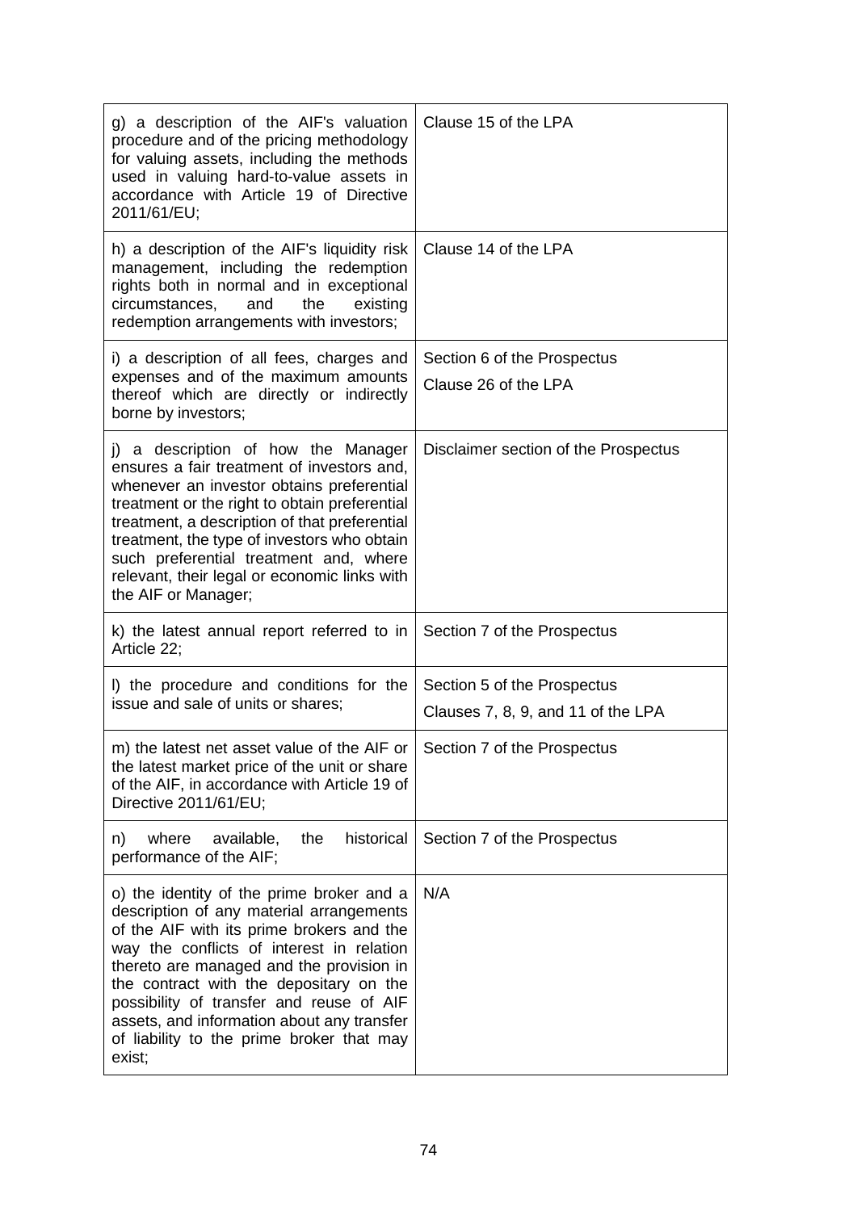| | |
|---|---|
| g) a description of the AIF's valuation procedure and of the pricing methodology for valuing assets, including the methods used in valuing hard-to-value assets in accordance with Article 19 of Directive 2011/61/EU; | Clause 15 of the LPA |
| h) a description of the AIF's liquidity risk management, including the redemption rights both in normal and in exceptional circumstances, and the existing redemption arrangements with investors; | Clause 14 of the LPA |
| i) a description of all fees, charges and expenses and of the maximum amounts thereof which are directly or indirectly borne by investors; | Section 6 of the Prospectus<br>Clause 26 of the LPA |
| j) a description of how the Manager ensures a fair treatment of investors and, whenever an investor obtains preferential treatment or the right to obtain preferential treatment, a description of that preferential treatment, the type of investors who obtain such preferential treatment and, where relevant, their legal or economic links with the AIF or Manager; | Disclaimer section of the Prospectus |
| k) the latest annual report referred to in Article 22; | Section 7 of the Prospectus |
| l) the procedure and conditions for the issue and sale of units or shares; | Section 5 of the Prospectus<br>Clauses 7, 8, 9, and 11 of the LPA |
| m) the latest net asset value of the AIF or the latest market price of the unit or share of the AIF, in accordance with Article 19 of Directive 2011/61/EU; | Section 7 of the Prospectus |
| n) where available, the historical performance of the AIF; | Section 7 of the Prospectus |
| o) the identity of the prime broker and a description of any material arrangements of the AIF with its prime brokers and the way the conflicts of interest in relation thereto are managed and the provision in the contract with the depositary on the possibility of transfer and reuse of AIF assets, and information about any transfer of liability to the prime broker that may exist; | N/A |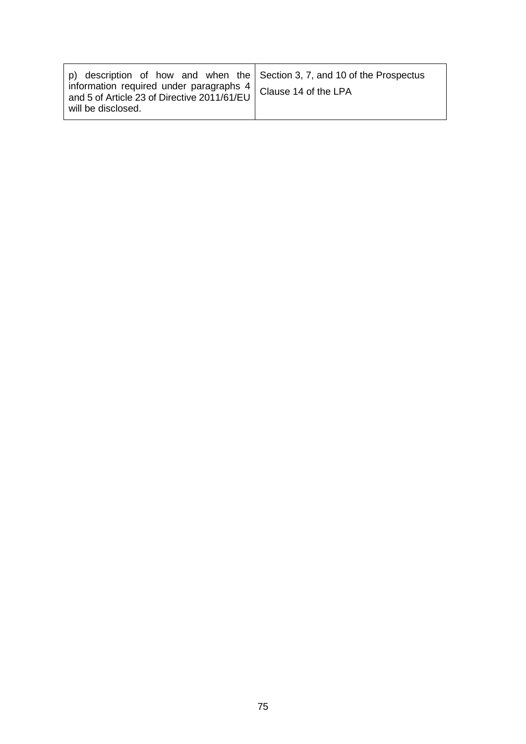| | |
|---|---|
| p) description of how and when the information required under paragraphs 4 and 5 of Article 23 of Directive 2011/61/EU will be disclosed. | Section 3, 7, and 10 of the Prospectus<br><br>Clause 14 of the LPA |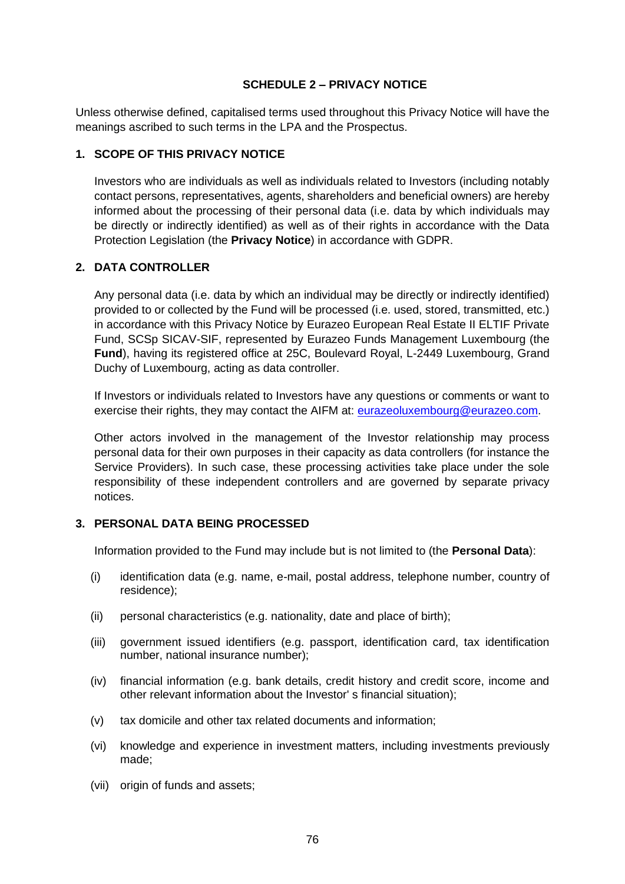## SCHEDULE 2 – PRIVACY NOTICE

Unless otherwise defined, capitalised terms used throughout this Privacy Notice will have the meanings ascribed to such terms in the LPA and the Prospectus.

### 1. SCOPE OF THIS PRIVACY NOTICE

Investors who are individuals as well as individuals related to Investors (including notably contact persons, representatives, agents, shareholders and beneficial owners) are hereby informed about the processing of their personal data (i.e. data by which individuals may be directly or indirectly identified) as well as of their rights in accordance with the Data Protection Legislation (the **Privacy Notice**) in accordance with GDPR.

### 2. DATA CONTROLLER

Any personal data (i.e. data by which an individual may be directly or indirectly identified) provided to or collected by the Fund will be processed (i.e. used, stored, transmitted, etc.) in accordance with this Privacy Notice by Eurazeo European Real Estate II ELTIF Private Fund, SCSp SICAV-SIF, represented by Eurazeo Funds Management Luxembourg (the **Fund**), having its registered office at 25C, Boulevard Royal, L-2449 Luxembourg, Grand Duchy of Luxembourg, acting as data controller.

If Investors or individuals related to Investors have any questions or comments or want to exercise their rights, they may contact the AIFM at: eurazeoluxembourg@eurazeo.com.

Other actors involved in the management of the Investor relationship may process personal data for their own purposes in their capacity as data controllers (for instance the Service Providers). In such case, these processing activities take place under the sole responsibility of these independent controllers and are governed by separate privacy notices.

### 3. PERSONAL DATA BEING PROCESSED

Information provided to the Fund may include but is not limited to (the **Personal Data**):

(i) identification data (e.g. name, e-mail, postal address, telephone number, country of residence);

(ii) personal characteristics (e.g. nationality, date and place of birth);

(iii) government issued identifiers (e.g. passport, identification card, tax identification number, national insurance number);

(iv) financial information (e.g. bank details, credit history and credit score, income and other relevant information about the Investor' s financial situation);

(v) tax domicile and other tax related documents and information;

(vi) knowledge and experience in investment matters, including investments previously made;

(vii) origin of funds and assets;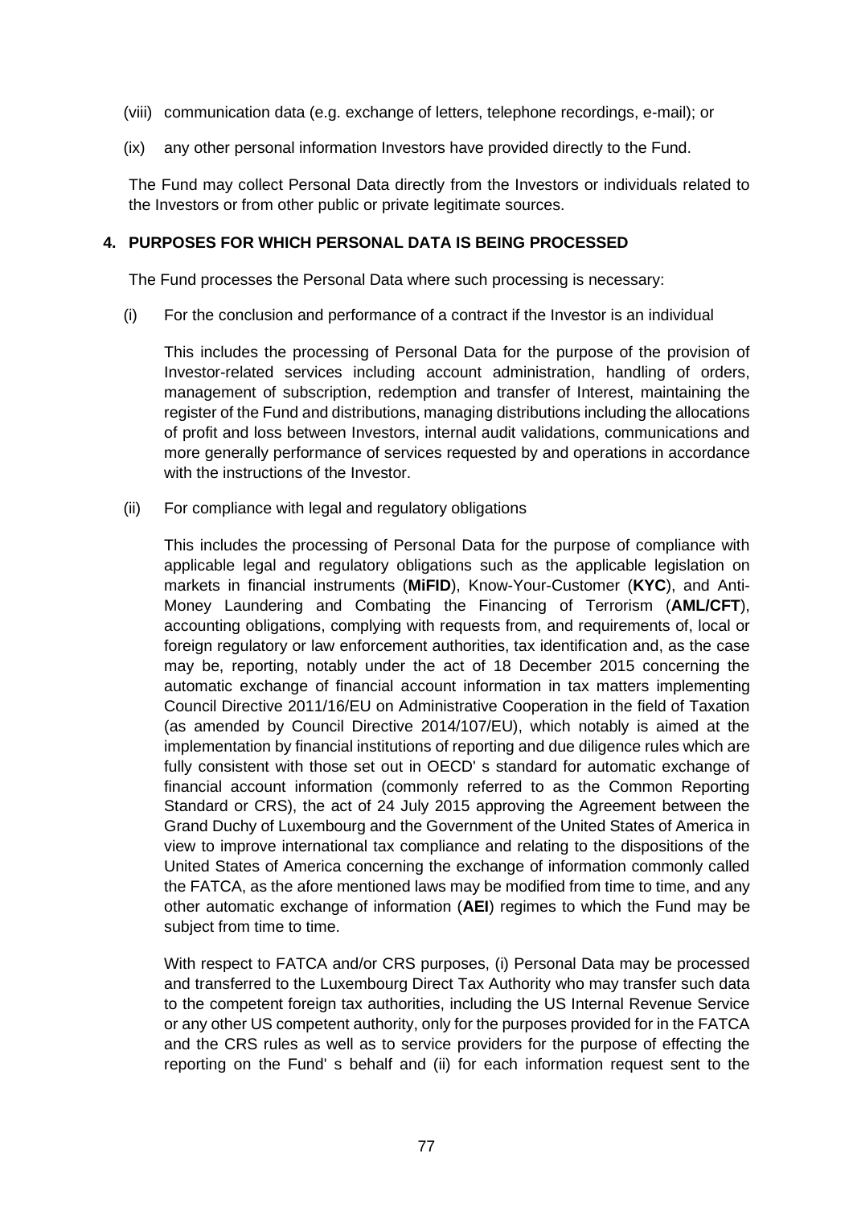(viii) communication data (e.g. exchange of letters, telephone recordings, e-mail); or

(ix) any other personal information Investors have provided directly to the Fund.

The Fund may collect Personal Data directly from the Investors or individuals related to the Investors or from other public or private legitimate sources.

## 4. PURPOSES FOR WHICH PERSONAL DATA IS BEING PROCESSED

The Fund processes the Personal Data where such processing is necessary:

(i) For the conclusion and performance of a contract if the Investor is an individual

This includes the processing of Personal Data for the purpose of the provision of Investor-related services including account administration, handling of orders, management of subscription, redemption and transfer of Interest, maintaining the register of the Fund and distributions, managing distributions including the allocations of profit and loss between Investors, internal audit validations, communications and more generally performance of services requested by and operations in accordance with the instructions of the Investor.

(ii) For compliance with legal and regulatory obligations

This includes the processing of Personal Data for the purpose of compliance with applicable legal and regulatory obligations such as the applicable legislation on markets in financial instruments (**MiFID**), Know-Your-Customer (**KYC**), and Anti-Money Laundering and Combating the Financing of Terrorism (**AML/CFT**), accounting obligations, complying with requests from, and requirements of, local or foreign regulatory or law enforcement authorities, tax identification and, as the case may be, reporting, notably under the act of 18 December 2015 concerning the automatic exchange of financial account information in tax matters implementing Council Directive 2011/16/EU on Administrative Cooperation in the field of Taxation (as amended by Council Directive 2014/107/EU), which notably is aimed at the implementation by financial institutions of reporting and due diligence rules which are fully consistent with those set out in OECD' s standard for automatic exchange of financial account information (commonly referred to as the Common Reporting Standard or CRS), the act of 24 July 2015 approving the Agreement between the Grand Duchy of Luxembourg and the Government of the United States of America in view to improve international tax compliance and relating to the dispositions of the United States of America concerning the exchange of information commonly called the FATCA, as the afore mentioned laws may be modified from time to time, and any other automatic exchange of information (**AEI**) regimes to which the Fund may be subject from time to time.

With respect to FATCA and/or CRS purposes, (i) Personal Data may be processed and transferred to the Luxembourg Direct Tax Authority who may transfer such data to the competent foreign tax authorities, including the US Internal Revenue Service or any other US competent authority, only for the purposes provided for in the FATCA and the CRS rules as well as to service providers for the purpose of effecting the reporting on the Fund' s behalf and (ii) for each information request sent to the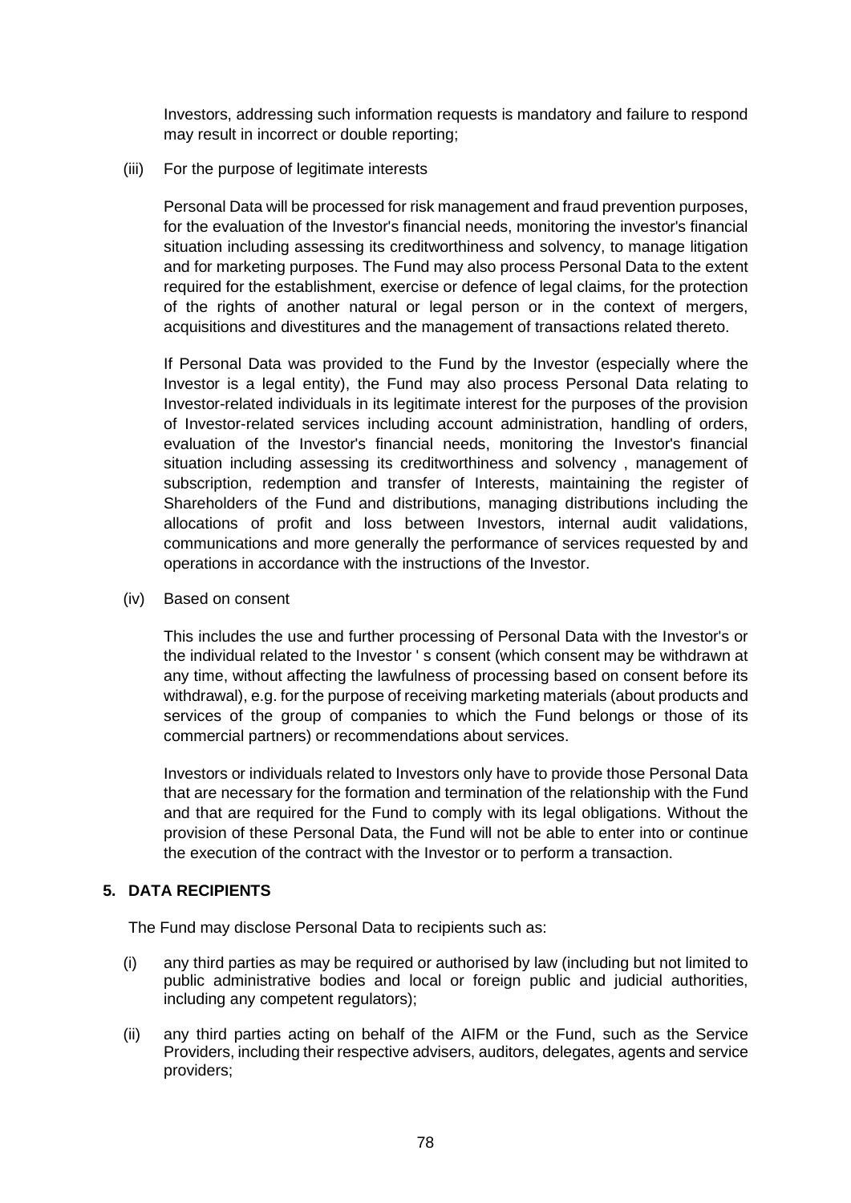Investors, addressing such information requests is mandatory and failure to respond may result in incorrect or double reporting;

(iii) For the purpose of legitimate interests

Personal Data will be processed for risk management and fraud prevention purposes, for the evaluation of the Investor's financial needs, monitoring the investor's financial situation including assessing its creditworthiness and solvency, to manage litigation and for marketing purposes. The Fund may also process Personal Data to the extent required for the establishment, exercise or defence of legal claims, for the protection of the rights of another natural or legal person or in the context of mergers, acquisitions and divestitures and the management of transactions related thereto.

If Personal Data was provided to the Fund by the Investor (especially where the Investor is a legal entity), the Fund may also process Personal Data relating to Investor-related individuals in its legitimate interest for the purposes of the provision of Investor-related services including account administration, handling of orders, evaluation of the Investor's financial needs, monitoring the Investor's financial situation including assessing its creditworthiness and solvency , management of subscription, redemption and transfer of Interests, maintaining the register of Shareholders of the Fund and distributions, managing distributions including the allocations of profit and loss between Investors, internal audit validations, communications and more generally the performance of services requested by and operations in accordance with the instructions of the Investor.

(iv) Based on consent

This includes the use and further processing of Personal Data with the Investor's or the individual related to the Investor ' s consent (which consent may be withdrawn at any time, without affecting the lawfulness of processing based on consent before its withdrawal), e.g. for the purpose of receiving marketing materials (about products and services of the group of companies to which the Fund belongs or those of its commercial partners) or recommendations about services.

Investors or individuals related to Investors only have to provide those Personal Data that are necessary for the formation and termination of the relationship with the Fund and that are required for the Fund to comply with its legal obligations. Without the provision of these Personal Data, the Fund will not be able to enter into or continue the execution of the contract with the Investor or to perform a transaction.

## 5. DATA RECIPIENTS

The Fund may disclose Personal Data to recipients such as:

(i) any third parties as may be required or authorised by law (including but not limited to public administrative bodies and local or foreign public and judicial authorities, including any competent regulators);

(ii) any third parties acting on behalf of the AIFM or the Fund, such as the Service Providers, including their respective advisers, auditors, delegates, agents and service providers;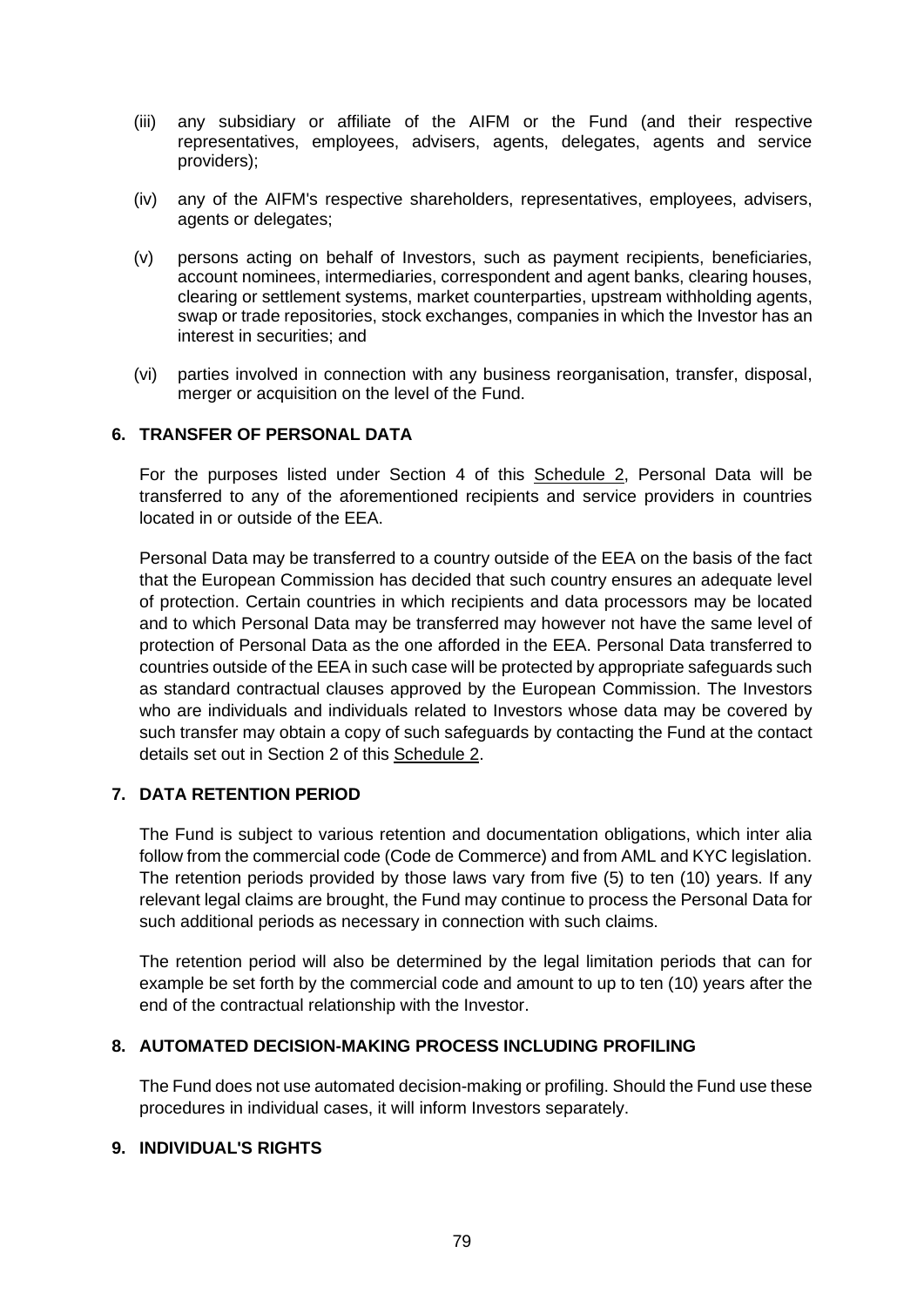(iii) any subsidiary or affiliate of the AIFM or the Fund (and their respective representatives, employees, advisers, agents, delegates, agents and service providers);

(iv) any of the AIFM's respective shareholders, representatives, employees, advisers, agents or delegates;

(v) persons acting on behalf of Investors, such as payment recipients, beneficiaries, account nominees, intermediaries, correspondent and agent banks, clearing houses, clearing or settlement systems, market counterparties, upstream withholding agents, swap or trade repositories, stock exchanges, companies in which the Investor has an interest in securities; and

(vi) parties involved in connection with any business reorganisation, transfer, disposal, merger or acquisition on the level of the Fund.

## 6. TRANSFER OF PERSONAL DATA

For the purposes listed under Section 4 of this Schedule 2, Personal Data will be transferred to any of the aforementioned recipients and service providers in countries located in or outside of the EEA.

Personal Data may be transferred to a country outside of the EEA on the basis of the fact that the European Commission has decided that such country ensures an adequate level of protection. Certain countries in which recipients and data processors may be located and to which Personal Data may be transferred may however not have the same level of protection of Personal Data as the one afforded in the EEA. Personal Data transferred to countries outside of the EEA in such case will be protected by appropriate safeguards such as standard contractual clauses approved by the European Commission. The Investors who are individuals and individuals related to Investors whose data may be covered by such transfer may obtain a copy of such safeguards by contacting the Fund at the contact details set out in Section 2 of this Schedule 2.

## 7. DATA RETENTION PERIOD

The Fund is subject to various retention and documentation obligations, which inter alia follow from the commercial code (Code de Commerce) and from AML and KYC legislation. The retention periods provided by those laws vary from five (5) to ten (10) years. If any relevant legal claims are brought, the Fund may continue to process the Personal Data for such additional periods as necessary in connection with such claims.

The retention period will also be determined by the legal limitation periods that can for example be set forth by the commercial code and amount to up to ten (10) years after the end of the contractual relationship with the Investor.

## 8. AUTOMATED DECISION-MAKING PROCESS INCLUDING PROFILING

The Fund does not use automated decision-making or profiling. Should the Fund use these procedures in individual cases, it will inform Investors separately.

## 9. INDIVIDUAL'S RIGHTS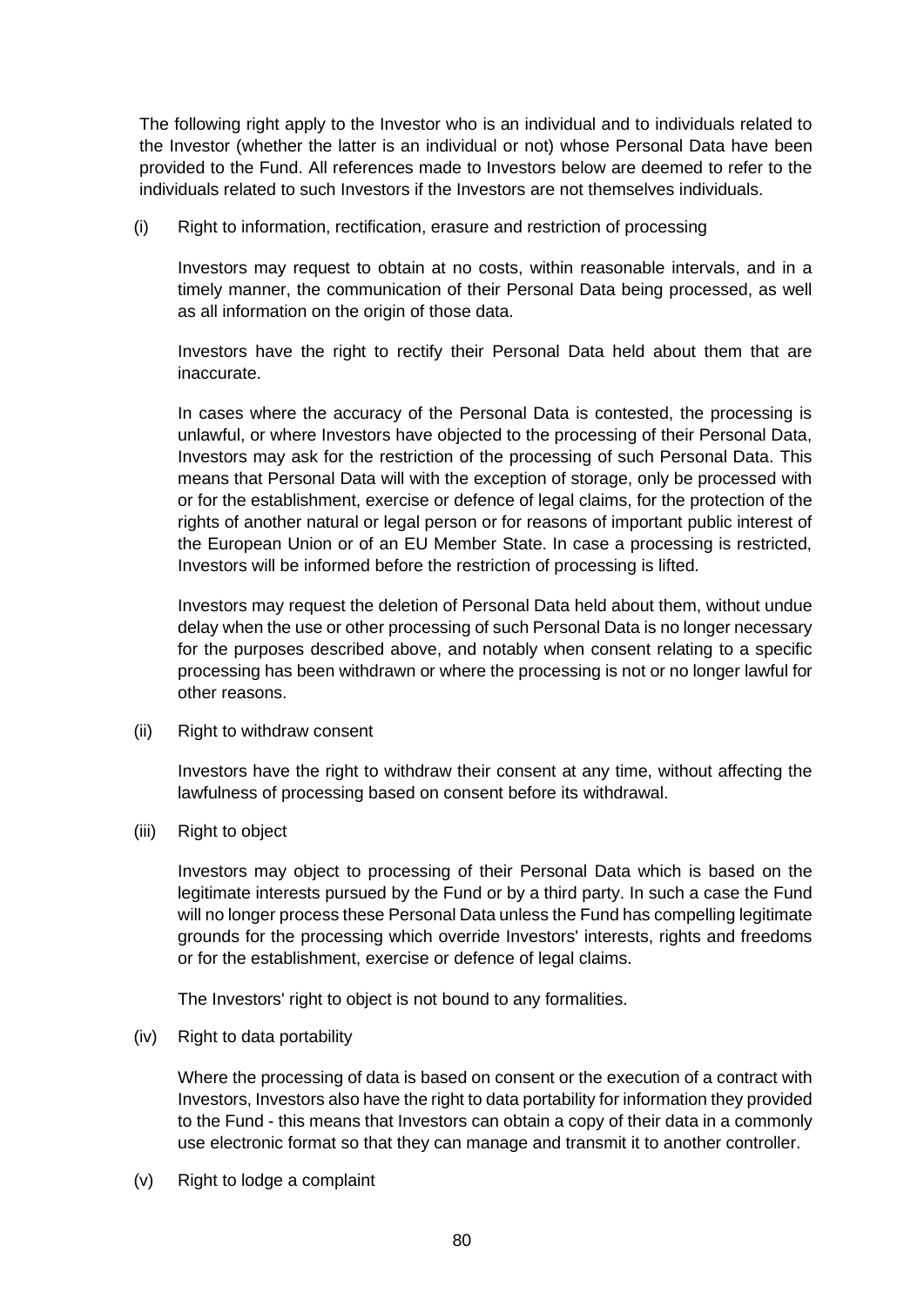The following right apply to the Investor who is an individual and to individuals related to the Investor (whether the latter is an individual or not) whose Personal Data have been provided to the Fund. All references made to Investors below are deemed to refer to the individuals related to such Investors if the Investors are not themselves individuals.

(i) Right to information, rectification, erasure and restriction of processing

Investors may request to obtain at no costs, within reasonable intervals, and in a timely manner, the communication of their Personal Data being processed, as well as all information on the origin of those data.

Investors have the right to rectify their Personal Data held about them that are inaccurate.

In cases where the accuracy of the Personal Data is contested, the processing is unlawful, or where Investors have objected to the processing of their Personal Data, Investors may ask for the restriction of the processing of such Personal Data. This means that Personal Data will with the exception of storage, only be processed with or for the establishment, exercise or defence of legal claims, for the protection of the rights of another natural or legal person or for reasons of important public interest of the European Union or of an EU Member State. In case a processing is restricted, Investors will be informed before the restriction of processing is lifted.

Investors may request the deletion of Personal Data held about them, without undue delay when the use or other processing of such Personal Data is no longer necessary for the purposes described above, and notably when consent relating to a specific processing has been withdrawn or where the processing is not or no longer lawful for other reasons.

(ii) Right to withdraw consent

Investors have the right to withdraw their consent at any time, without affecting the lawfulness of processing based on consent before its withdrawal.

(iii) Right to object

Investors may object to processing of their Personal Data which is based on the legitimate interests pursued by the Fund or by a third party. In such a case the Fund will no longer process these Personal Data unless the Fund has compelling legitimate grounds for the processing which override Investors' interests, rights and freedoms or for the establishment, exercise or defence of legal claims.

The Investors' right to object is not bound to any formalities.

(iv) Right to data portability

Where the processing of data is based on consent or the execution of a contract with Investors, Investors also have the right to data portability for information they provided to the Fund - this means that Investors can obtain a copy of their data in a commonly use electronic format so that they can manage and transmit it to another controller.

(v) Right to lodge a complaint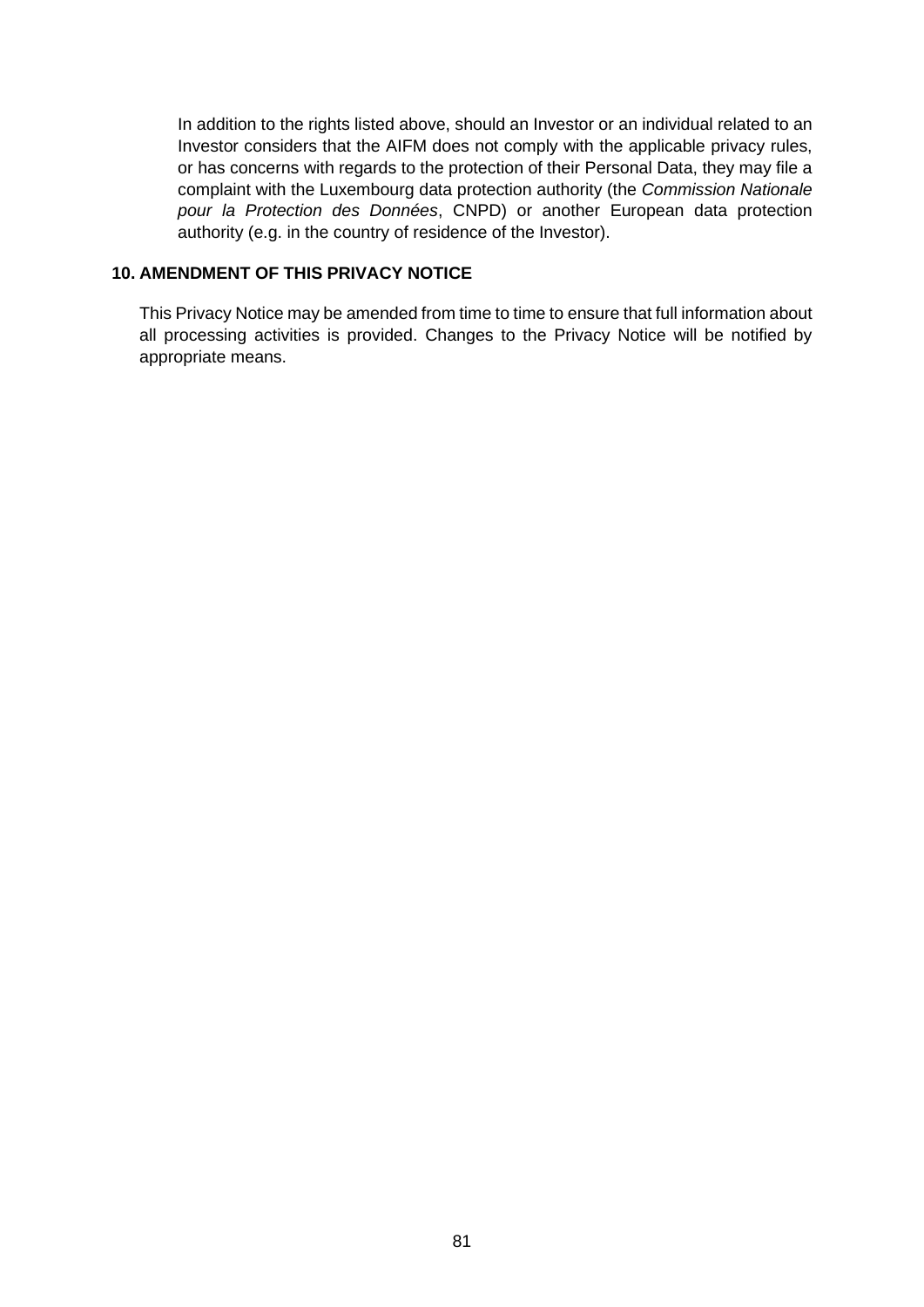In addition to the rights listed above, should an Investor or an individual related to an Investor considers that the AIFM does not comply with the applicable privacy rules, or has concerns with regards to the protection of their Personal Data, they may file a complaint with the Luxembourg data protection authority (the *Commission Nationale pour la Protection des Données*, CNPD) or another European data protection authority (e.g. in the country of residence of the Investor).

## 10. AMENDMENT OF THIS PRIVACY NOTICE

This Privacy Notice may be amended from time to time to ensure that full information about all processing activities is provided. Changes to the Privacy Notice will be notified by appropriate means.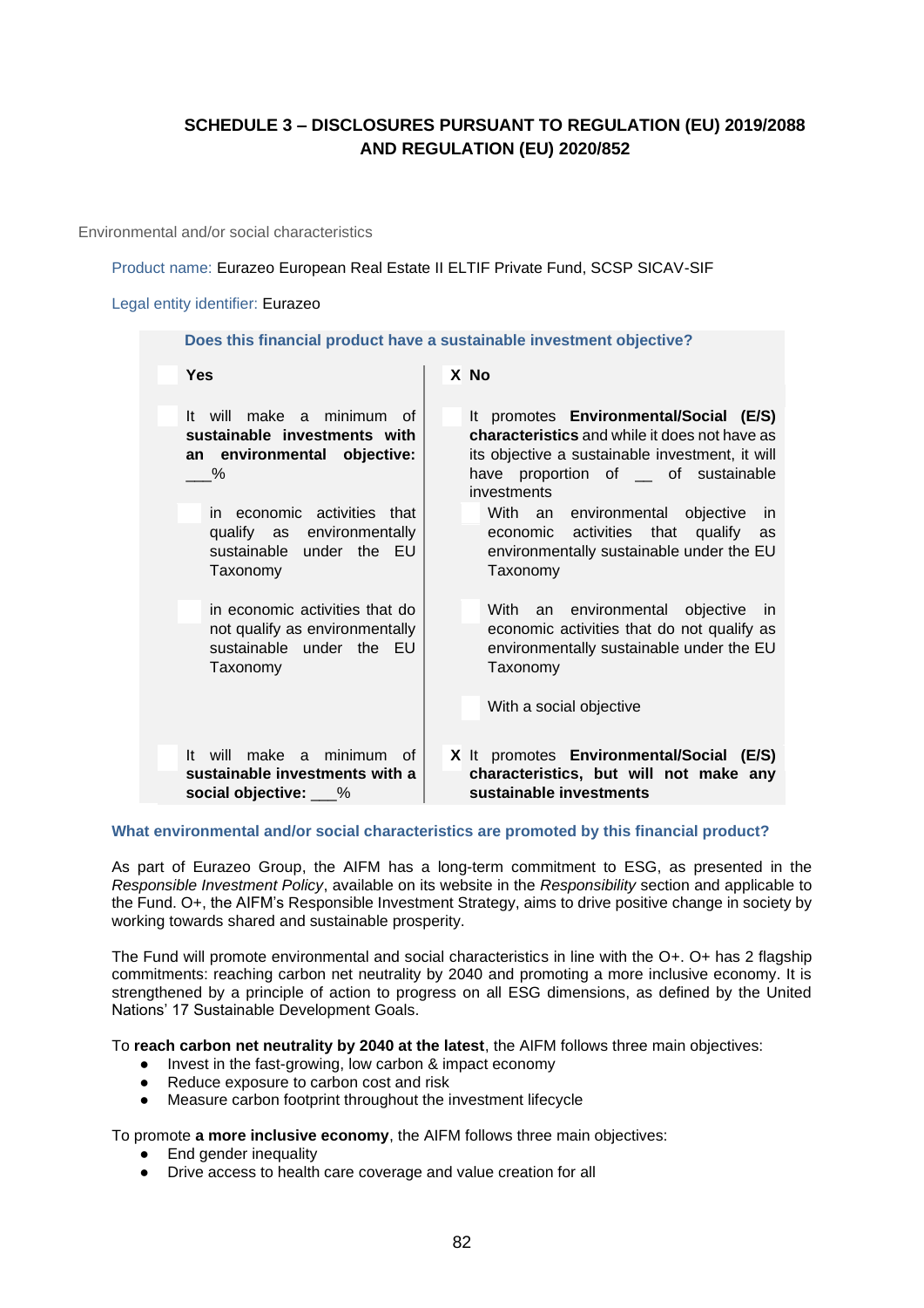## SCHEDULE 3 – DISCLOSURES PURSUANT TO REGULATION (EU) 2019/2088 AND REGULATION (EU) 2020/852

Environmental and/or social characteristics

Product name: Eurazeo European Real Estate II ELTIF Private Fund, SCSP SICAV-SIF

Legal entity identifier: Eurazeo

| **Does this financial product have a sustainable investment objective?** | |
|---|---|
| **Yes** | **X No** |
| It will make a minimum of **sustainable investments with an environmental objective:** ___% | It promotes **Environmental/Social (E/S) characteristics** and while it does not have as its objective a sustainable investment, it will have proportion of __ of sustainable investments |
| in economic activities that qualify as environmentally sustainable under the EU Taxonomy | With an environmental objective in economic activities that qualify as environmentally sustainable under the EU Taxonomy |
| in economic activities that do not qualify as environmentally sustainable under the EU Taxonomy | With an environmental objective in economic activities that do not qualify as environmentally sustainable under the EU Taxonomy |
| | With a social objective |
| It will make a minimum of **sustainable investments with a social objective:** ___% | **X** It promotes **Environmental/Social (E/S) characteristics, but will not make any sustainable investments** |

**What environmental and/or social characteristics are promoted by this financial product?**

As part of Eurazeo Group, the AIFM has a long-term commitment to ESG, as presented in the *Responsible Investment Policy*, available on its website in the *Responsibility* section and applicable to the Fund. O+, the AIFM's Responsible Investment Strategy, aims to drive positive change in society by working towards shared and sustainable prosperity.

The Fund will promote environmental and social characteristics in line with the O+. O+ has 2 flagship commitments: reaching carbon net neutrality by 2040 and promoting a more inclusive economy. It is strengthened by a principle of action to progress on all ESG dimensions, as defined by the United Nations' 17 Sustainable Development Goals.

To **reach carbon net neutrality by 2040 at the latest**, the AIFM follows three main objectives:

- Invest in the fast-growing, low carbon & impact economy
- Reduce exposure to carbon cost and risk
- Measure carbon footprint throughout the investment lifecycle

To promote **a more inclusive economy**, the AIFM follows three main objectives:

- End gender inequality
- Drive access to health care coverage and value creation for all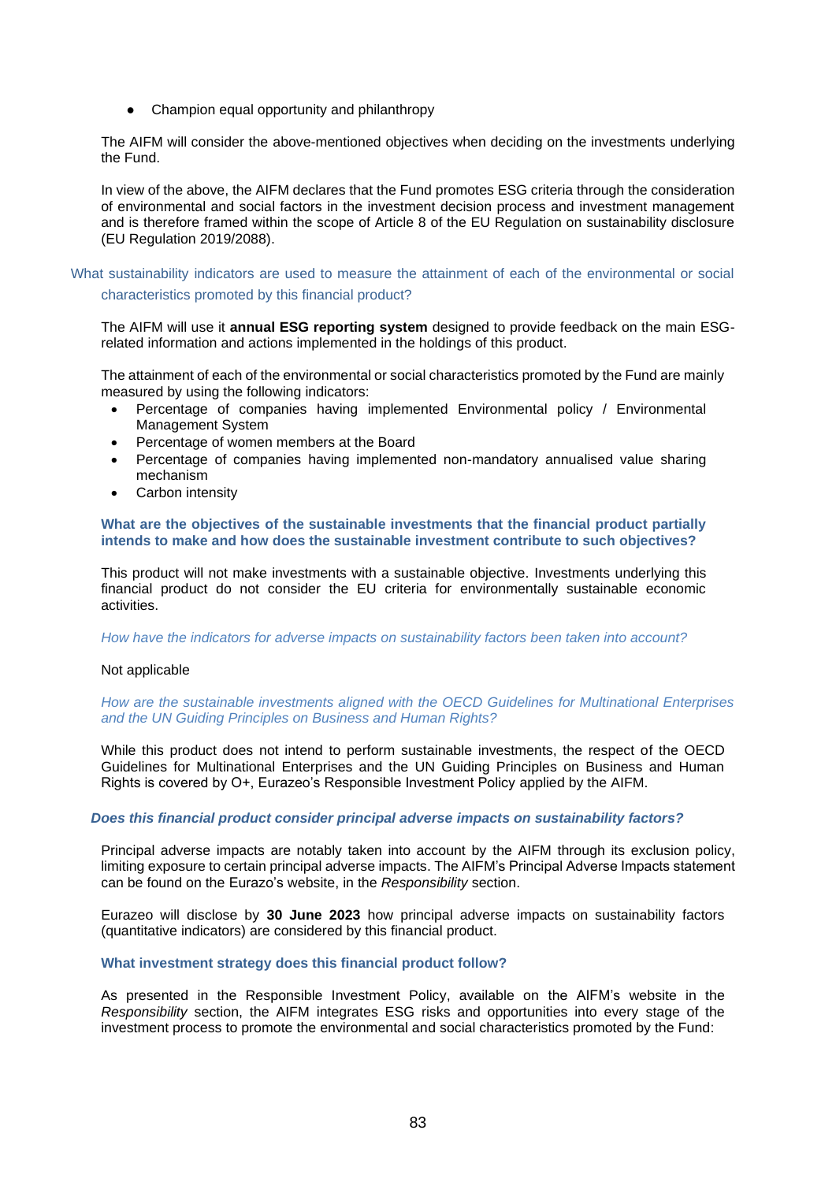- Champion equal opportunity and philanthropy

The AIFM will consider the above-mentioned objectives when deciding on the investments underlying the Fund.

In view of the above, the AIFM declares that the Fund promotes ESG criteria through the consideration of environmental and social factors in the investment decision process and investment management and is therefore framed within the scope of Article 8 of the EU Regulation on sustainability disclosure (EU Regulation 2019/2088).

### What sustainability indicators are used to measure the attainment of each of the environmental or social characteristics promoted by this financial product?

The AIFM will use it **annual ESG reporting system** designed to provide feedback on the main ESG-related information and actions implemented in the holdings of this product.

The attainment of each of the environmental or social characteristics promoted by the Fund are mainly measured by using the following indicators:

- Percentage of companies having implemented Environmental policy / Environmental Management System
- Percentage of women members at the Board
- Percentage of companies having implemented non-mandatory annualised value sharing mechanism
- Carbon intensity

### What are the objectives of the sustainable investments that the financial product partially intends to make and how does the sustainable investment contribute to such objectives?

This product will not make investments with a sustainable objective. Investments underlying this financial product do not consider the EU criteria for environmentally sustainable economic activities.

*How have the indicators for adverse impacts on sustainability factors been taken into account?*

Not applicable

*How are the sustainable investments aligned with the OECD Guidelines for Multinational Enterprises and the UN Guiding Principles on Business and Human Rights?*

While this product does not intend to perform sustainable investments, the respect of the OECD Guidelines for Multinational Enterprises and the UN Guiding Principles on Business and Human Rights is covered by O+, Eurazeo's Responsible Investment Policy applied by the AIFM.

### *Does this financial product consider principal adverse impacts on sustainability factors?*

Principal adverse impacts are notably taken into account by the AIFM through its exclusion policy, limiting exposure to certain principal adverse impacts. The AIFM's Principal Adverse Impacts statement can be found on the Eurazo's website, in the *Responsibility* section.

Eurazeo will disclose by **30 June 2023** how principal adverse impacts on sustainability factors (quantitative indicators) are considered by this financial product.

### What investment strategy does this financial product follow?

As presented in the Responsible Investment Policy, available on the AIFM's website in the *Responsibility* section, the AIFM integrates ESG risks and opportunities into every stage of the investment process to promote the environmental and social characteristics promoted by the Fund: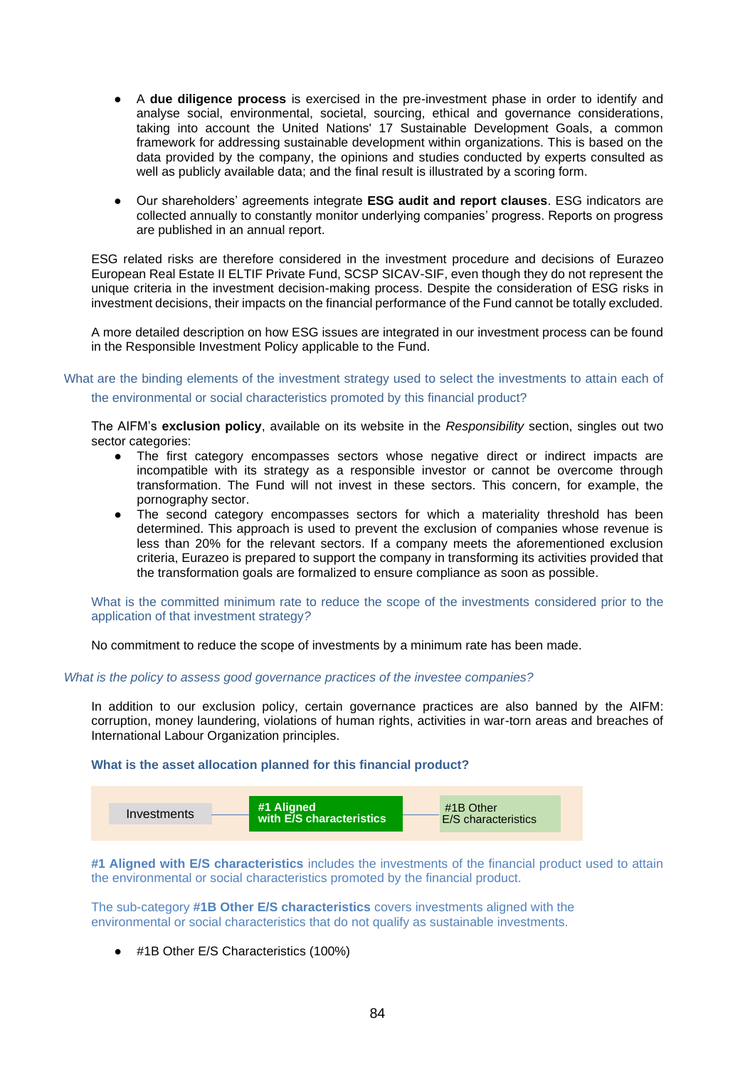- A **due diligence process** is exercised in the pre-investment phase in order to identify and analyse social, environmental, societal, sourcing, ethical and governance considerations, taking into account the United Nations' 17 Sustainable Development Goals, a common framework for addressing sustainable development within organizations. This is based on the data provided by the company, the opinions and studies conducted by experts consulted as well as publicly available data; and the final result is illustrated by a scoring form.

- Our shareholders' agreements integrate **ESG audit and report clauses**. ESG indicators are collected annually to constantly monitor underlying companies' progress. Reports on progress are published in an annual report.

ESG related risks are therefore considered in the investment procedure and decisions of Eurazeo European Real Estate II ELTIF Private Fund, SCSP SICAV-SIF, even though they do not represent the unique criteria in the investment decision-making process. Despite the consideration of ESG risks in investment decisions, their impacts on the financial performance of the Fund cannot be totally excluded.

A more detailed description on how ESG issues are integrated in our investment process can be found in the Responsible Investment Policy applicable to the Fund.

What are the binding elements of the investment strategy used to select the investments to attain each of the environmental or social characteristics promoted by this financial product?

The AIFM's **exclusion policy**, available on its website in the *Responsibility* section, singles out two sector categories:

- The first category encompasses sectors whose negative direct or indirect impacts are incompatible with its strategy as a responsible investor or cannot be overcome through transformation. The Fund will not invest in these sectors. This concern, for example, the pornography sector.
- The second category encompasses sectors for which a materiality threshold has been determined. This approach is used to prevent the exclusion of companies whose revenue is less than 20% for the relevant sectors. If a company meets the aforementioned exclusion criteria, Eurazeo is prepared to support the company in transforming its activities provided that the transformation goals are formalized to ensure compliance as soon as possible.

What is the committed minimum rate to reduce the scope of the investments considered prior to the application of that investment strategy?

No commitment to reduce the scope of investments by a minimum rate has been made.

*What is the policy to assess good governance practices of the investee companies?*

In addition to our exclusion policy, certain governance practices are also banned by the AIFM: corruption, money laundering, violations of human rights, activities in war-torn areas and breaches of International Labour Organization principles.

**What is the asset allocation planned for this financial product?**

Investments → **#1 Aligned with E/S characteristics** → #1B Other E/S characteristics

**#1 Aligned with E/S characteristics** includes the investments of the financial product used to attain the environmental or social characteristics promoted by the financial product.

The sub-category **#1B Other E/S characteristics** covers investments aligned with the environmental or social characteristics that do not qualify as sustainable investments.

- #1B Other E/S Characteristics (100%)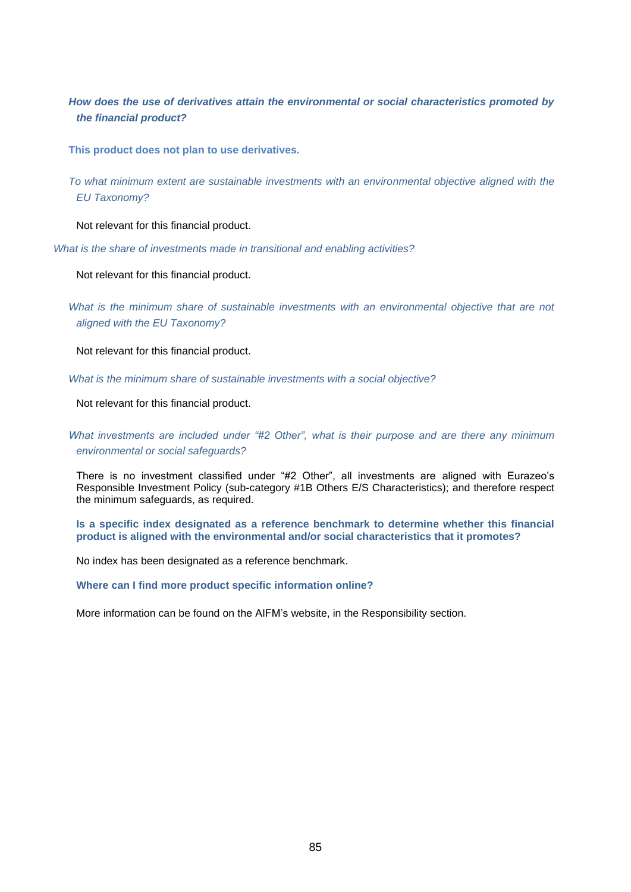***How does the use of derivatives attain the environmental or social characteristics promoted by the financial product?***

**This product does not plan to use derivatives.**

*To what minimum extent are sustainable investments with an environmental objective aligned with the EU Taxonomy?*

Not relevant for this financial product.

*What is the share of investments made in transitional and enabling activities?*

Not relevant for this financial product.

*What is the minimum share of sustainable investments with an environmental objective that are not aligned with the EU Taxonomy?*

Not relevant for this financial product.

*What is the minimum share of sustainable investments with a social objective?*

Not relevant for this financial product.

*What investments are included under "#2 Other", what is their purpose and are there any minimum environmental or social safeguards?*

There is no investment classified under "#2 Other", all investments are aligned with Eurazeo's Responsible Investment Policy (sub-category #1B Others E/S Characteristics); and therefore respect the minimum safeguards, as required.

**Is a specific index designated as a reference benchmark to determine whether this financial product is aligned with the environmental and/or social characteristics that it promotes?**

No index has been designated as a reference benchmark.

**Where can I find more product specific information online?**

More information can be found on the AIFM's website, in the Responsibility section.